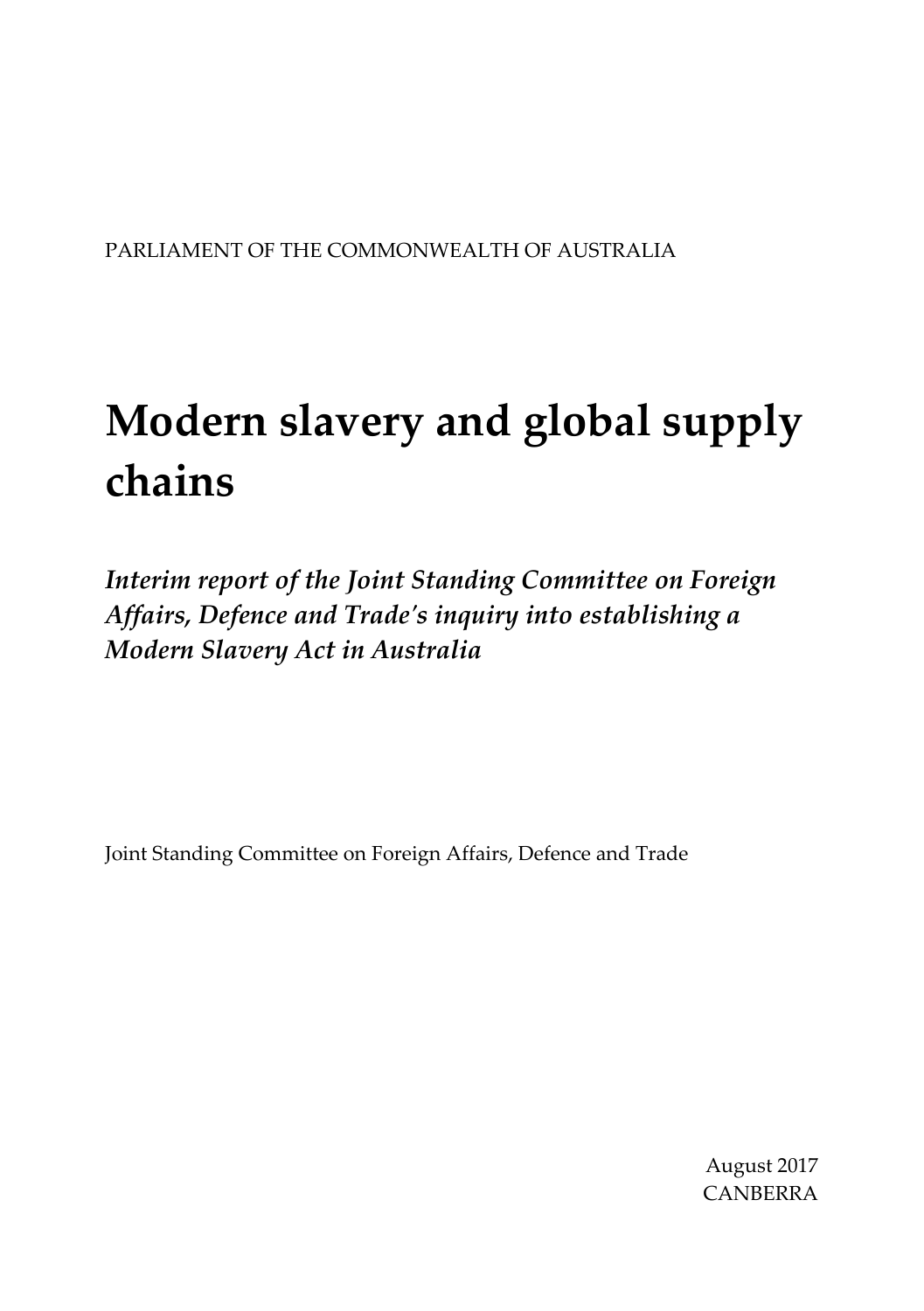PARLIAMENT OF THE COMMONWEALTH OF AUSTRALIA

# Modern slavery and global supply chains

***Interim report of the Joint Standing Committee on Foreign Affairs, Defence and Trade's inquiry into establishing a Modern Slavery Act in Australia***

Joint Standing Committee on Foreign Affairs, Defence and Trade

August 2017
CANBERRA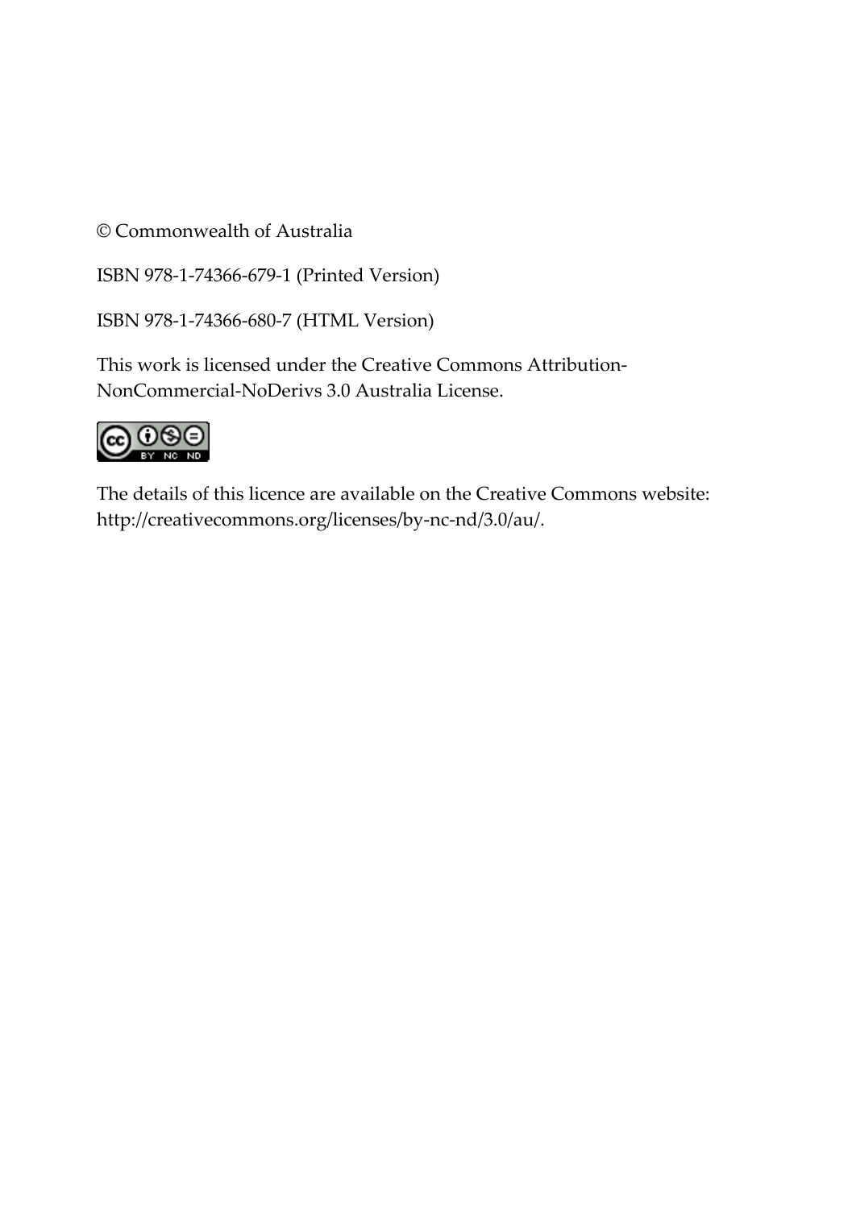© Commonwealth of Australia

ISBN 978-1-74366-679-1 (Printed Version)

ISBN 978-1-74366-680-7 (HTML Version)

This work is licensed under the Creative Commons Attribution-NonCommercial-NoDerivs 3.0 Australia License.

The details of this licence are available on the Creative Commons website: http://creativecommons.org/licenses/by-nc-nd/3.0/au/.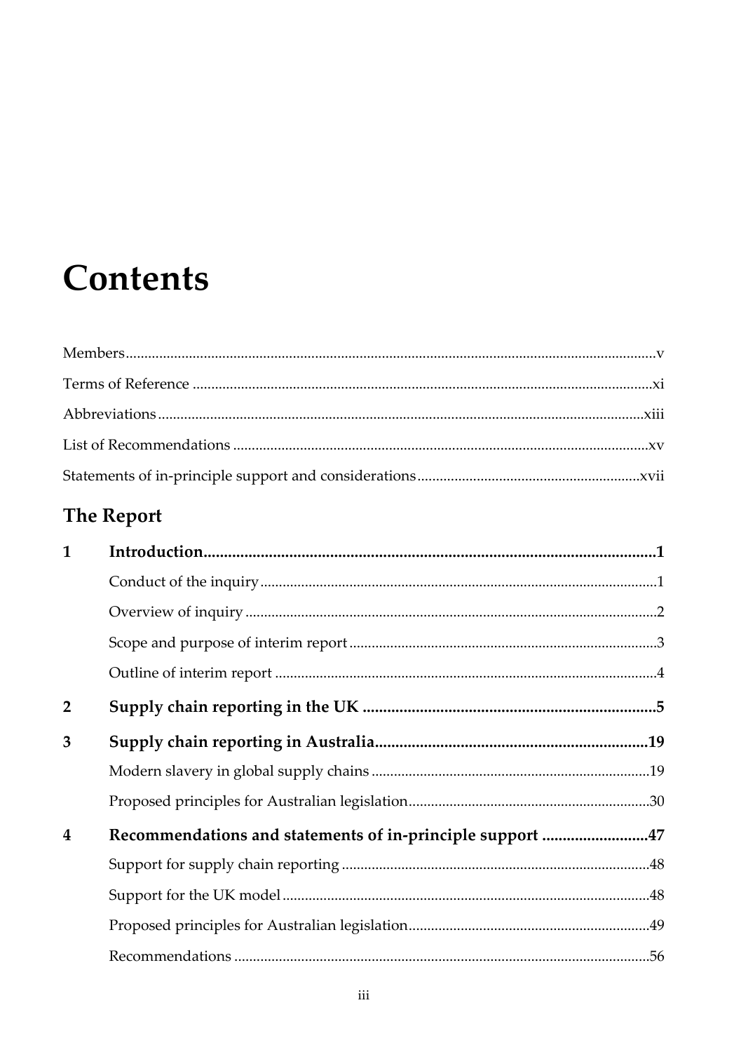# Contents

Members .......... v

Terms of Reference .......... xi

Abbreviations .......... xiii

List of Recommendations .......... xv

Statements of in-principle support and considerations .......... xvii

## The Report

**1 Introduction .......... 1**

- Conduct of the inquiry .......... 1
- Overview of inquiry .......... 2
- Scope and purpose of interim report .......... 3
- Outline of interim report .......... 4

**2 Supply chain reporting in the UK .......... 5**

**3 Supply chain reporting in Australia .......... 19**

- Modern slavery in global supply chains .......... 19
- Proposed principles for Australian legislation .......... 30

**4 Recommendations and statements of in-principle support .......... 47**

- Support for supply chain reporting .......... 48
- Support for the UK model .......... 48
- Proposed principles for Australian legislation .......... 49
- Recommendations .......... 56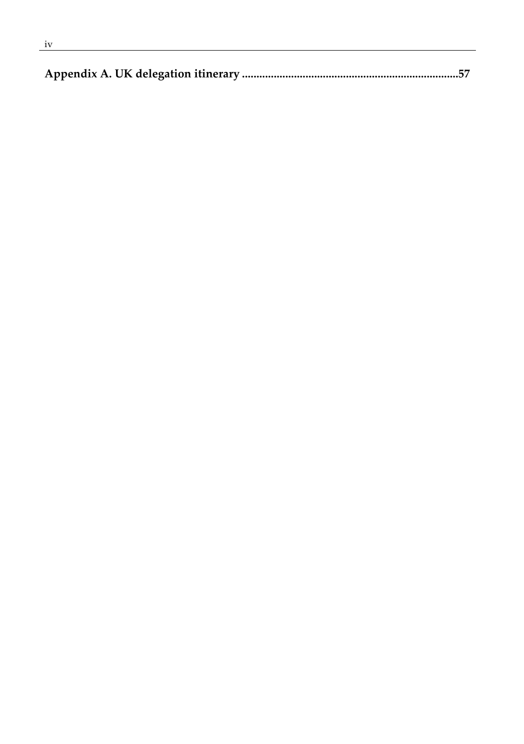**Appendix A. UK delegation itinerary ........................................................................57**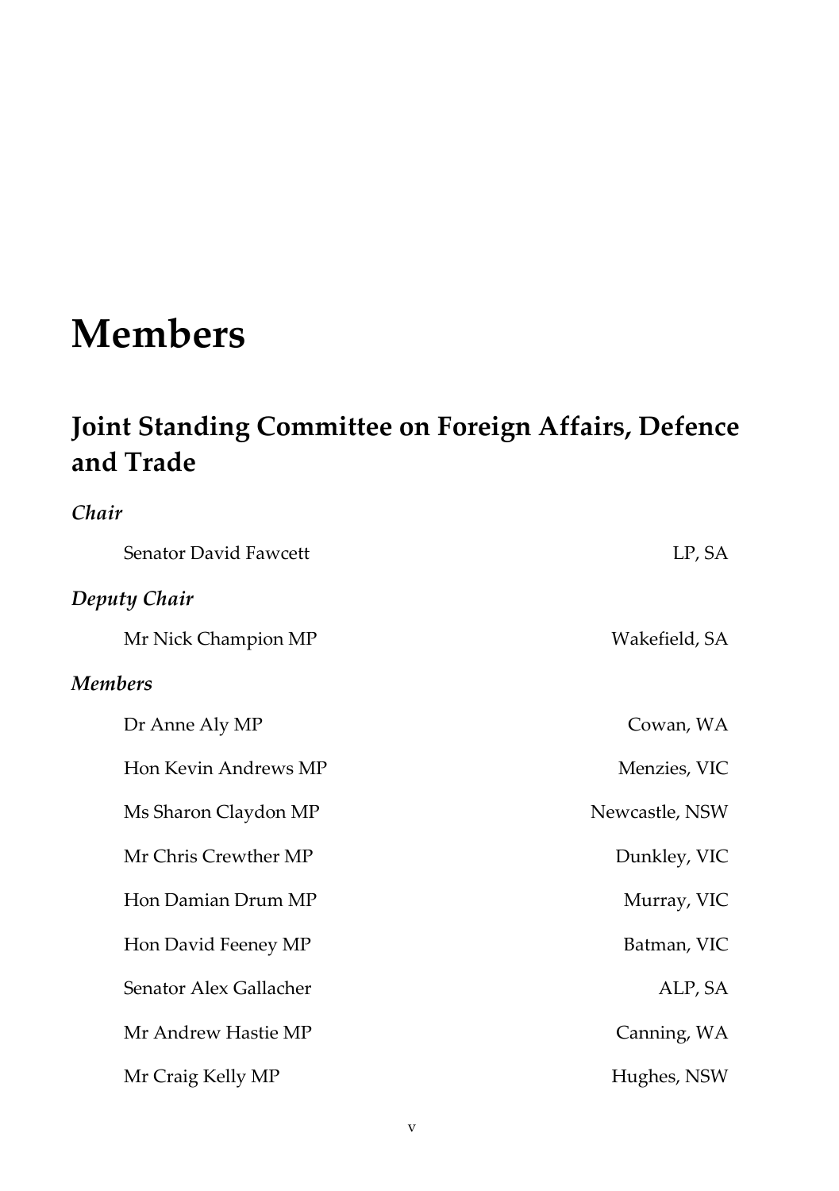# Members

## Joint Standing Committee on Foreign Affairs, Defence and Trade

### *Chair*

| | |
|---|---|
| Senator David Fawcett | LP, SA |

### *Deputy Chair*

| | |
|---|---|
| Mr Nick Champion MP | Wakefield, SA |

### *Members*

| | |
|---|---|
| Dr Anne Aly MP | Cowan, WA |
| Hon Kevin Andrews MP | Menzies, VIC |
| Ms Sharon Claydon MP | Newcastle, NSW |
| Mr Chris Crewther MP | Dunkley, VIC |
| Hon Damian Drum MP | Murray, VIC |
| Hon David Feeney MP | Batman, VIC |
| Senator Alex Gallacher | ALP, SA |
| Mr Andrew Hastie MP | Canning, WA |
| Mr Craig Kelly MP | Hughes, NSW |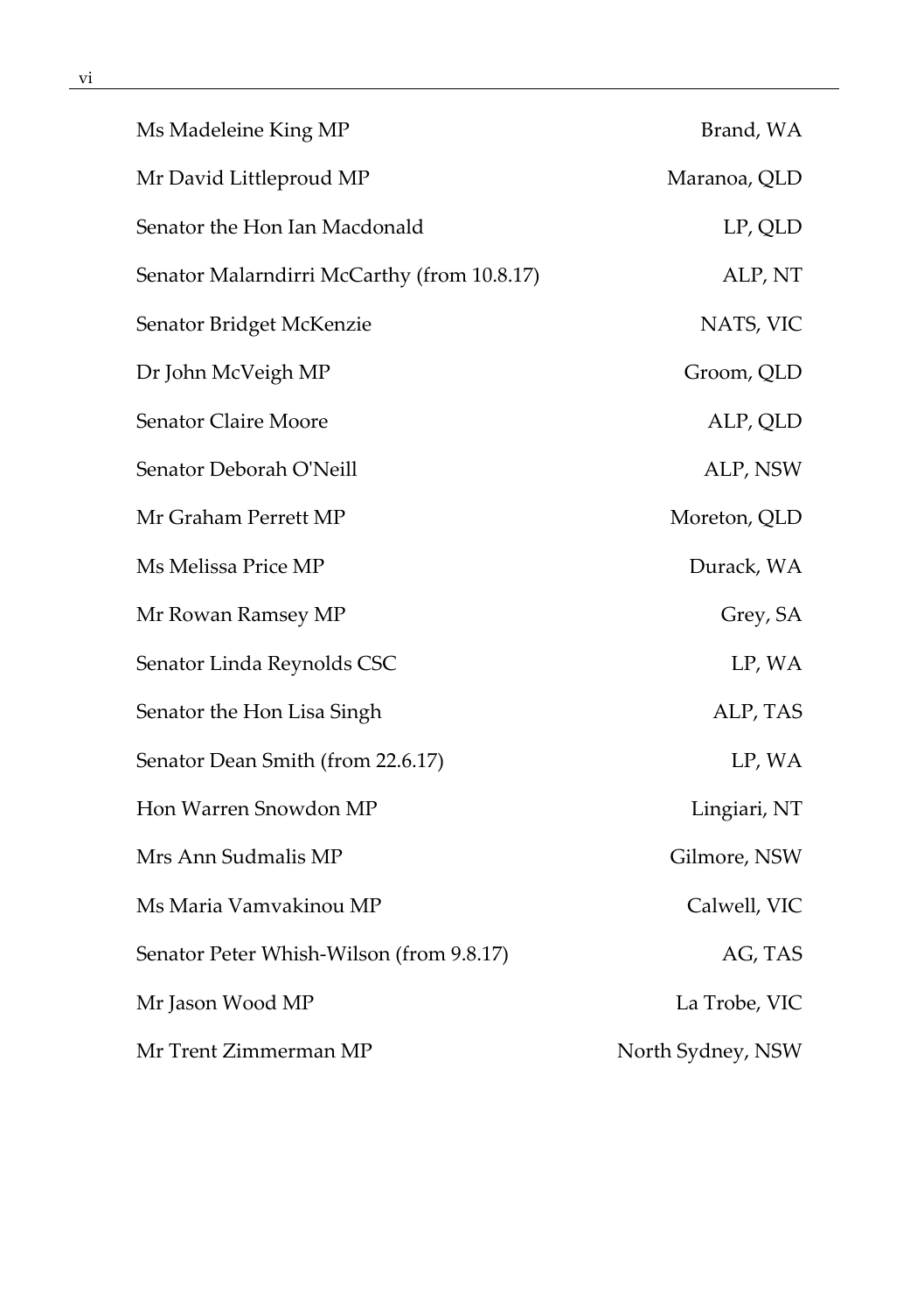| | |
|---|---|
| Ms Madeleine King MP | Brand, WA |
| Mr David Littleproud MP | Maranoa, QLD |
| Senator the Hon Ian Macdonald | LP, QLD |
| Senator Malarndirri McCarthy (from 10.8.17) | ALP, NT |
| Senator Bridget McKenzie | NATS, VIC |
| Dr John McVeigh MP | Groom, QLD |
| Senator Claire Moore | ALP, QLD |
| Senator Deborah O'Neill | ALP, NSW |
| Mr Graham Perrett MP | Moreton, QLD |
| Ms Melissa Price MP | Durack, WA |
| Mr Rowan Ramsey MP | Grey, SA |
| Senator Linda Reynolds CSC | LP, WA |
| Senator the Hon Lisa Singh | ALP, TAS |
| Senator Dean Smith (from 22.6.17) | LP, WA |
| Hon Warren Snowdon MP | Lingiari, NT |
| Mrs Ann Sudmalis MP | Gilmore, NSW |
| Ms Maria Vamvakinou MP | Calwell, VIC |
| Senator Peter Whish-Wilson (from 9.8.17) | AG, TAS |
| Mr Jason Wood MP | La Trobe, VIC |
| Mr Trent Zimmerman MP | North Sydney, NSW |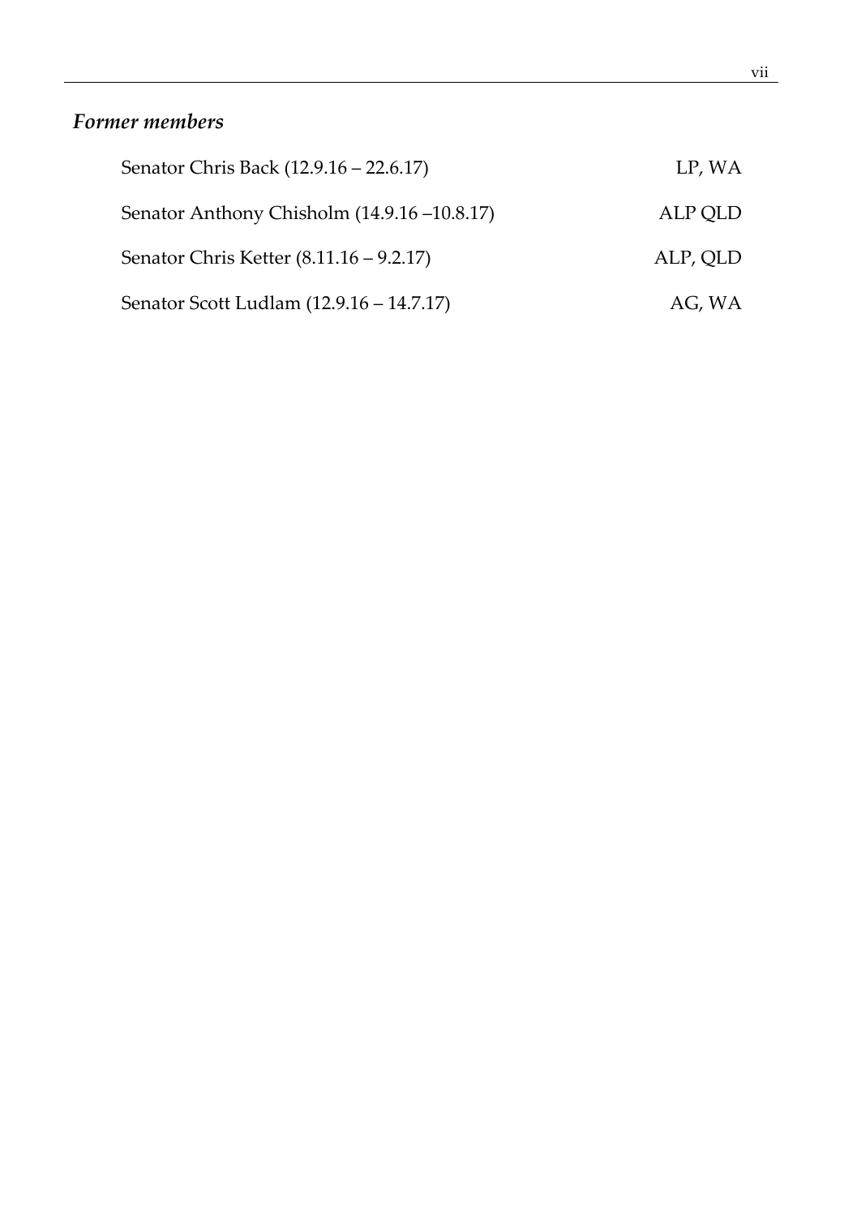### *Former members*

| | |
|---|---|
| Senator Chris Back (12.9.16 – 22.6.17) | LP, WA |
| Senator Anthony Chisholm (14.9.16 –10.8.17) | ALP QLD |
| Senator Chris Ketter (8.11.16 – 9.2.17) | ALP, QLD |
| Senator Scott Ludlam (12.9.16 – 14.7.17) | AG, WA |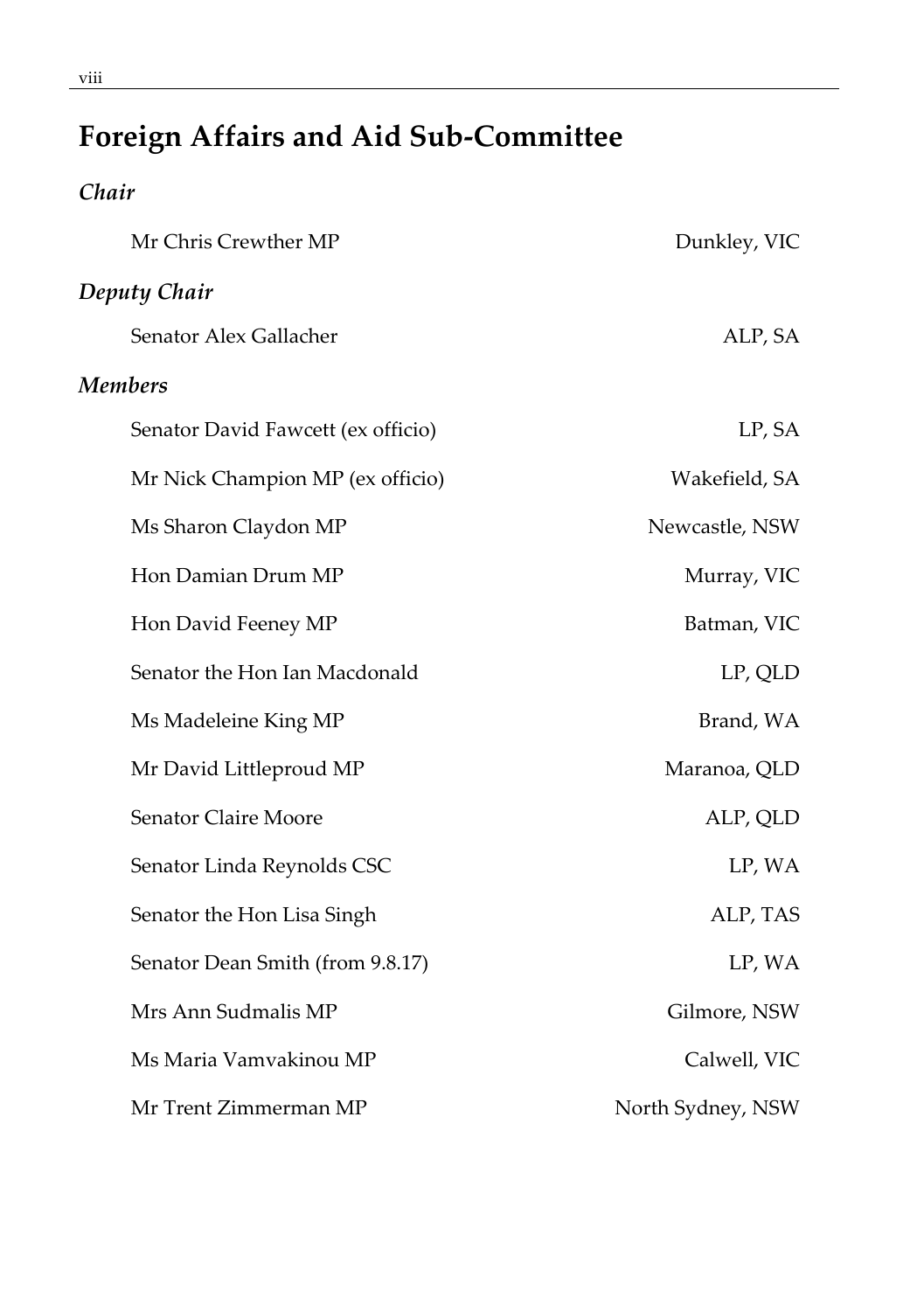# Foreign Affairs and Aid Sub-Committee

### *Chair*

| | |
|---|---|
| Mr Chris Crewther MP | Dunkley, VIC |

### *Deputy Chair*

| | |
|---|---|
| Senator Alex Gallacher | ALP, SA |

### *Members*

| | |
|---|---|
| Senator David Fawcett (ex officio) | LP, SA |
| Mr Nick Champion MP (ex officio) | Wakefield, SA |
| Ms Sharon Claydon MP | Newcastle, NSW |
| Hon Damian Drum MP | Murray, VIC |
| Hon David Feeney MP | Batman, VIC |
| Senator the Hon Ian Macdonald | LP, QLD |
| Ms Madeleine King MP | Brand, WA |
| Mr David Littleproud MP | Maranoa, QLD |
| Senator Claire Moore | ALP, QLD |
| Senator Linda Reynolds CSC | LP, WA |
| Senator the Hon Lisa Singh | ALP, TAS |
| Senator Dean Smith (from 9.8.17) | LP, WA |
| Mrs Ann Sudmalis MP | Gilmore, NSW |
| Ms Maria Vamvakinou MP | Calwell, VIC |
| Mr Trent Zimmerman MP | North Sydney, NSW |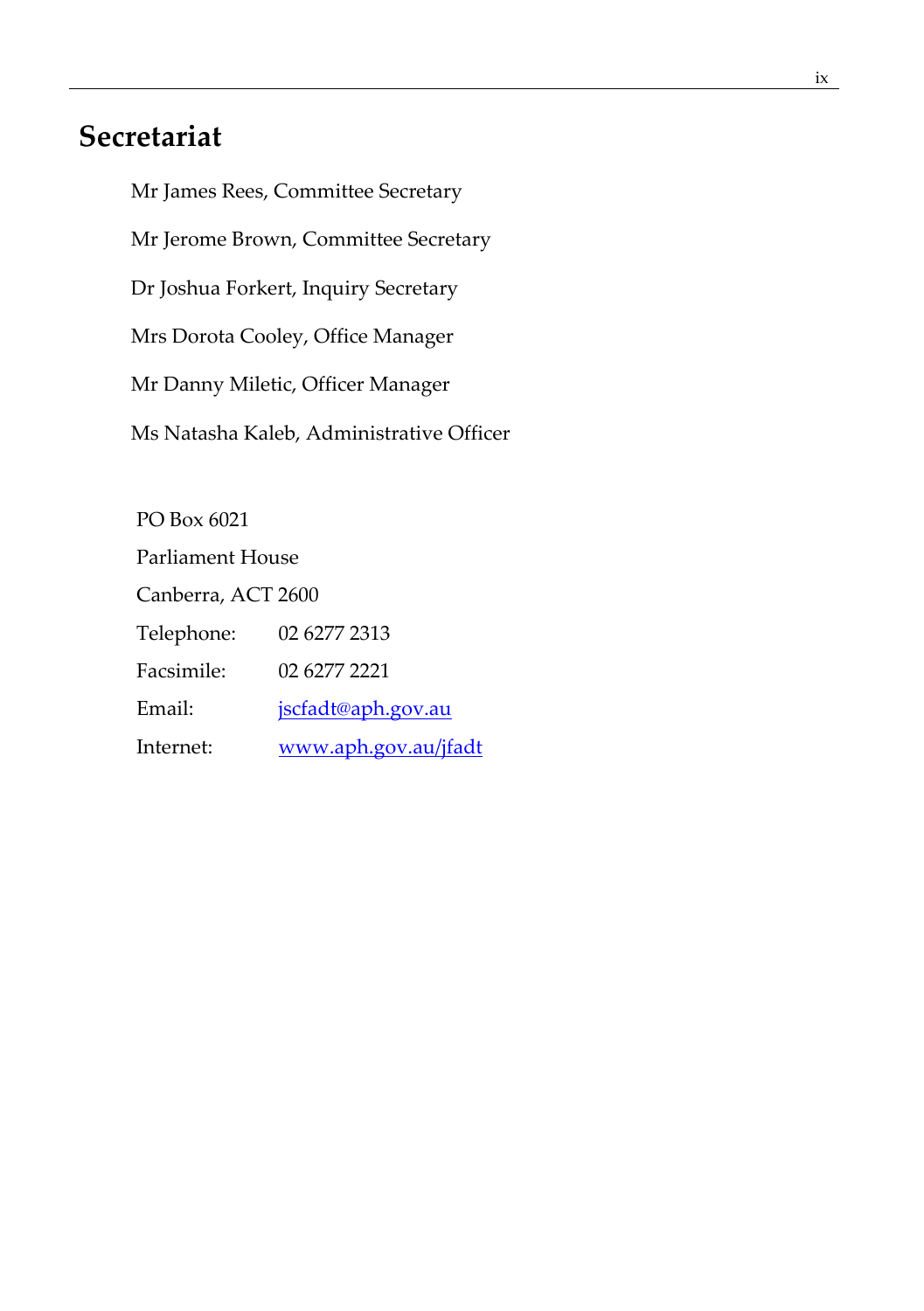# Secretariat

Mr James Rees, Committee Secretary

Mr Jerome Brown, Committee Secretary

Dr Joshua Forkert, Inquiry Secretary

Mrs Dorota Cooley, Office Manager

Mr Danny Miletic, Officer Manager

Ms Natasha Kaleb, Administrative Officer

PO Box 6021

Parliament House

Canberra, ACT 2600

| | |
|---|---|
| Telephone: | 02 6277 2313 |
| Facsimile: | 02 6277 2221 |
| Email: | jscfadt@aph.gov.au |
| Internet: | www.aph.gov.au/jfadt |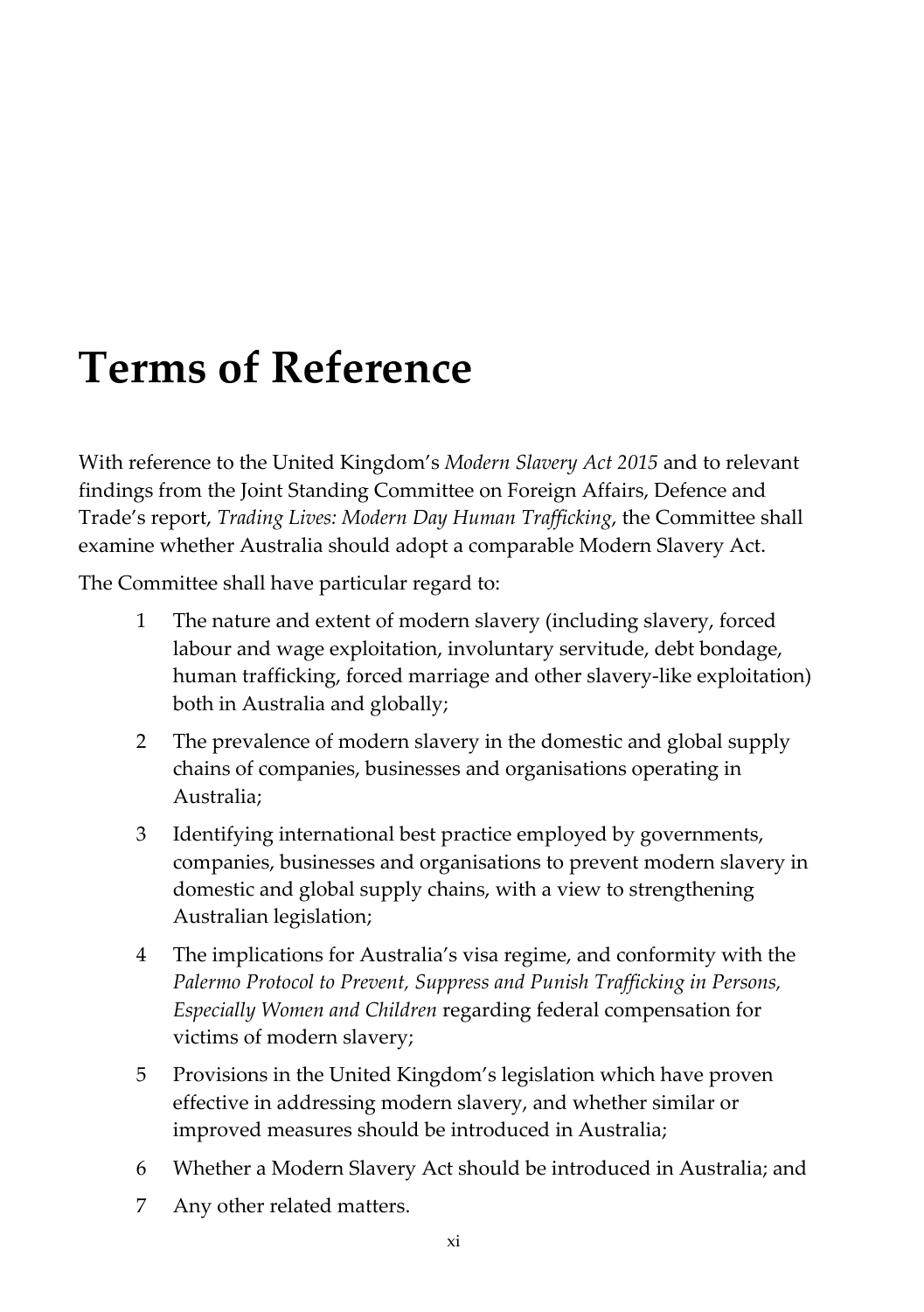# Terms of Reference

With reference to the United Kingdom's *Modern Slavery Act 2015* and to relevant findings from the Joint Standing Committee on Foreign Affairs, Defence and Trade's report, *Trading Lives: Modern Day Human Trafficking*, the Committee shall examine whether Australia should adopt a comparable Modern Slavery Act.

The Committee shall have particular regard to:

1. The nature and extent of modern slavery (including slavery, forced labour and wage exploitation, involuntary servitude, debt bondage, human trafficking, forced marriage and other slavery-like exploitation) both in Australia and globally;
2. The prevalence of modern slavery in the domestic and global supply chains of companies, businesses and organisations operating in Australia;
3. Identifying international best practice employed by governments, companies, businesses and organisations to prevent modern slavery in domestic and global supply chains, with a view to strengthening Australian legislation;
4. The implications for Australia's visa regime, and conformity with the *Palermo Protocol to Prevent, Suppress and Punish Trafficking in Persons, Especially Women and Children* regarding federal compensation for victims of modern slavery;
5. Provisions in the United Kingdom's legislation which have proven effective in addressing modern slavery, and whether similar or improved measures should be introduced in Australia;
6. Whether a Modern Slavery Act should be introduced in Australia; and
7. Any other related matters.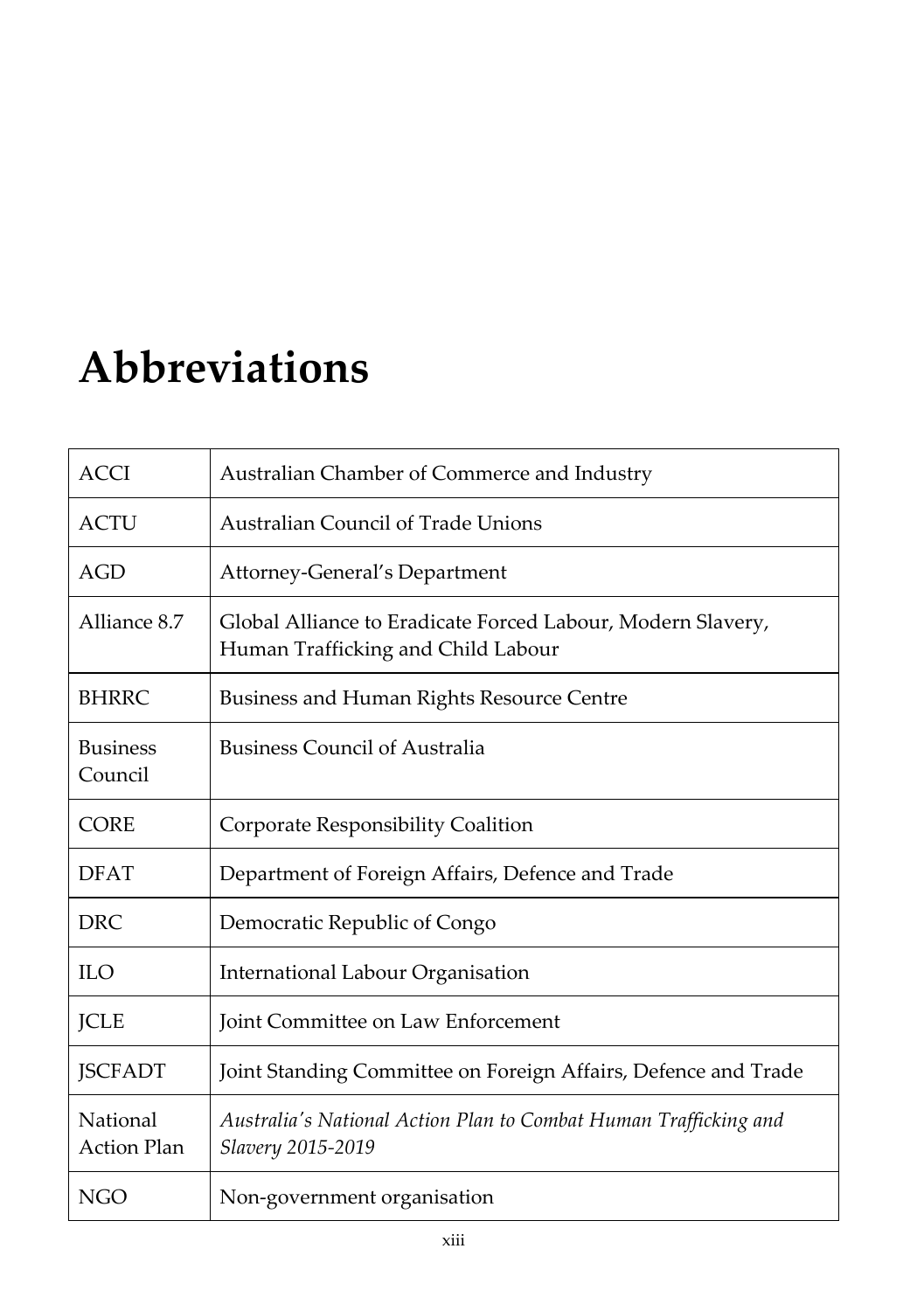# Abbreviations

| | |
|---|---|
| ACCI | Australian Chamber of Commerce and Industry |
| ACTU | Australian Council of Trade Unions |
| AGD | Attorney-General's Department |
| Alliance 8.7 | Global Alliance to Eradicate Forced Labour, Modern Slavery, Human Trafficking and Child Labour |
| BHRRC | Business and Human Rights Resource Centre |
| Business Council | Business Council of Australia |
| CORE | Corporate Responsibility Coalition |
| DFAT | Department of Foreign Affairs, Defence and Trade |
| DRC | Democratic Republic of Congo |
| ILO | International Labour Organisation |
| JCLE | Joint Committee on Law Enforcement |
| JSCFADT | Joint Standing Committee on Foreign Affairs, Defence and Trade |
| National Action Plan | *Australia's National Action Plan to Combat Human Trafficking and Slavery 2015-2019* |
| NGO | Non-government organisation |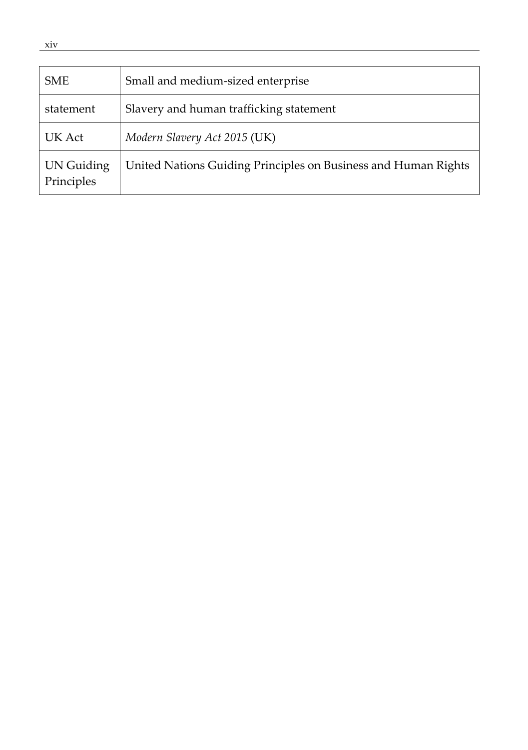| | |
|---|---|
| SME | Small and medium-sized enterprise |
| statement | Slavery and human trafficking statement |
| UK Act | *Modern Slavery Act 2015* (UK) |
| UN Guiding Principles | United Nations Guiding Principles on Business and Human Rights |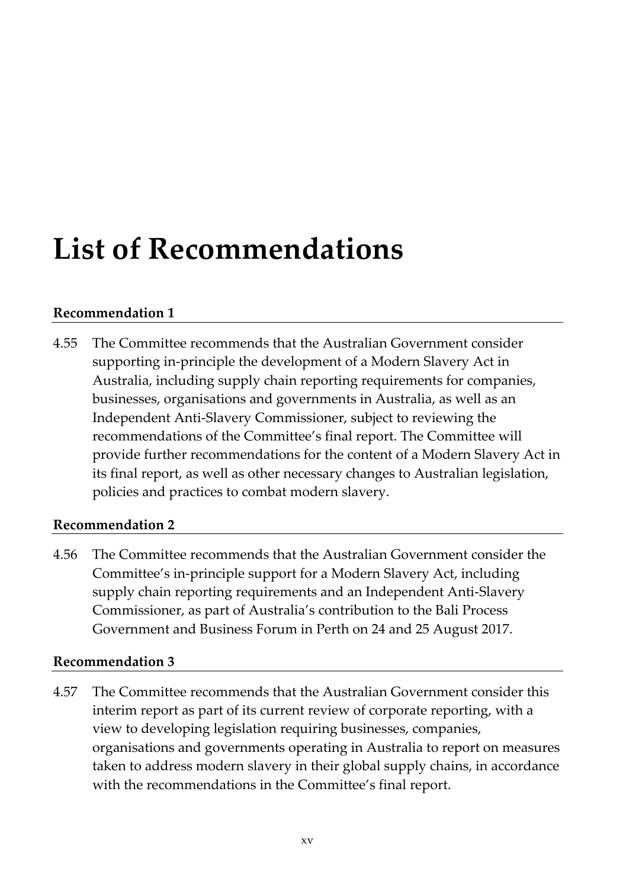# List of Recommendations

### Recommendation 1

4.55 The Committee recommends that the Australian Government consider supporting in-principle the development of a Modern Slavery Act in Australia, including supply chain reporting requirements for companies, businesses, organisations and governments in Australia, as well as an Independent Anti-Slavery Commissioner, subject to reviewing the recommendations of the Committee's final report. The Committee will provide further recommendations for the content of a Modern Slavery Act in its final report, as well as other necessary changes to Australian legislation, policies and practices to combat modern slavery.

### Recommendation 2

4.56 The Committee recommends that the Australian Government consider the Committee's in-principle support for a Modern Slavery Act, including supply chain reporting requirements and an Independent Anti-Slavery Commissioner, as part of Australia's contribution to the Bali Process Government and Business Forum in Perth on 24 and 25 August 2017.

### Recommendation 3

4.57 The Committee recommends that the Australian Government consider this interim report as part of its current review of corporate reporting, with a view to developing legislation requiring businesses, companies, organisations and governments operating in Australia to report on measures taken to address modern slavery in their global supply chains, in accordance with the recommendations in the Committee's final report.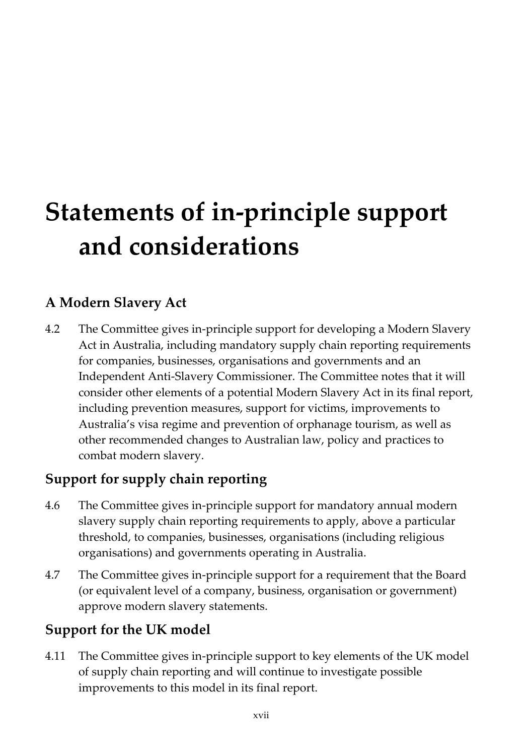# Statements of in-principle support and considerations

## A Modern Slavery Act

4.2 The Committee gives in-principle support for developing a Modern Slavery Act in Australia, including mandatory supply chain reporting requirements for companies, businesses, organisations and governments and an Independent Anti-Slavery Commissioner. The Committee notes that it will consider other elements of a potential Modern Slavery Act in its final report, including prevention measures, support for victims, improvements to Australia's visa regime and prevention of orphanage tourism, as well as other recommended changes to Australian law, policy and practices to combat modern slavery.

## Support for supply chain reporting

4.6 The Committee gives in-principle support for mandatory annual modern slavery supply chain reporting requirements to apply, above a particular threshold, to companies, businesses, organisations (including religious organisations) and governments operating in Australia.

4.7 The Committee gives in-principle support for a requirement that the Board (or equivalent level of a company, business, organisation or government) approve modern slavery statements.

## Support for the UK model

4.11 The Committee gives in-principle support to key elements of the UK model of supply chain reporting and will continue to investigate possible improvements to this model in its final report.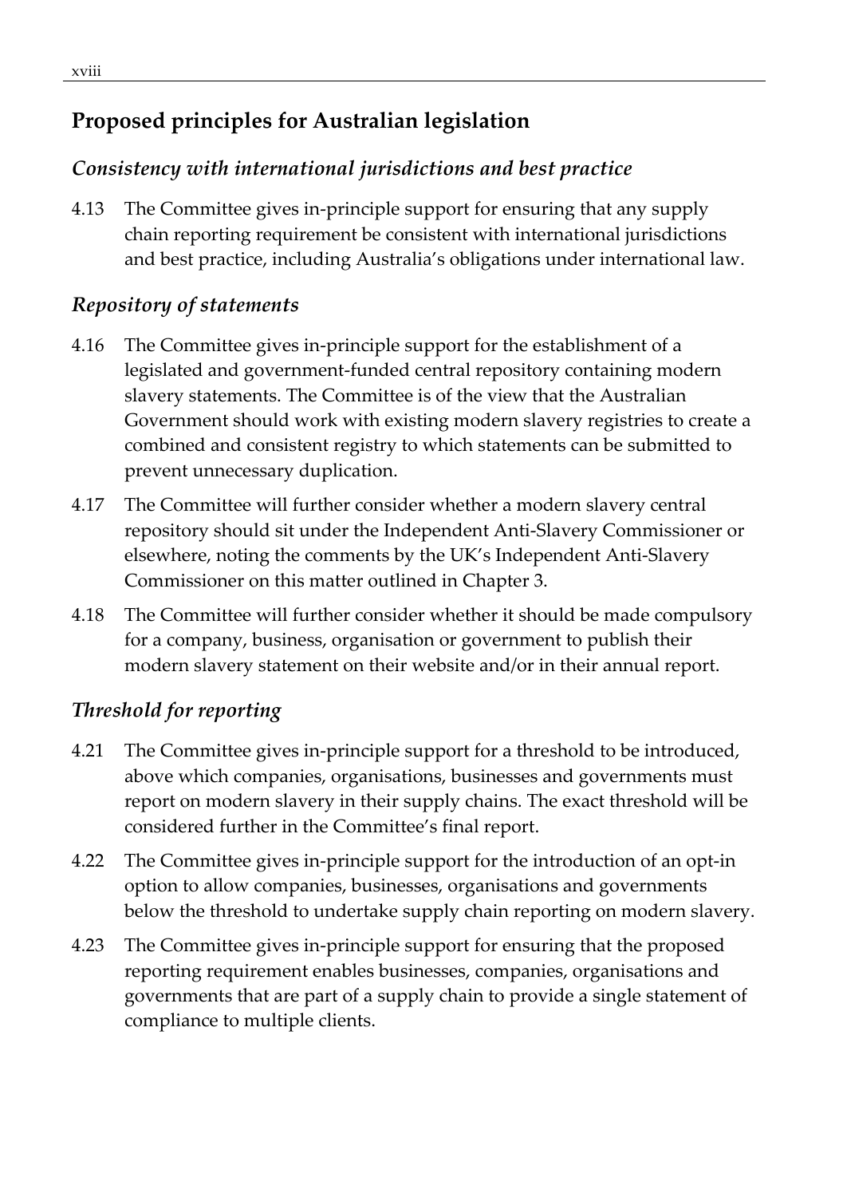## Proposed principles for Australian legislation

### *Consistency with international jurisdictions and best practice*

4.13 The Committee gives in-principle support for ensuring that any supply chain reporting requirement be consistent with international jurisdictions and best practice, including Australia's obligations under international law.

### *Repository of statements*

4.16 The Committee gives in-principle support for the establishment of a legislated and government-funded central repository containing modern slavery statements. The Committee is of the view that the Australian Government should work with existing modern slavery registries to create a combined and consistent registry to which statements can be submitted to prevent unnecessary duplication.

4.17 The Committee will further consider whether a modern slavery central repository should sit under the Independent Anti-Slavery Commissioner or elsewhere, noting the comments by the UK's Independent Anti-Slavery Commissioner on this matter outlined in Chapter 3.

4.18 The Committee will further consider whether it should be made compulsory for a company, business, organisation or government to publish their modern slavery statement on their website and/or in their annual report.

### *Threshold for reporting*

4.21 The Committee gives in-principle support for a threshold to be introduced, above which companies, organisations, businesses and governments must report on modern slavery in their supply chains. The exact threshold will be considered further in the Committee's final report.

4.22 The Committee gives in-principle support for the introduction of an opt-in option to allow companies, businesses, organisations and governments below the threshold to undertake supply chain reporting on modern slavery.

4.23 The Committee gives in-principle support for ensuring that the proposed reporting requirement enables businesses, companies, organisations and governments that are part of a supply chain to provide a single statement of compliance to multiple clients.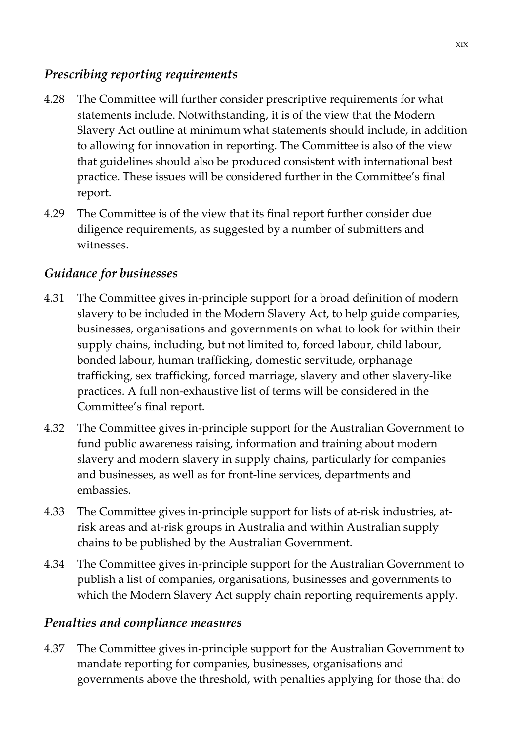### *Prescribing reporting requirements*

4.28 The Committee will further consider prescriptive requirements for what statements include. Notwithstanding, it is of the view that the Modern Slavery Act outline at minimum what statements should include, in addition to allowing for innovation in reporting. The Committee is also of the view that guidelines should also be produced consistent with international best practice. These issues will be considered further in the Committee's final report.

4.29 The Committee is of the view that its final report further consider due diligence requirements, as suggested by a number of submitters and witnesses.

### *Guidance for businesses*

4.31 The Committee gives in-principle support for a broad definition of modern slavery to be included in the Modern Slavery Act, to help guide companies, businesses, organisations and governments on what to look for within their supply chains, including, but not limited to, forced labour, child labour, bonded labour, human trafficking, domestic servitude, orphanage trafficking, sex trafficking, forced marriage, slavery and other slavery-like practices. A full non-exhaustive list of terms will be considered in the Committee's final report.

4.32 The Committee gives in-principle support for the Australian Government to fund public awareness raising, information and training about modern slavery and modern slavery in supply chains, particularly for companies and businesses, as well as for front-line services, departments and embassies.

4.33 The Committee gives in-principle support for lists of at-risk industries, at-risk areas and at-risk groups in Australia and within Australian supply chains to be published by the Australian Government.

4.34 The Committee gives in-principle support for the Australian Government to publish a list of companies, organisations, businesses and governments to which the Modern Slavery Act supply chain reporting requirements apply.

### *Penalties and compliance measures*

4.37 The Committee gives in-principle support for the Australian Government to mandate reporting for companies, businesses, organisations and governments above the threshold, with penalties applying for those that do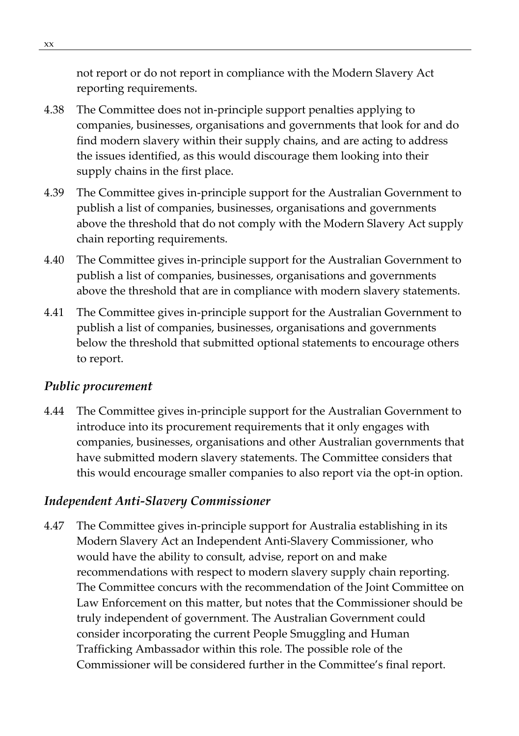not report or do not report in compliance with the Modern Slavery Act reporting requirements.

4.38 The Committee does not in-principle support penalties applying to companies, businesses, organisations and governments that look for and do find modern slavery within their supply chains, and are acting to address the issues identified, as this would discourage them looking into their supply chains in the first place.

4.39 The Committee gives in-principle support for the Australian Government to publish a list of companies, businesses, organisations and governments above the threshold that do not comply with the Modern Slavery Act supply chain reporting requirements.

4.40 The Committee gives in-principle support for the Australian Government to publish a list of companies, businesses, organisations and governments above the threshold that are in compliance with modern slavery statements.

4.41 The Committee gives in-principle support for the Australian Government to publish a list of companies, businesses, organisations and governments below the threshold that submitted optional statements to encourage others to report.

### *Public procurement*

4.44 The Committee gives in-principle support for the Australian Government to introduce into its procurement requirements that it only engages with companies, businesses, organisations and other Australian governments that have submitted modern slavery statements. The Committee considers that this would encourage smaller companies to also report via the opt-in option.

### *Independent Anti-Slavery Commissioner*

4.47 The Committee gives in-principle support for Australia establishing in its Modern Slavery Act an Independent Anti-Slavery Commissioner, who would have the ability to consult, advise, report on and make recommendations with respect to modern slavery supply chain reporting. The Committee concurs with the recommendation of the Joint Committee on Law Enforcement on this matter, but notes that the Commissioner should be truly independent of government. The Australian Government could consider incorporating the current People Smuggling and Human Trafficking Ambassador within this role. The possible role of the Commissioner will be considered further in the Committee's final report.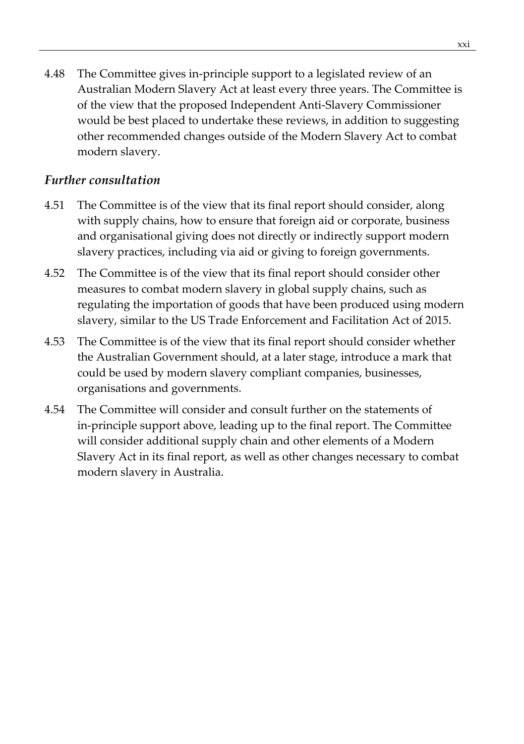4.48 The Committee gives in-principle support to a legislated review of an Australian Modern Slavery Act at least every three years. The Committee is of the view that the proposed Independent Anti-Slavery Commissioner would be best placed to undertake these reviews, in addition to suggesting other recommended changes outside of the Modern Slavery Act to combat modern slavery.

### *Further consultation*

4.51 The Committee is of the view that its final report should consider, along with supply chains, how to ensure that foreign aid or corporate, business and organisational giving does not directly or indirectly support modern slavery practices, including via aid or giving to foreign governments.

4.52 The Committee is of the view that its final report should consider other measures to combat modern slavery in global supply chains, such as regulating the importation of goods that have been produced using modern slavery, similar to the US Trade Enforcement and Facilitation Act of 2015.

4.53 The Committee is of the view that its final report should consider whether the Australian Government should, at a later stage, introduce a mark that could be used by modern slavery compliant companies, businesses, organisations and governments.

4.54 The Committee will consider and consult further on the statements of in-principle support above, leading up to the final report. The Committee will consider additional supply chain and other elements of a Modern Slavery Act in its final report, as well as other changes necessary to combat modern slavery in Australia.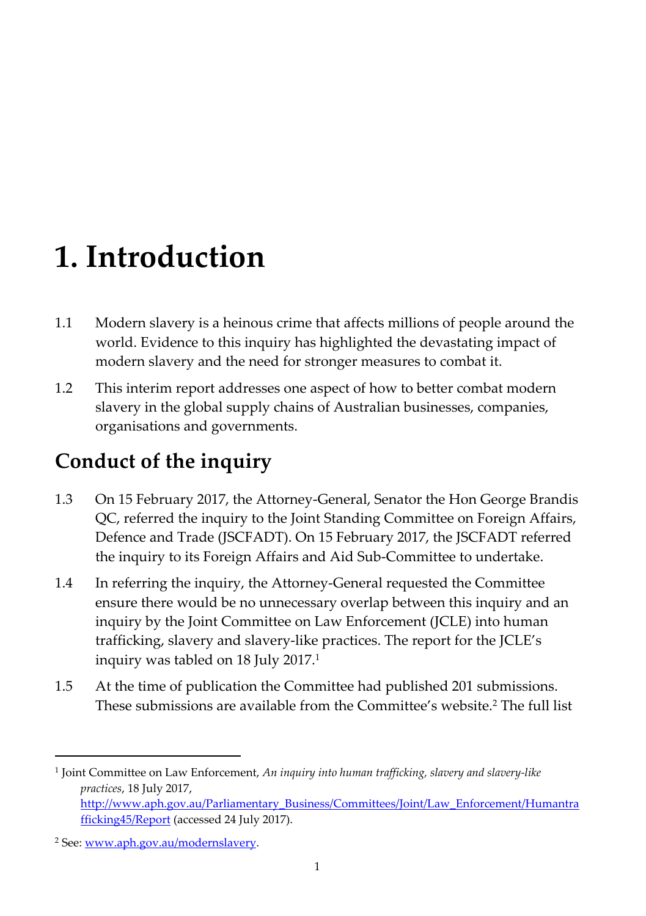# 1. Introduction

1.1 Modern slavery is a heinous crime that affects millions of people around the world. Evidence to this inquiry has highlighted the devastating impact of modern slavery and the need for stronger measures to combat it.

1.2 This interim report addresses one aspect of how to better combat modern slavery in the global supply chains of Australian businesses, companies, organisations and governments.

## Conduct of the inquiry

1.3 On 15 February 2017, the Attorney-General, Senator the Hon George Brandis QC, referred the inquiry to the Joint Standing Committee on Foreign Affairs, Defence and Trade (JSCFADT). On 15 February 2017, the JSCFADT referred the inquiry to its Foreign Affairs and Aid Sub-Committee to undertake.

1.4 In referring the inquiry, the Attorney-General requested the Committee ensure there would be no unnecessary overlap between this inquiry and an inquiry by the Joint Committee on Law Enforcement (JCLE) into human trafficking, slavery and slavery-like practices. The report for the JCLE's inquiry was tabled on 18 July 2017.[1]

1.5 At the time of publication the Committee had published 201 submissions. These submissions are available from the Committee's website.[2] The full list

---

[1] Joint Committee on Law Enforcement, *An inquiry into human trafficking, slavery and slavery-like practices*, 18 July 2017, http://www.aph.gov.au/Parliamentary_Business/Committees/Joint/Law_Enforcement/Humantrafficking45/Report (accessed 24 July 2017).

[2] See: www.aph.gov.au/modernslavery.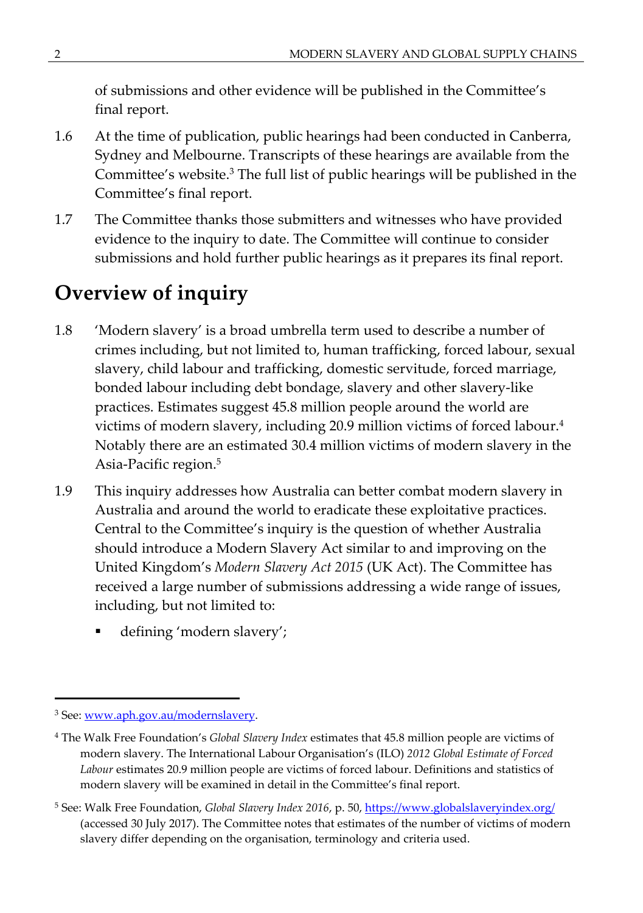of submissions and other evidence will be published in the Committee's final report.

1.6 At the time of publication, public hearings had been conducted in Canberra, Sydney and Melbourne. Transcripts of these hearings are available from the Committee's website.[3] The full list of public hearings will be published in the Committee's final report.

1.7 The Committee thanks those submitters and witnesses who have provided evidence to the inquiry to date. The Committee will continue to consider submissions and hold further public hearings as it prepares its final report.

## Overview of inquiry

1.8 'Modern slavery' is a broad umbrella term used to describe a number of crimes including, but not limited to, human trafficking, forced labour, sexual slavery, child labour and trafficking, domestic servitude, forced marriage, bonded labour including debt bondage, slavery and other slavery-like practices. Estimates suggest 45.8 million people around the world are victims of modern slavery, including 20.9 million victims of forced labour.[4] Notably there are an estimated 30.4 million victims of modern slavery in the Asia-Pacific region.[5]

1.9 This inquiry addresses how Australia can better combat modern slavery in Australia and around the world to eradicate these exploitative practices. Central to the Committee's inquiry is the question of whether Australia should introduce a Modern Slavery Act similar to and improving on the United Kingdom's *Modern Slavery Act 2015* (UK Act). The Committee has received a large number of submissions addressing a wide range of issues, including, but not limited to:

- defining 'modern slavery';

---

[3] See: www.aph.gov.au/modernslavery.

[4] The Walk Free Foundation's *Global Slavery Index* estimates that 45.8 million people are victims of modern slavery. The International Labour Organisation's (ILO) *2012 Global Estimate of Forced Labour* estimates 20.9 million people are victims of forced labour. Definitions and statistics of modern slavery will be examined in detail in the Committee's final report.

[5] See: Walk Free Foundation, *Global Slavery Index 2016*, p. 50, https://www.globalslaveryindex.org/ (accessed 30 July 2017). The Committee notes that estimates of the number of victims of modern slavery differ depending on the organisation, terminology and criteria used.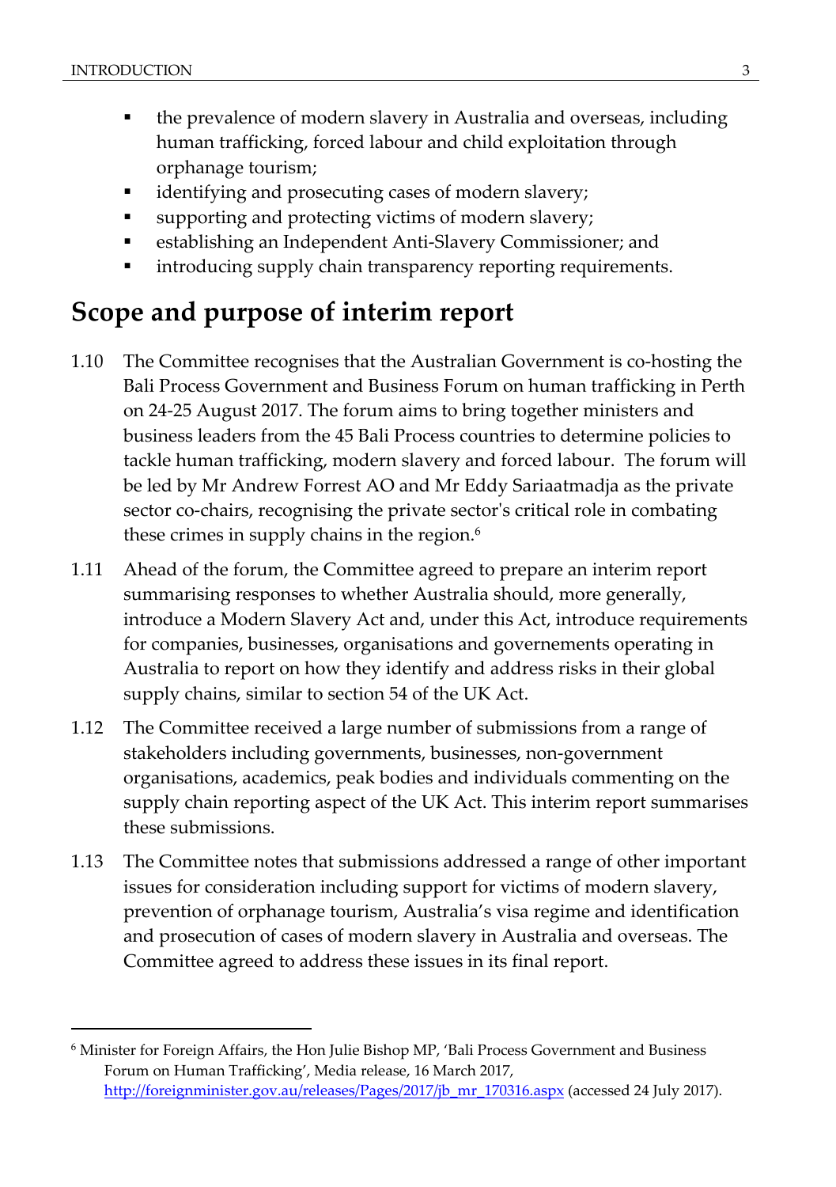- the prevalence of modern slavery in Australia and overseas, including human trafficking, forced labour and child exploitation through orphanage tourism;
- identifying and prosecuting cases of modern slavery;
- supporting and protecting victims of modern slavery;
- establishing an Independent Anti-Slavery Commissioner; and
- introducing supply chain transparency reporting requirements.

## Scope and purpose of interim report

1.10 The Committee recognises that the Australian Government is co-hosting the Bali Process Government and Business Forum on human trafficking in Perth on 24-25 August 2017. The forum aims to bring together ministers and business leaders from the 45 Bali Process countries to determine policies to tackle human trafficking, modern slavery and forced labour. The forum will be led by Mr Andrew Forrest AO and Mr Eddy Sariaatmadja as the private sector co-chairs, recognising the private sector's critical role in combating these crimes in supply chains in the region.[6]

1.11 Ahead of the forum, the Committee agreed to prepare an interim report summarising responses to whether Australia should, more generally, introduce a Modern Slavery Act and, under this Act, introduce requirements for companies, businesses, organisations and governements operating in Australia to report on how they identify and address risks in their global supply chains, similar to section 54 of the UK Act.

1.12 The Committee received a large number of submissions from a range of stakeholders including governments, businesses, non-government organisations, academics, peak bodies and individuals commenting on the supply chain reporting aspect of the UK Act. This interim report summarises these submissions.

1.13 The Committee notes that submissions addressed a range of other important issues for consideration including support for victims of modern slavery, prevention of orphanage tourism, Australia's visa regime and identification and prosecution of cases of modern slavery in Australia and overseas. The Committee agreed to address these issues in its final report.

[6] Minister for Foreign Affairs, the Hon Julie Bishop MP, 'Bali Process Government and Business Forum on Human Trafficking', Media release, 16 March 2017, http://foreignminister.gov.au/releases/Pages/2017/jb_mr_170316.aspx (accessed 24 July 2017).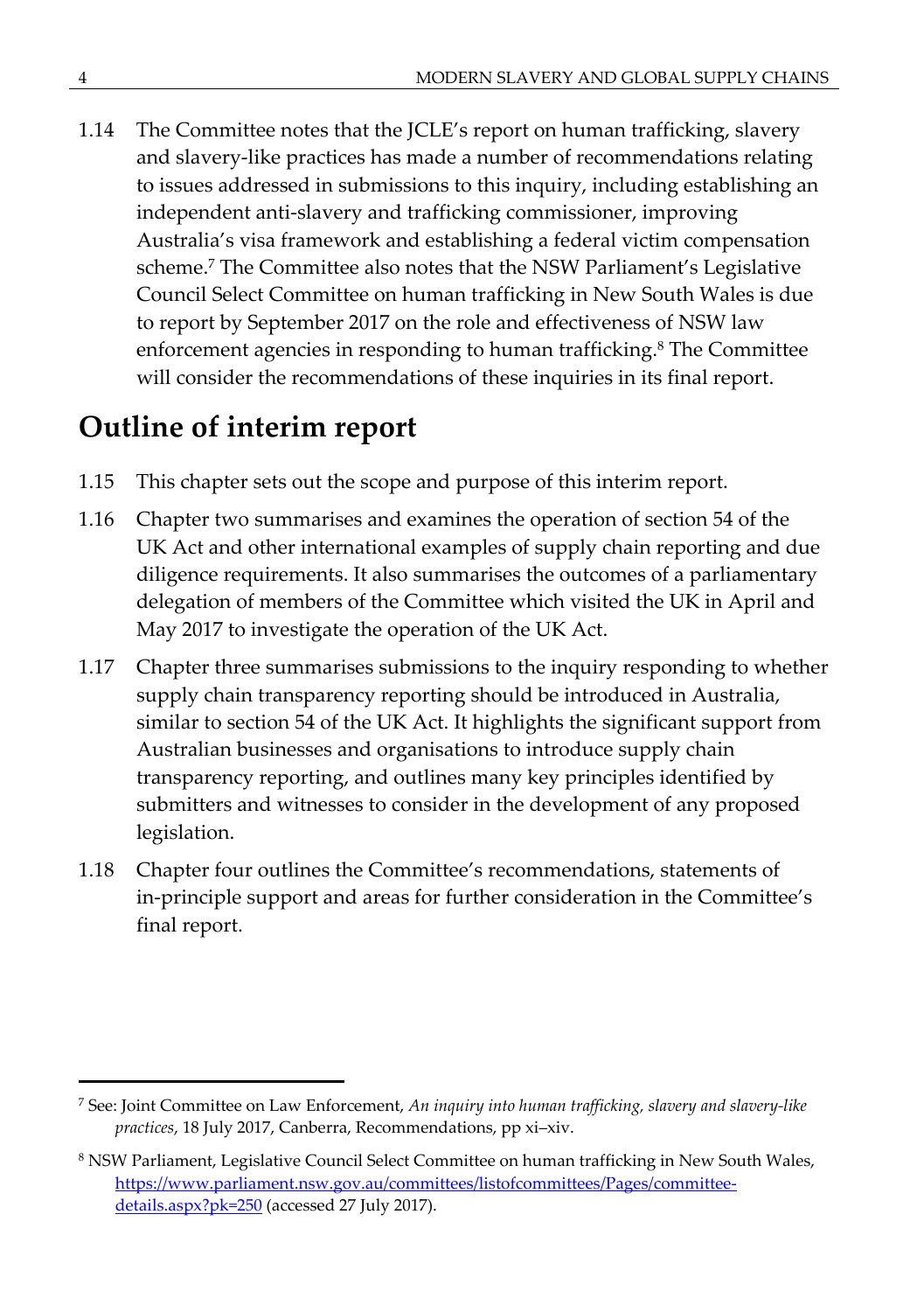1.14 The Committee notes that the JCLE's report on human trafficking, slavery and slavery-like practices has made a number of recommendations relating to issues addressed in submissions to this inquiry, including establishing an independent anti-slavery and trafficking commissioner, improving Australia's visa framework and establishing a federal victim compensation scheme.[7] The Committee also notes that the NSW Parliament's Legislative Council Select Committee on human trafficking in New South Wales is due to report by September 2017 on the role and effectiveness of NSW law enforcement agencies in responding to human trafficking.[8] The Committee will consider the recommendations of these inquiries in its final report.

## Outline of interim report

1.15 This chapter sets out the scope and purpose of this interim report.

1.16 Chapter two summarises and examines the operation of section 54 of the UK Act and other international examples of supply chain reporting and due diligence requirements. It also summarises the outcomes of a parliamentary delegation of members of the Committee which visited the UK in April and May 2017 to investigate the operation of the UK Act.

1.17 Chapter three summarises submissions to the inquiry responding to whether supply chain transparency reporting should be introduced in Australia, similar to section 54 of the UK Act. It highlights the significant support from Australian businesses and organisations to introduce supply chain transparency reporting, and outlines many key principles identified by submitters and witnesses to consider in the development of any proposed legislation.

1.18 Chapter four outlines the Committee's recommendations, statements of in-principle support and areas for further consideration in the Committee's final report.

---

[7] See: Joint Committee on Law Enforcement, *An inquiry into human trafficking, slavery and slavery-like practices*, 18 July 2017, Canberra, Recommendations, pp xi–xiv.

[8] NSW Parliament, Legislative Council Select Committee on human trafficking in New South Wales, https://www.parliament.nsw.gov.au/committees/listofcommittees/Pages/committee-details.aspx?pk=250 (accessed 27 July 2017).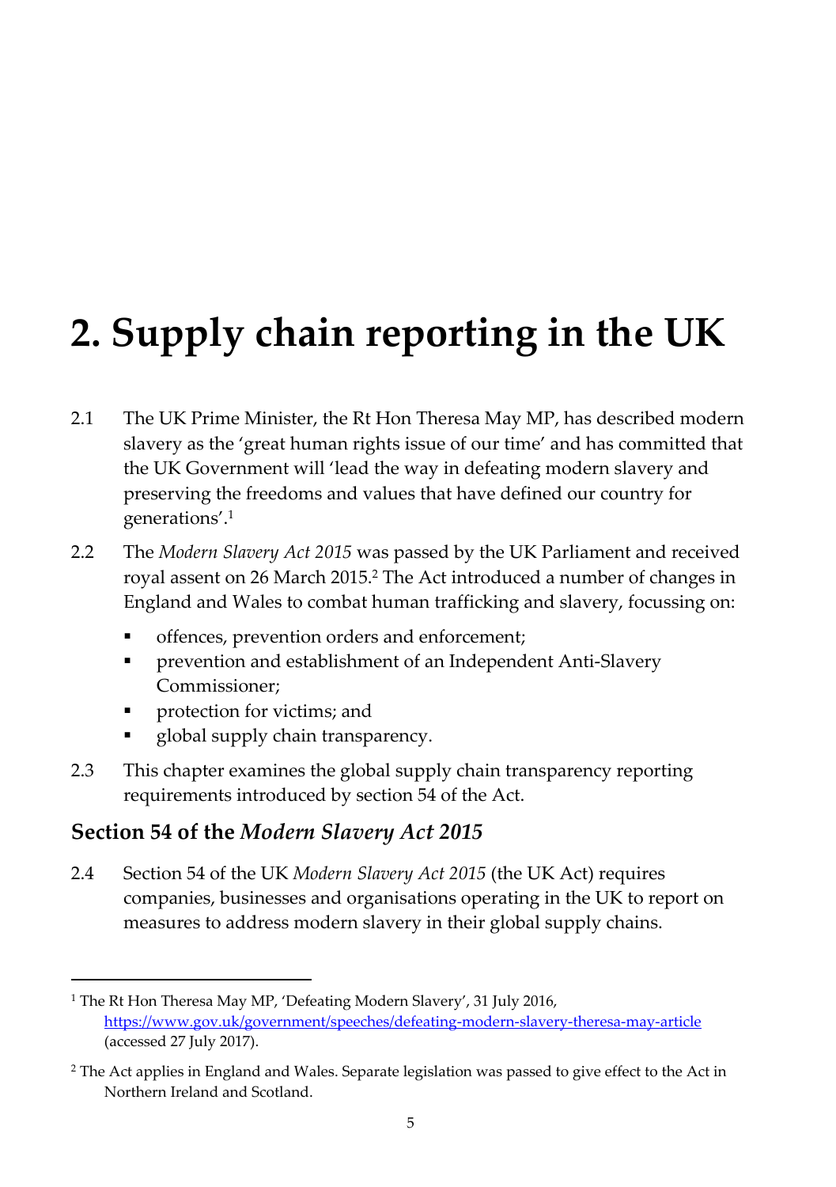# 2. Supply chain reporting in the UK

2.1 The UK Prime Minister, the Rt Hon Theresa May MP, has described modern slavery as the 'great human rights issue of our time' and has committed that the UK Government will 'lead the way in defeating modern slavery and preserving the freedoms and values that have defined our country for generations'.[1]

2.2 The *Modern Slavery Act 2015* was passed by the UK Parliament and received royal assent on 26 March 2015.[2] The Act introduced a number of changes in England and Wales to combat human trafficking and slavery, focussing on:

- offences, prevention orders and enforcement;
- prevention and establishment of an Independent Anti-Slavery Commissioner;
- protection for victims; and
- global supply chain transparency.

2.3 This chapter examines the global supply chain transparency reporting requirements introduced by section 54 of the Act.

## Section 54 of the *Modern Slavery Act 2015*

2.4 Section 54 of the UK *Modern Slavery Act 2015* (the UK Act) requires companies, businesses and organisations operating in the UK to report on measures to address modern slavery in their global supply chains.

---

[1] The Rt Hon Theresa May MP, 'Defeating Modern Slavery', 31 July 2016, https://www.gov.uk/government/speeches/defeating-modern-slavery-theresa-may-article (accessed 27 July 2017).

[2] The Act applies in England and Wales. Separate legislation was passed to give effect to the Act in Northern Ireland and Scotland.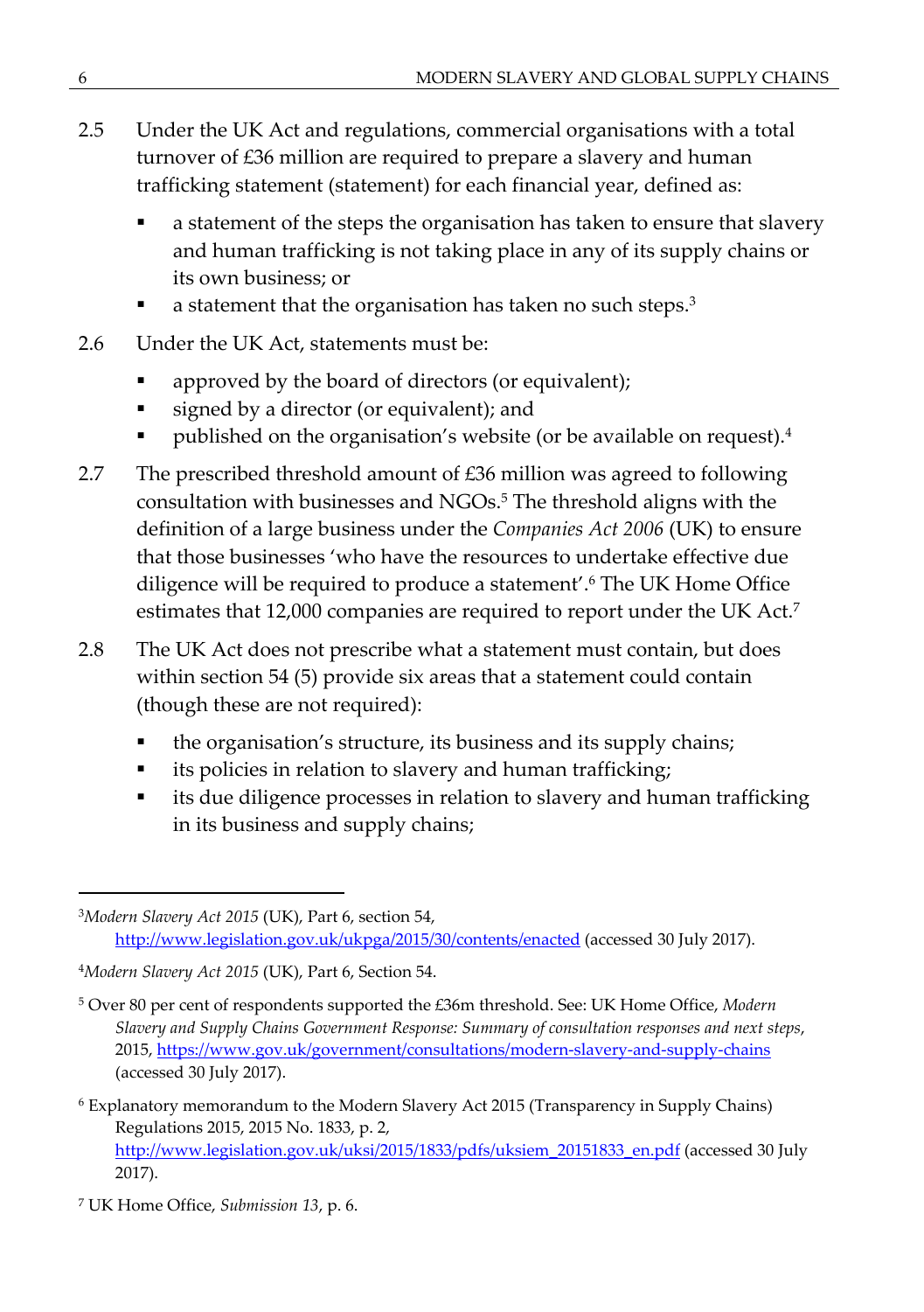2.5 Under the UK Act and regulations, commercial organisations with a total turnover of £36 million are required to prepare a slavery and human trafficking statement (statement) for each financial year, defined as:

- a statement of the steps the organisation has taken to ensure that slavery and human trafficking is not taking place in any of its supply chains or its own business; or
- a statement that the organisation has taken no such steps.[3]

2.6 Under the UK Act, statements must be:

- approved by the board of directors (or equivalent);
- signed by a director (or equivalent); and
- published on the organisation's website (or be available on request).[4]

2.7 The prescribed threshold amount of £36 million was agreed to following consultation with businesses and NGOs.[5] The threshold aligns with the definition of a large business under the *Companies Act 2006* (UK) to ensure that those businesses 'who have the resources to undertake effective due diligence will be required to produce a statement'.[6] The UK Home Office estimates that 12,000 companies are required to report under the UK Act.[7]

2.8 The UK Act does not prescribe what a statement must contain, but does within section 54 (5) provide six areas that a statement could contain (though these are not required):

- the organisation's structure, its business and its supply chains;
- its policies in relation to slavery and human trafficking;
- its due diligence processes in relation to slavery and human trafficking in its business and supply chains;

---

[3] *Modern Slavery Act 2015* (UK), Part 6, section 54, http://www.legislation.gov.uk/ukpga/2015/30/contents/enacted (accessed 30 July 2017).

[4] *Modern Slavery Act 2015* (UK), Part 6, Section 54.

[5] Over 80 per cent of respondents supported the £36m threshold. See: UK Home Office, *Modern Slavery and Supply Chains Government Response: Summary of consultation responses and next steps*, 2015, https://www.gov.uk/government/consultations/modern-slavery-and-supply-chains (accessed 30 July 2017).

[6] Explanatory memorandum to the Modern Slavery Act 2015 (Transparency in Supply Chains) Regulations 2015, 2015 No. 1833, p. 2, http://www.legislation.gov.uk/uksi/2015/1833/pdfs/uksiem_20151833_en.pdf (accessed 30 July 2017).

[7] UK Home Office, *Submission 13*, p. 6.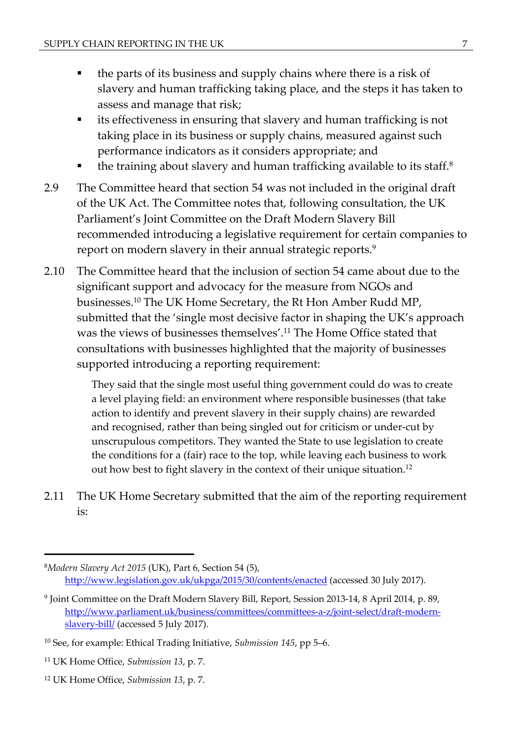- the parts of its business and supply chains where there is a risk of slavery and human trafficking taking place, and the steps it has taken to assess and manage that risk;
- its effectiveness in ensuring that slavery and human trafficking is not taking place in its business or supply chains, measured against such performance indicators as it considers appropriate; and
- the training about slavery and human trafficking available to its staff.[8]

2.9 The Committee heard that section 54 was not included in the original draft of the UK Act. The Committee notes that, following consultation, the UK Parliament's Joint Committee on the Draft Modern Slavery Bill recommended introducing a legislative requirement for certain companies to report on modern slavery in their annual strategic reports.[9]

2.10 The Committee heard that the inclusion of section 54 came about due to the significant support and advocacy for the measure from NGOs and businesses.[10] The UK Home Secretary, the Rt Hon Amber Rudd MP, submitted that the 'single most decisive factor in shaping the UK's approach was the views of businesses themselves'.[11] The Home Office stated that consultations with businesses highlighted that the majority of businesses supported introducing a reporting requirement:

> They said that the single most useful thing government could do was to create a level playing field: an environment where responsible businesses (that take action to identify and prevent slavery in their supply chains) are rewarded and recognised, rather than being singled out for criticism or under-cut by unscrupulous competitors. They wanted the State to use legislation to create the conditions for a (fair) race to the top, while leaving each business to work out how best to fight slavery in the context of their unique situation.[12]

2.11 The UK Home Secretary submitted that the aim of the reporting requirement is:

---

[8] *Modern Slavery Act 2015* (UK), Part 6, Section 54 (5), http://www.legislation.gov.uk/ukpga/2015/30/contents/enacted (accessed 30 July 2017).

[9] Joint Committee on the Draft Modern Slavery Bill, Report, Session 2013-14, 8 April 2014, p. 89, http://www.parliament.uk/business/committees/committees-a-z/joint-select/draft-modern-slavery-bill/ (accessed 5 July 2017).

[10] See, for example: Ethical Trading Initiative, *Submission 145*, pp 5–6.

[11] UK Home Office, *Submission 13*, p. 7.

[12] UK Home Office, *Submission 13*, p. 7.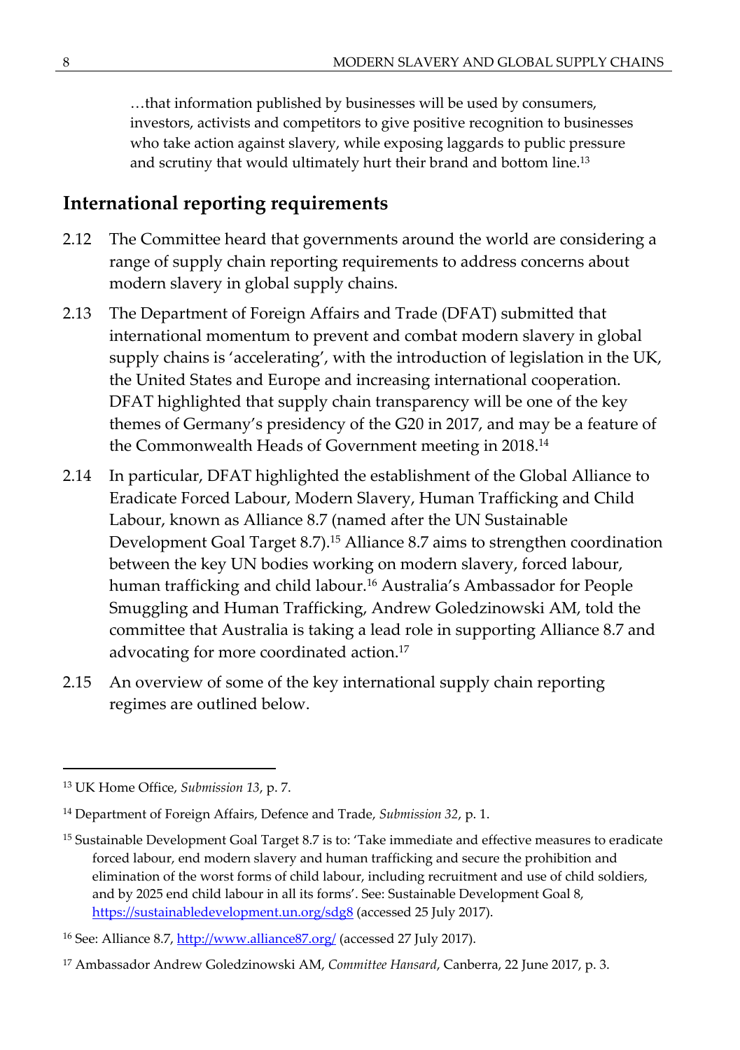…that information published by businesses will be used by consumers, investors, activists and competitors to give positive recognition to businesses who take action against slavery, while exposing laggards to public pressure and scrutiny that would ultimately hurt their brand and bottom line.[13]

## International reporting requirements

2.12 The Committee heard that governments around the world are considering a range of supply chain reporting requirements to address concerns about modern slavery in global supply chains.

2.13 The Department of Foreign Affairs and Trade (DFAT) submitted that international momentum to prevent and combat modern slavery in global supply chains is 'accelerating', with the introduction of legislation in the UK, the United States and Europe and increasing international cooperation. DFAT highlighted that supply chain transparency will be one of the key themes of Germany's presidency of the G20 in 2017, and may be a feature of the Commonwealth Heads of Government meeting in 2018.[14]

2.14 In particular, DFAT highlighted the establishment of the Global Alliance to Eradicate Forced Labour, Modern Slavery, Human Trafficking and Child Labour, known as Alliance 8.7 (named after the UN Sustainable Development Goal Target 8.7).[15] Alliance 8.7 aims to strengthen coordination between the key UN bodies working on modern slavery, forced labour, human trafficking and child labour.[16] Australia's Ambassador for People Smuggling and Human Trafficking, Andrew Goledzinowski AM, told the committee that Australia is taking a lead role in supporting Alliance 8.7 and advocating for more coordinated action.[17]

2.15 An overview of some of the key international supply chain reporting regimes are outlined below.

---

[13] UK Home Office, *Submission 13*, p. 7.

[14] Department of Foreign Affairs, Defence and Trade, *Submission 32*, p. 1.

[15] Sustainable Development Goal Target 8.7 is to: 'Take immediate and effective measures to eradicate forced labour, end modern slavery and human trafficking and secure the prohibition and elimination of the worst forms of child labour, including recruitment and use of child soldiers, and by 2025 end child labour in all its forms'. See: Sustainable Development Goal 8, https://sustainabledevelopment.un.org/sdg8 (accessed 25 July 2017).

[16] See: Alliance 8.7, http://www.alliance87.org/ (accessed 27 July 2017).

[17] Ambassador Andrew Goledzinowski AM, *Committee Hansard*, Canberra, 22 June 2017, p. 3.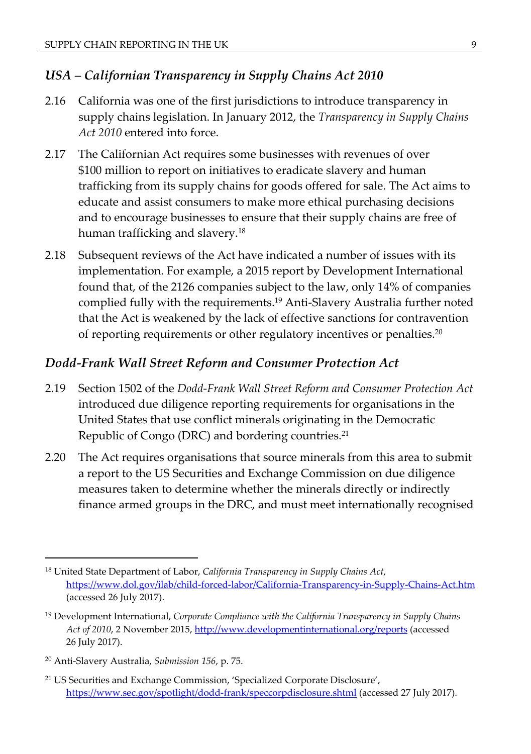### *USA – Californian Transparency in Supply Chains Act 2010*

2.16 California was one of the first jurisdictions to introduce transparency in supply chains legislation. In January 2012, the *Transparency in Supply Chains Act 2010* entered into force.

2.17 The Californian Act requires some businesses with revenues of over $100 million to report on initiatives to eradicate slavery and human trafficking from its supply chains for goods offered for sale. The Act aims to educate and assist consumers to make more ethical purchasing decisions and to encourage businesses to ensure that their supply chains are free of human trafficking and slavery.[18]

2.18 Subsequent reviews of the Act have indicated a number of issues with its implementation. For example, a 2015 report by Development International found that, of the 2126 companies subject to the law, only 14% of companies complied fully with the requirements.[19] Anti-Slavery Australia further noted that the Act is weakened by the lack of effective sanctions for contravention of reporting requirements or other regulatory incentives or penalties.[20]

### *Dodd-Frank Wall Street Reform and Consumer Protection Act*

2.19 Section 1502 of the *Dodd-Frank Wall Street Reform and Consumer Protection Act* introduced due diligence reporting requirements for organisations in the United States that use conflict minerals originating in the Democratic Republic of Congo (DRC) and bordering countries.[21]

2.20 The Act requires organisations that source minerals from this area to submit a report to the US Securities and Exchange Commission on due diligence measures taken to determine whether the minerals directly or indirectly finance armed groups in the DRC, and must meet internationally recognised

---

[18] United State Department of Labor, *California Transparency in Supply Chains Act*, https://www.dol.gov/ilab/child-forced-labor/California-Transparency-in-Supply-Chains-Act.htm (accessed 26 July 2017).

[19] Development International, *Corporate Compliance with the California Transparency in Supply Chains Act of 2010*, 2 November 2015, http://www.developmentinternational.org/reports (accessed 26 July 2017).

[20] Anti-Slavery Australia, *Submission 156*, p. 75.

[21] US Securities and Exchange Commission, 'Specialized Corporate Disclosure', https://www.sec.gov/spotlight/dodd-frank/speccorpdisclosure.shtml (accessed 27 July 2017).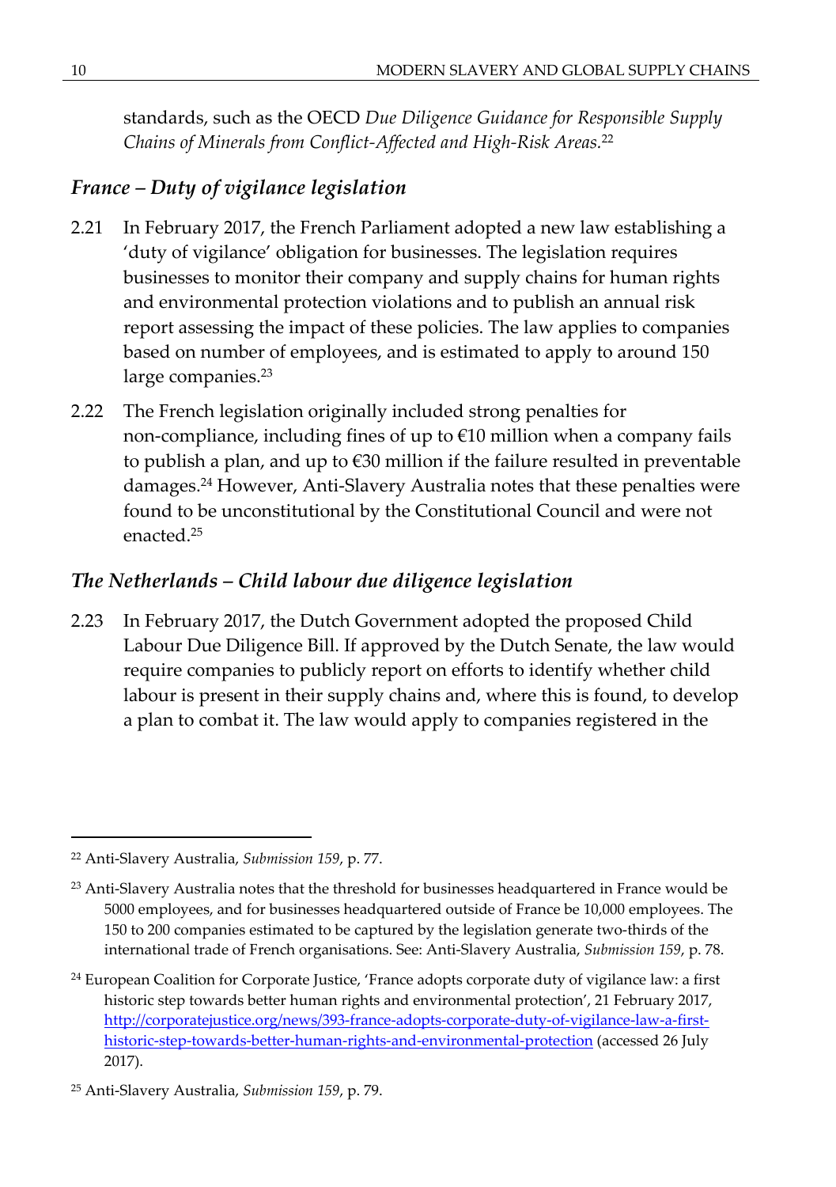standards, such as the OECD *Due Diligence Guidance for Responsible Supply Chains of Minerals from Conflict-Affected and High-Risk Areas.*[22]

### *France – Duty of vigilance legislation*

2.21 In February 2017, the French Parliament adopted a new law establishing a 'duty of vigilance' obligation for businesses. The legislation requires businesses to monitor their company and supply chains for human rights and environmental protection violations and to publish an annual risk report assessing the impact of these policies. The law applies to companies based on number of employees, and is estimated to apply to around 150 large companies.[23]

2.22 The French legislation originally included strong penalties for non-compliance, including fines of up to €10 million when a company fails to publish a plan, and up to €30 million if the failure resulted in preventable damages.[24] However, Anti-Slavery Australia notes that these penalties were found to be unconstitutional by the Constitutional Council and were not enacted.[25]

### *The Netherlands – Child labour due diligence legislation*

2.23 In February 2017, the Dutch Government adopted the proposed Child Labour Due Diligence Bill. If approved by the Dutch Senate, the law would require companies to publicly report on efforts to identify whether child labour is present in their supply chains and, where this is found, to develop a plan to combat it. The law would apply to companies registered in the

---

[22] Anti-Slavery Australia, *Submission 159*, p. 77.

[23] Anti-Slavery Australia notes that the threshold for businesses headquartered in France would be 5000 employees, and for businesses headquartered outside of France be 10,000 employees. The 150 to 200 companies estimated to be captured by the legislation generate two-thirds of the international trade of French organisations. See: Anti-Slavery Australia, *Submission 159*, p. 78.

[24] European Coalition for Corporate Justice, 'France adopts corporate duty of vigilance law: a first historic step towards better human rights and environmental protection', 21 February 2017, http://corporatejustice.org/news/393-france-adopts-corporate-duty-of-vigilance-law-a-first-historic-step-towards-better-human-rights-and-environmental-protection (accessed 26 July 2017).

[25] Anti-Slavery Australia, *Submission 159*, p. 79.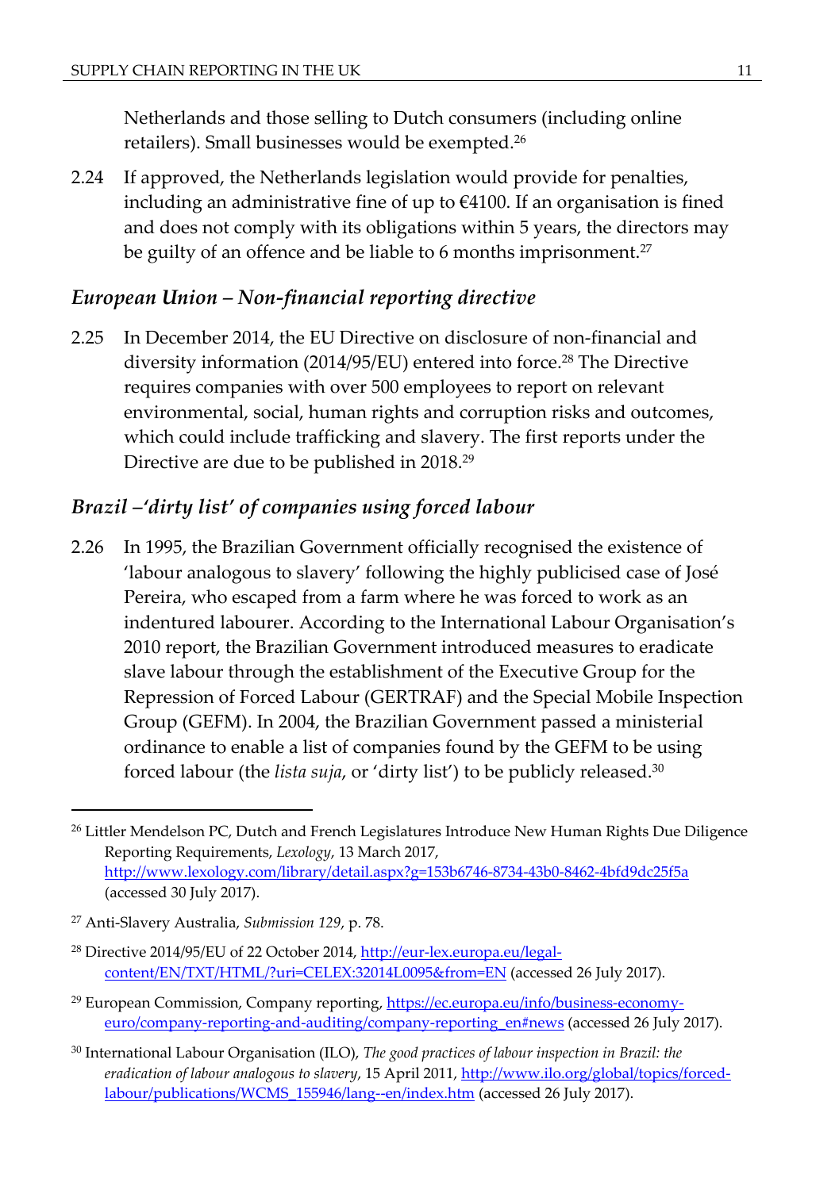Netherlands and those selling to Dutch consumers (including online retailers). Small businesses would be exempted.[26]

2.24 If approved, the Netherlands legislation would provide for penalties, including an administrative fine of up to €4100. If an organisation is fined and does not comply with its obligations within 5 years, the directors may be guilty of an offence and be liable to 6 months imprisonment.[27]

### *European Union – Non-financial reporting directive*

2.25 In December 2014, the EU Directive on disclosure of non-financial and diversity information (2014/95/EU) entered into force.[28] The Directive requires companies with over 500 employees to report on relevant environmental, social, human rights and corruption risks and outcomes, which could include trafficking and slavery. The first reports under the Directive are due to be published in 2018.[29]

### *Brazil –'dirty list' of companies using forced labour*

2.26 In 1995, the Brazilian Government officially recognised the existence of 'labour analogous to slavery' following the highly publicised case of José Pereira, who escaped from a farm where he was forced to work as an indentured labourer. According to the International Labour Organisation's 2010 report, the Brazilian Government introduced measures to eradicate slave labour through the establishment of the Executive Group for the Repression of Forced Labour (GERTRAF) and the Special Mobile Inspection Group (GEFM). In 2004, the Brazilian Government passed a ministerial ordinance to enable a list of companies found by the GEFM to be using forced labour (the *lista suja*, or 'dirty list') to be publicly released.[30]

---

[26] Littler Mendelson PC, Dutch and French Legislatures Introduce New Human Rights Due Diligence Reporting Requirements, *Lexology*, 13 March 2017, http://www.lexology.com/library/detail.aspx?g=153b6746-8734-43b0-8462-4bfd9dc25f5a (accessed 30 July 2017).

[27] Anti-Slavery Australia, *Submission 129*, p. 78.

[28] Directive 2014/95/EU of 22 October 2014, http://eur-lex.europa.eu/legal-content/EN/TXT/HTML/?uri=CELEX:32014L0095&from=EN (accessed 26 July 2017).

[29] European Commission, Company reporting, https://ec.europa.eu/info/business-economy-euro/company-reporting-and-auditing/company-reporting_en#news (accessed 26 July 2017).

[30] International Labour Organisation (ILO), *The good practices of labour inspection in Brazil: the eradication of labour analogous to slavery*, 15 April 2011, http://www.ilo.org/global/topics/forced-labour/publications/WCMS_155946/lang--en/index.htm (accessed 26 July 2017).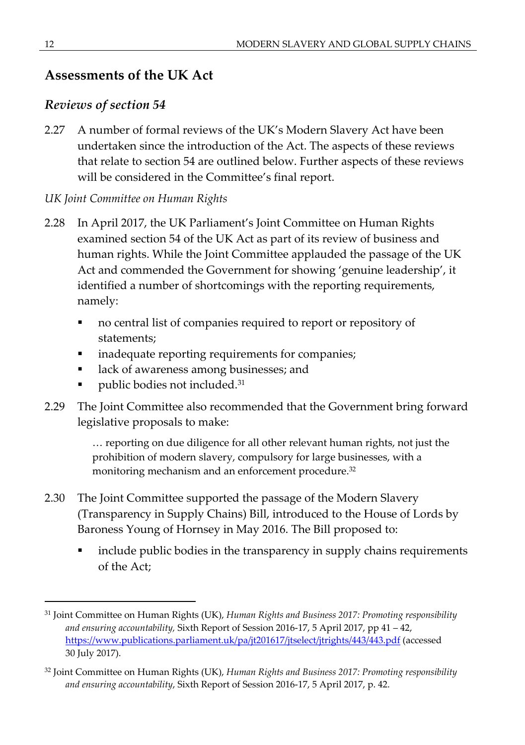## Assessments of the UK Act

### *Reviews of section 54*

2.27 A number of formal reviews of the UK's Modern Slavery Act have been undertaken since the introduction of the Act. The aspects of these reviews that relate to section 54 are outlined below. Further aspects of these reviews will be considered in the Committee's final report.

*UK Joint Committee on Human Rights*

2.28 In April 2017, the UK Parliament's Joint Committee on Human Rights examined section 54 of the UK Act as part of its review of business and human rights. While the Joint Committee applauded the passage of the UK Act and commended the Government for showing 'genuine leadership', it identified a number of shortcomings with the reporting requirements, namely:

- no central list of companies required to report or repository of statements;
- inadequate reporting requirements for companies;
- lack of awareness among businesses; and
- public bodies not included.[31]

2.29 The Joint Committee also recommended that the Government bring forward legislative proposals to make:

> … reporting on due diligence for all other relevant human rights, not just the prohibition of modern slavery, compulsory for large businesses, with a monitoring mechanism and an enforcement procedure.[32]

2.30 The Joint Committee supported the passage of the Modern Slavery (Transparency in Supply Chains) Bill, introduced to the House of Lords by Baroness Young of Hornsey in May 2016. The Bill proposed to:

- include public bodies in the transparency in supply chains requirements of the Act;

---

[31] Joint Committee on Human Rights (UK), *Human Rights and Business 2017: Promoting responsibility and ensuring accountability*, Sixth Report of Session 2016-17, 5 April 2017, pp 41 – 42, https://www.publications.parliament.uk/pa/jt201617/jtselect/jtrights/443/443.pdf (accessed 30 July 2017).

[32] Joint Committee on Human Rights (UK), *Human Rights and Business 2017: Promoting responsibility and ensuring accountability*, Sixth Report of Session 2016-17, 5 April 2017, p. 42.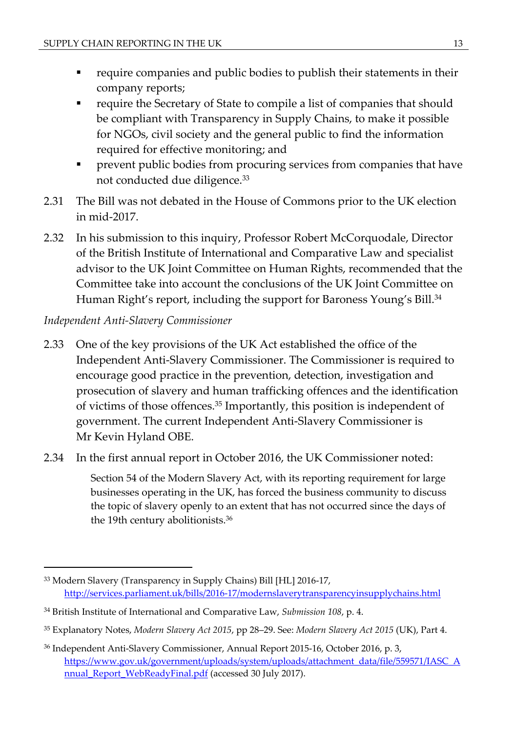- require companies and public bodies to publish their statements in their company reports;
- require the Secretary of State to compile a list of companies that should be compliant with Transparency in Supply Chains, to make it possible for NGOs, civil society and the general public to find the information required for effective monitoring; and
- prevent public bodies from procuring services from companies that have not conducted due diligence.[33]

2.31 The Bill was not debated in the House of Commons prior to the UK election in mid-2017.

2.32 In his submission to this inquiry, Professor Robert McCorquodale, Director of the British Institute of International and Comparative Law and specialist advisor to the UK Joint Committee on Human Rights, recommended that the Committee take into account the conclusions of the UK Joint Committee on Human Right's report, including the support for Baroness Young's Bill.[34]

*Independent Anti-Slavery Commissioner*

2.33 One of the key provisions of the UK Act established the office of the Independent Anti-Slavery Commissioner. The Commissioner is required to encourage good practice in the prevention, detection, investigation and prosecution of slavery and human trafficking offences and the identification of victims of those offences.[35] Importantly, this position is independent of government. The current Independent Anti-Slavery Commissioner is Mr Kevin Hyland OBE.

2.34 In the first annual report in October 2016, the UK Commissioner noted:

> Section 54 of the Modern Slavery Act, with its reporting requirement for large businesses operating in the UK, has forced the business community to discuss the topic of slavery openly to an extent that has not occurred since the days of the 19th century abolitionists.[36]

---

[33] Modern Slavery (Transparency in Supply Chains) Bill [HL] 2016-17, http://services.parliament.uk/bills/2016-17/modernslaverytransparencyinsupplychains.html

[34] British Institute of International and Comparative Law, *Submission 108*, p. 4.

[35] Explanatory Notes, *Modern Slavery Act 2015*, pp 28–29. See: *Modern Slavery Act 2015* (UK), Part 4.

[36] Independent Anti-Slavery Commissioner, Annual Report 2015-16, October 2016, p. 3, https://www.gov.uk/government/uploads/system/uploads/attachment_data/file/559571/IASC_Annual_Report_WebReadyFinal.pdf (accessed 30 July 2017).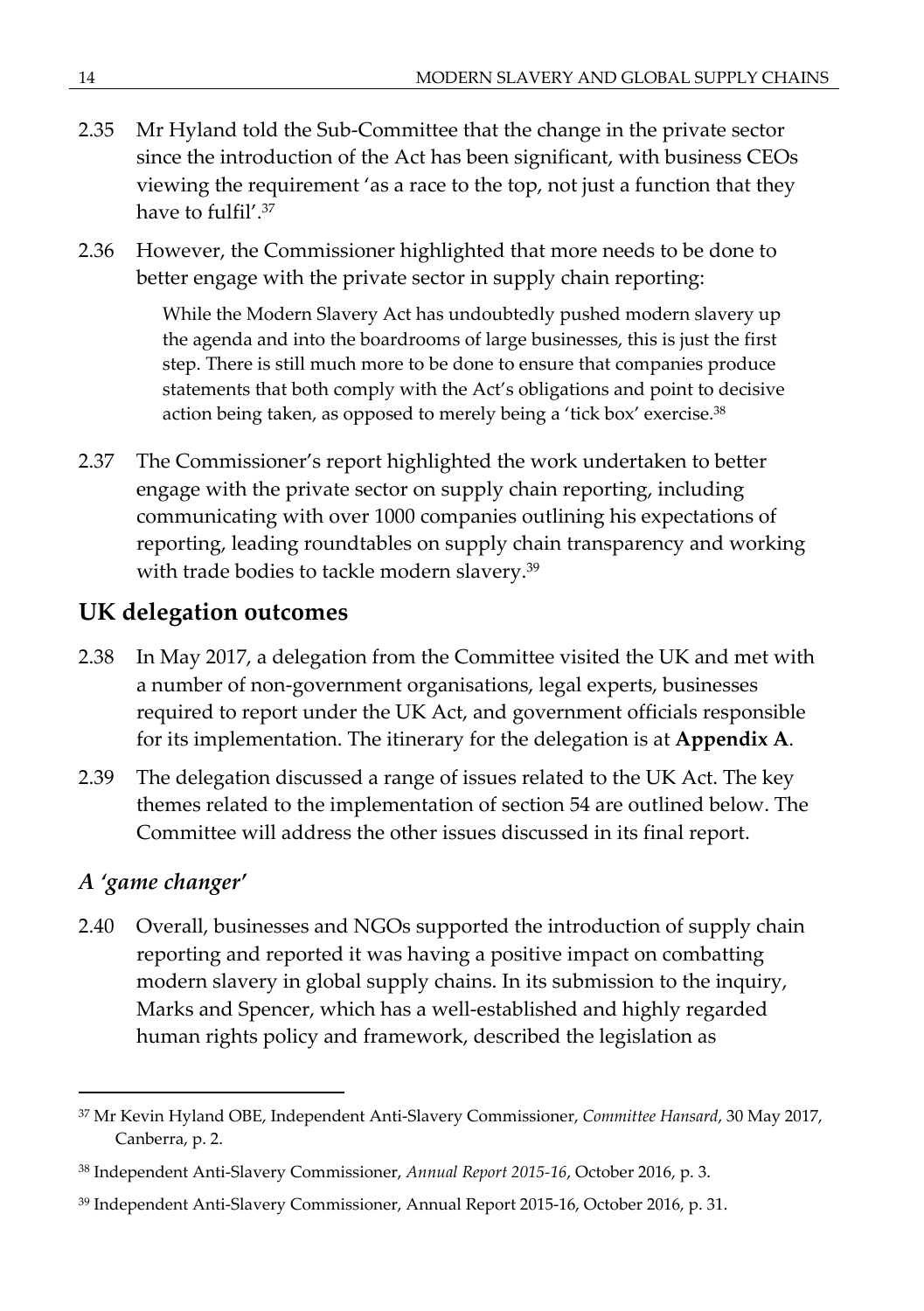2.35 Mr Hyland told the Sub-Committee that the change in the private sector since the introduction of the Act has been significant, with business CEOs viewing the requirement 'as a race to the top, not just a function that they have to fulfil'.[37]

2.36 However, the Commissioner highlighted that more needs to be done to better engage with the private sector in supply chain reporting:

> While the Modern Slavery Act has undoubtedly pushed modern slavery up the agenda and into the boardrooms of large businesses, this is just the first step. There is still much more to be done to ensure that companies produce statements that both comply with the Act's obligations and point to decisive action being taken, as opposed to merely being a 'tick box' exercise.[38]

2.37 The Commissioner's report highlighted the work undertaken to better engage with the private sector on supply chain reporting, including communicating with over 1000 companies outlining his expectations of reporting, leading roundtables on supply chain transparency and working with trade bodies to tackle modern slavery.[39]

## UK delegation outcomes

2.38 In May 2017, a delegation from the Committee visited the UK and met with a number of non-government organisations, legal experts, businesses required to report under the UK Act, and government officials responsible for its implementation. The itinerary for the delegation is at **Appendix A**.

2.39 The delegation discussed a range of issues related to the UK Act. The key themes related to the implementation of section 54 are outlined below. The Committee will address the other issues discussed in its final report.

### *A 'game changer'*

2.40 Overall, businesses and NGOs supported the introduction of supply chain reporting and reported it was having a positive impact on combatting modern slavery in global supply chains. In its submission to the inquiry, Marks and Spencer, which has a well-established and highly regarded human rights policy and framework, described the legislation as

---

[37] Mr Kevin Hyland OBE, Independent Anti-Slavery Commissioner, *Committee Hansard*, 30 May 2017, Canberra, p. 2.

[38] Independent Anti-Slavery Commissioner, *Annual Report 2015-16*, October 2016, p. 3.

[39] Independent Anti-Slavery Commissioner, Annual Report 2015-16, October 2016, p. 31.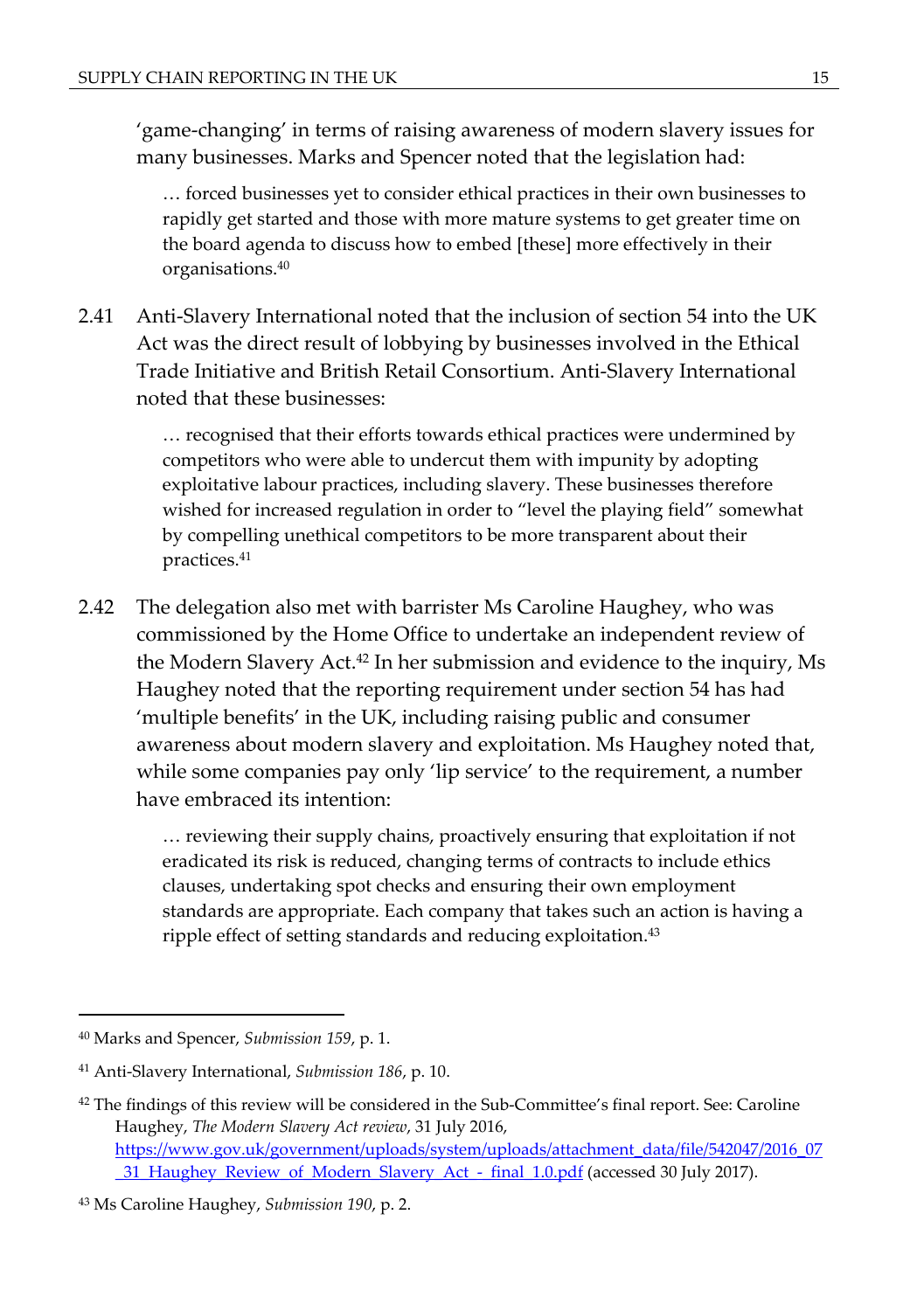'game-changing' in terms of raising awareness of modern slavery issues for many businesses. Marks and Spencer noted that the legislation had:

> … forced businesses yet to consider ethical practices in their own businesses to rapidly get started and those with more mature systems to get greater time on the board agenda to discuss how to embed [these] more effectively in their organisations.[40]

2.41 Anti-Slavery International noted that the inclusion of section 54 into the UK Act was the direct result of lobbying by businesses involved in the Ethical Trade Initiative and British Retail Consortium. Anti-Slavery International noted that these businesses:

> … recognised that their efforts towards ethical practices were undermined by competitors who were able to undercut them with impunity by adopting exploitative labour practices, including slavery. These businesses therefore wished for increased regulation in order to "level the playing field" somewhat by compelling unethical competitors to be more transparent about their practices.[41]

2.42 The delegation also met with barrister Ms Caroline Haughey, who was commissioned by the Home Office to undertake an independent review of the Modern Slavery Act.[42] In her submission and evidence to the inquiry, Ms Haughey noted that the reporting requirement under section 54 has had 'multiple benefits' in the UK, including raising public and consumer awareness about modern slavery and exploitation. Ms Haughey noted that, while some companies pay only 'lip service' to the requirement, a number have embraced its intention:

> … reviewing their supply chains, proactively ensuring that exploitation if not eradicated its risk is reduced, changing terms of contracts to include ethics clauses, undertaking spot checks and ensuring their own employment standards are appropriate. Each company that takes such an action is having a ripple effect of setting standards and reducing exploitation.[43]

---

[40] Marks and Spencer, *Submission 159*, p. 1.

[41] Anti-Slavery International, *Submission 186*, p. 10.

[42] The findings of this review will be considered in the Sub-Committee's final report. See: Caroline Haughey, *The Modern Slavery Act review*, 31 July 2016, https://www.gov.uk/government/uploads/system/uploads/attachment_data/file/542047/2016_07_31_Haughey_Review_of_Modern_Slavery_Act_-_final_1.0.pdf (accessed 30 July 2017).

[43] Ms Caroline Haughey, *Submission 190*, p. 2.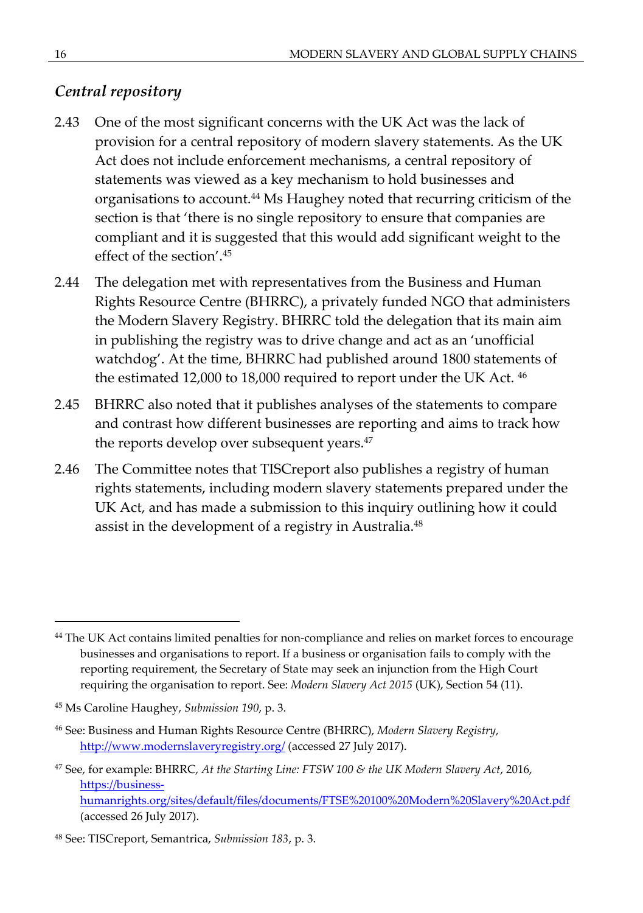### *Central repository*

2.43 One of the most significant concerns with the UK Act was the lack of provision for a central repository of modern slavery statements. As the UK Act does not include enforcement mechanisms, a central repository of statements was viewed as a key mechanism to hold businesses and organisations to account.[44] Ms Haughey noted that recurring criticism of the section is that 'there is no single repository to ensure that companies are compliant and it is suggested that this would add significant weight to the effect of the section'.[45]

2.44 The delegation met with representatives from the Business and Human Rights Resource Centre (BHRRC), a privately funded NGO that administers the Modern Slavery Registry. BHRRC told the delegation that its main aim in publishing the registry was to drive change and act as an 'unofficial watchdog'. At the time, BHRRC had published around 1800 statements of the estimated 12,000 to 18,000 required to report under the UK Act.[46]

2.45 BHRRC also noted that it publishes analyses of the statements to compare and contrast how different businesses are reporting and aims to track how the reports develop over subsequent years.[47]

2.46 The Committee notes that TISCreport also publishes a registry of human rights statements, including modern slavery statements prepared under the UK Act, and has made a submission to this inquiry outlining how it could assist in the development of a registry in Australia.[48]

---

[44] The UK Act contains limited penalties for non-compliance and relies on market forces to encourage businesses and organisations to report. If a business or organisation fails to comply with the reporting requirement, the Secretary of State may seek an injunction from the High Court requiring the organisation to report. See: *Modern Slavery Act 2015* (UK), Section 54 (11).

[45] Ms Caroline Haughey, *Submission 190*, p. 3.

[46] See: Business and Human Rights Resource Centre (BHRRC), *Modern Slavery Registry*, http://www.modernslaveryregistry.org/ (accessed 27 July 2017).

[47] See, for example: BHRRC, *At the Starting Line: FTSW 100 & the UK Modern Slavery Act*, 2016, https://business-humanrights.org/sites/default/files/documents/FTSE%20100%20Modern%20Slavery%20Act.pdf (accessed 26 July 2017).

[48] See: TISCreport, Semantrica, *Submission 183*, p. 3.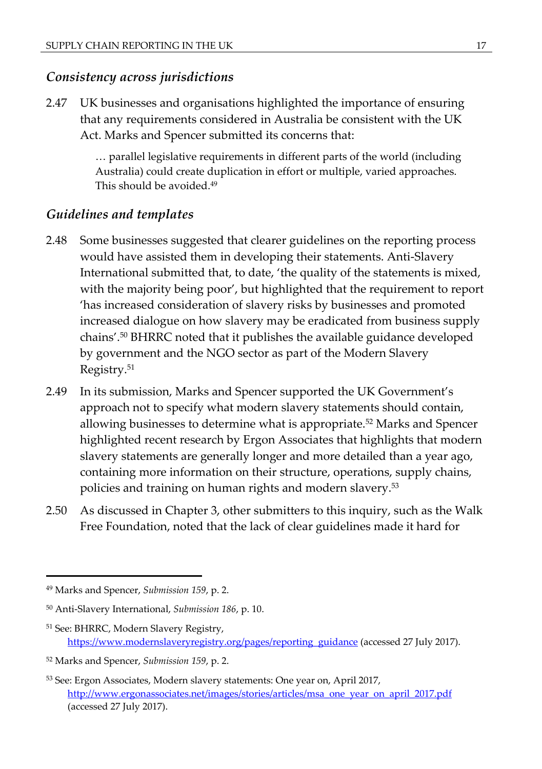### *Consistency across jurisdictions*

2.47 UK businesses and organisations highlighted the importance of ensuring that any requirements considered in Australia be consistent with the UK Act. Marks and Spencer submitted its concerns that:

> … parallel legislative requirements in different parts of the world (including Australia) could create duplication in effort or multiple, varied approaches. This should be avoided.[49]

### *Guidelines and templates*

2.48 Some businesses suggested that clearer guidelines on the reporting process would have assisted them in developing their statements. Anti-Slavery International submitted that, to date, 'the quality of the statements is mixed, with the majority being poor', but highlighted that the requirement to report 'has increased consideration of slavery risks by businesses and promoted increased dialogue on how slavery may be eradicated from business supply chains'.[50] BHRRC noted that it publishes the available guidance developed by government and the NGO sector as part of the Modern Slavery Registry.[51]

2.49 In its submission, Marks and Spencer supported the UK Government's approach not to specify what modern slavery statements should contain, allowing businesses to determine what is appropriate.[52] Marks and Spencer highlighted recent research by Ergon Associates that highlights that modern slavery statements are generally longer and more detailed than a year ago, containing more information on their structure, operations, supply chains, policies and training on human rights and modern slavery.[53]

2.50 As discussed in Chapter 3, other submitters to this inquiry, such as the Walk Free Foundation, noted that the lack of clear guidelines made it hard for

---

[49] Marks and Spencer, *Submission 159*, p. 2.

[50] Anti-Slavery International, *Submission 186*, p. 10.

[51] See: BHRRC, Modern Slavery Registry, https://www.modernslaveryregistry.org/pages/reporting_guidance (accessed 27 July 2017).

[52] Marks and Spencer, *Submission 159*, p. 2.

[53] See: Ergon Associates, Modern slavery statements: One year on, April 2017, http://www.ergonassociates.net/images/stories/articles/msa_one_year_on_april_2017.pdf (accessed 27 July 2017).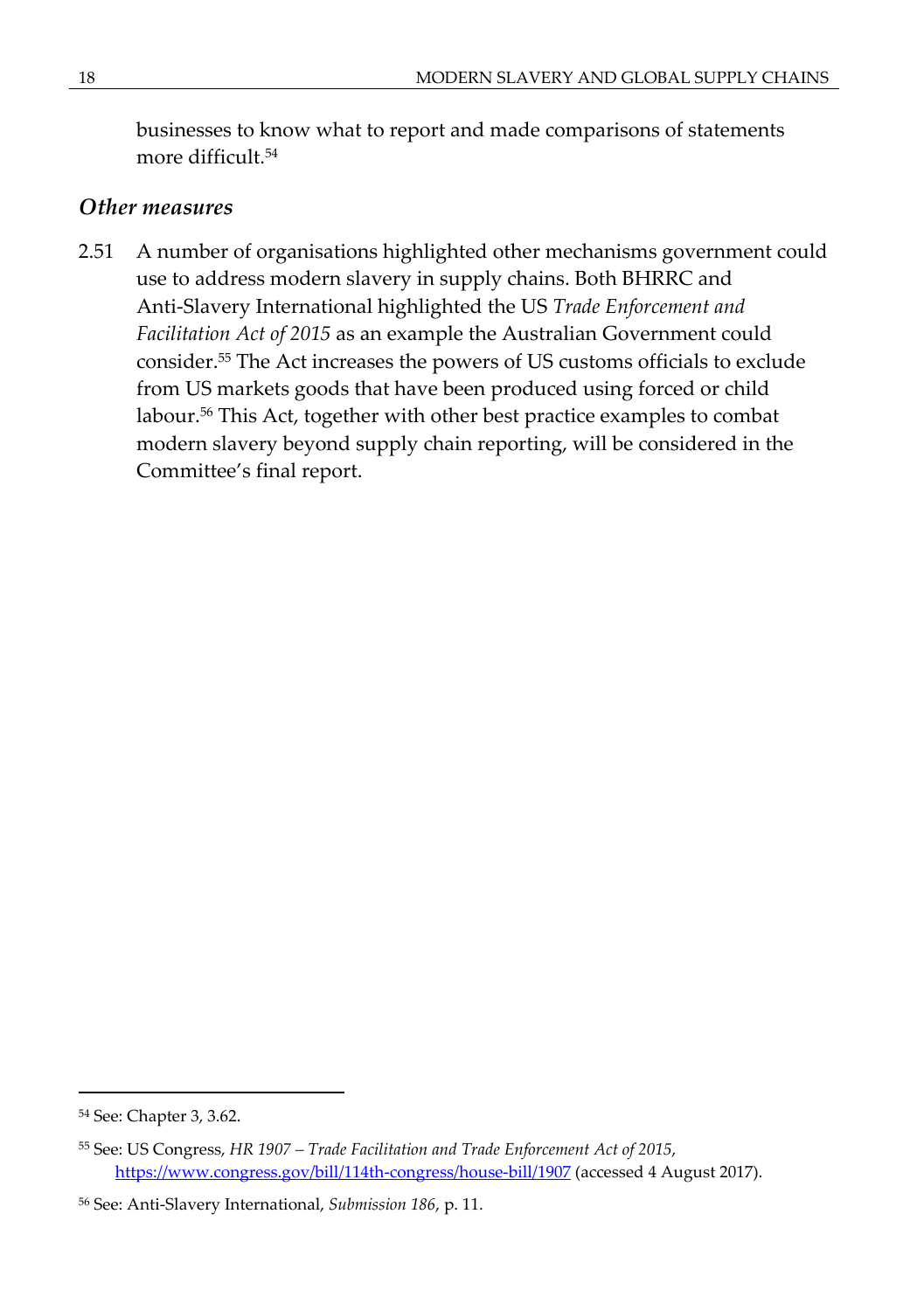businesses to know what to report and made comparisons of statements more difficult.[54]

### *Other measures*

2.51 A number of organisations highlighted other mechanisms government could use to address modern slavery in supply chains. Both BHRRC and Anti-Slavery International highlighted the US *Trade Enforcement and Facilitation Act of 2015* as an example the Australian Government could consider.[55] The Act increases the powers of US customs officials to exclude from US markets goods that have been produced using forced or child labour.[56] This Act, together with other best practice examples to combat modern slavery beyond supply chain reporting, will be considered in the Committee's final report.

---

[54] See: Chapter 3, 3.62.

[55] See: US Congress, *HR 1907 – Trade Facilitation and Trade Enforcement Act of 2015*, https://www.congress.gov/bill/114th-congress/house-bill/1907 (accessed 4 August 2017).

[56] See: Anti-Slavery International, *Submission 186*, p. 11.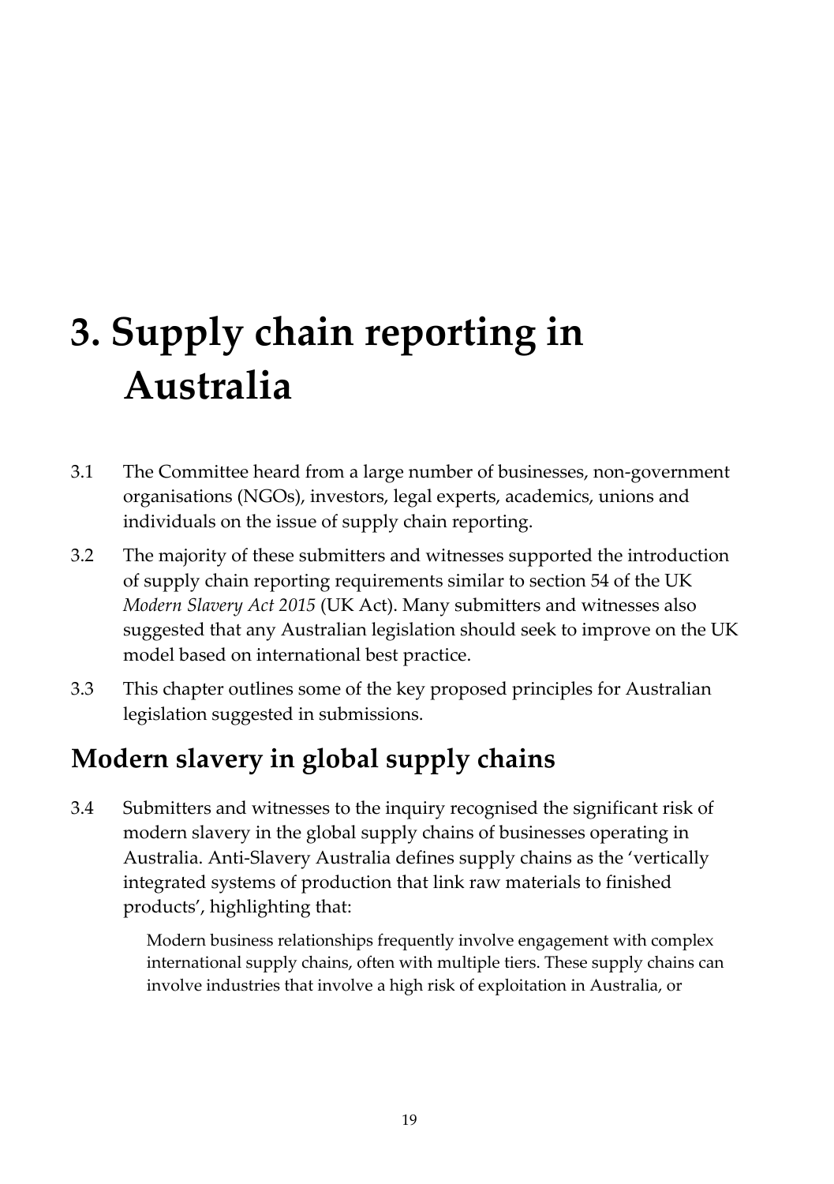# 3. Supply chain reporting in Australia

3.1 The Committee heard from a large number of businesses, non-government organisations (NGOs), investors, legal experts, academics, unions and individuals on the issue of supply chain reporting.

3.2 The majority of these submitters and witnesses supported the introduction of supply chain reporting requirements similar to section 54 of the UK *Modern Slavery Act 2015* (UK Act). Many submitters and witnesses also suggested that any Australian legislation should seek to improve on the UK model based on international best practice.

3.3 This chapter outlines some of the key proposed principles for Australian legislation suggested in submissions.

## Modern slavery in global supply chains

3.4 Submitters and witnesses to the inquiry recognised the significant risk of modern slavery in the global supply chains of businesses operating in Australia. Anti-Slavery Australia defines supply chains as the 'vertically integrated systems of production that link raw materials to finished products', highlighting that:

> Modern business relationships frequently involve engagement with complex international supply chains, often with multiple tiers. These supply chains can involve industries that involve a high risk of exploitation in Australia, or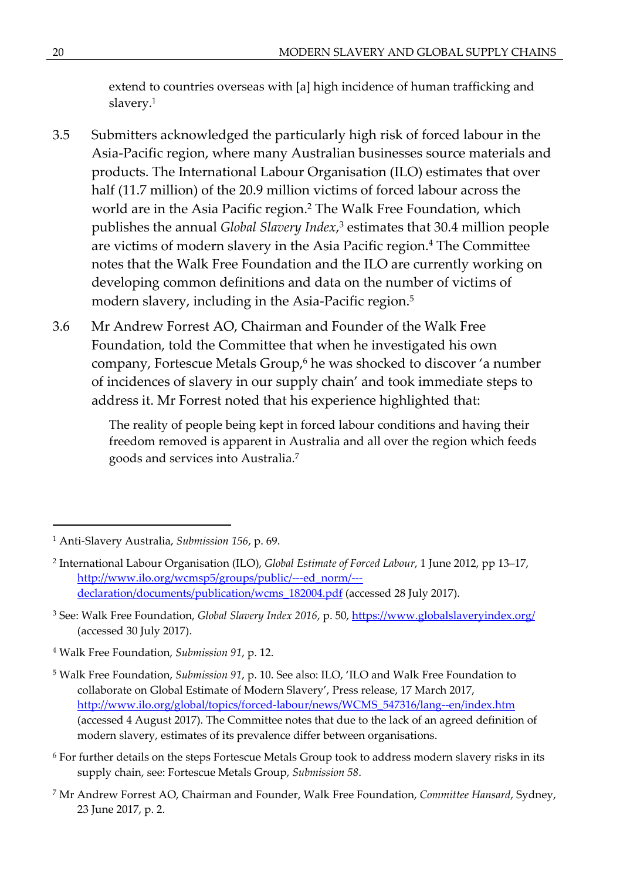> extend to countries overseas with [a] high incidence of human trafficking and slavery.[1]

3.5 Submitters acknowledged the particularly high risk of forced labour in the Asia-Pacific region, where many Australian businesses source materials and products. The International Labour Organisation (ILO) estimates that over half (11.7 million) of the 20.9 million victims of forced labour across the world are in the Asia Pacific region.[2] The Walk Free Foundation, which publishes the annual *Global Slavery Index*,[3] estimates that 30.4 million people are victims of modern slavery in the Asia Pacific region.[4] The Committee notes that the Walk Free Foundation and the ILO are currently working on developing common definitions and data on the number of victims of modern slavery, including in the Asia-Pacific region.[5]

3.6 Mr Andrew Forrest AO, Chairman and Founder of the Walk Free Foundation, told the Committee that when he investigated his own company, Fortescue Metals Group,[6] he was shocked to discover 'a number of incidences of slavery in our supply chain' and took immediate steps to address it. Mr Forrest noted that his experience highlighted that:

> The reality of people being kept in forced labour conditions and having their freedom removed is apparent in Australia and all over the region which feeds goods and services into Australia.[7]

---

[1] Anti-Slavery Australia, *Submission 156*, p. 69.

[2] International Labour Organisation (ILO), *Global Estimate of Forced Labour*, 1 June 2012, pp 13–17, http://www.ilo.org/wcmsp5/groups/public/---ed_norm/---declaration/documents/publication/wcms_182004.pdf (accessed 28 July 2017).

[3] See: Walk Free Foundation, *Global Slavery Index 2016*, p. 50, https://www.globalslaveryindex.org/ (accessed 30 July 2017).

[4] Walk Free Foundation, *Submission 91*, p. 12.

[5] Walk Free Foundation, *Submission 91*, p. 10. See also: ILO, 'ILO and Walk Free Foundation to collaborate on Global Estimate of Modern Slavery', Press release, 17 March 2017, http://www.ilo.org/global/topics/forced-labour/news/WCMS_547316/lang--en/index.htm (accessed 4 August 2017). The Committee notes that due to the lack of an agreed definition of modern slavery, estimates of its prevalence differ between organisations.

[6] For further details on the steps Fortescue Metals Group took to address modern slavery risks in its supply chain, see: Fortescue Metals Group, *Submission 58*.

[7] Mr Andrew Forrest AO, Chairman and Founder, Walk Free Foundation, *Committee Hansard*, Sydney, 23 June 2017, p. 2.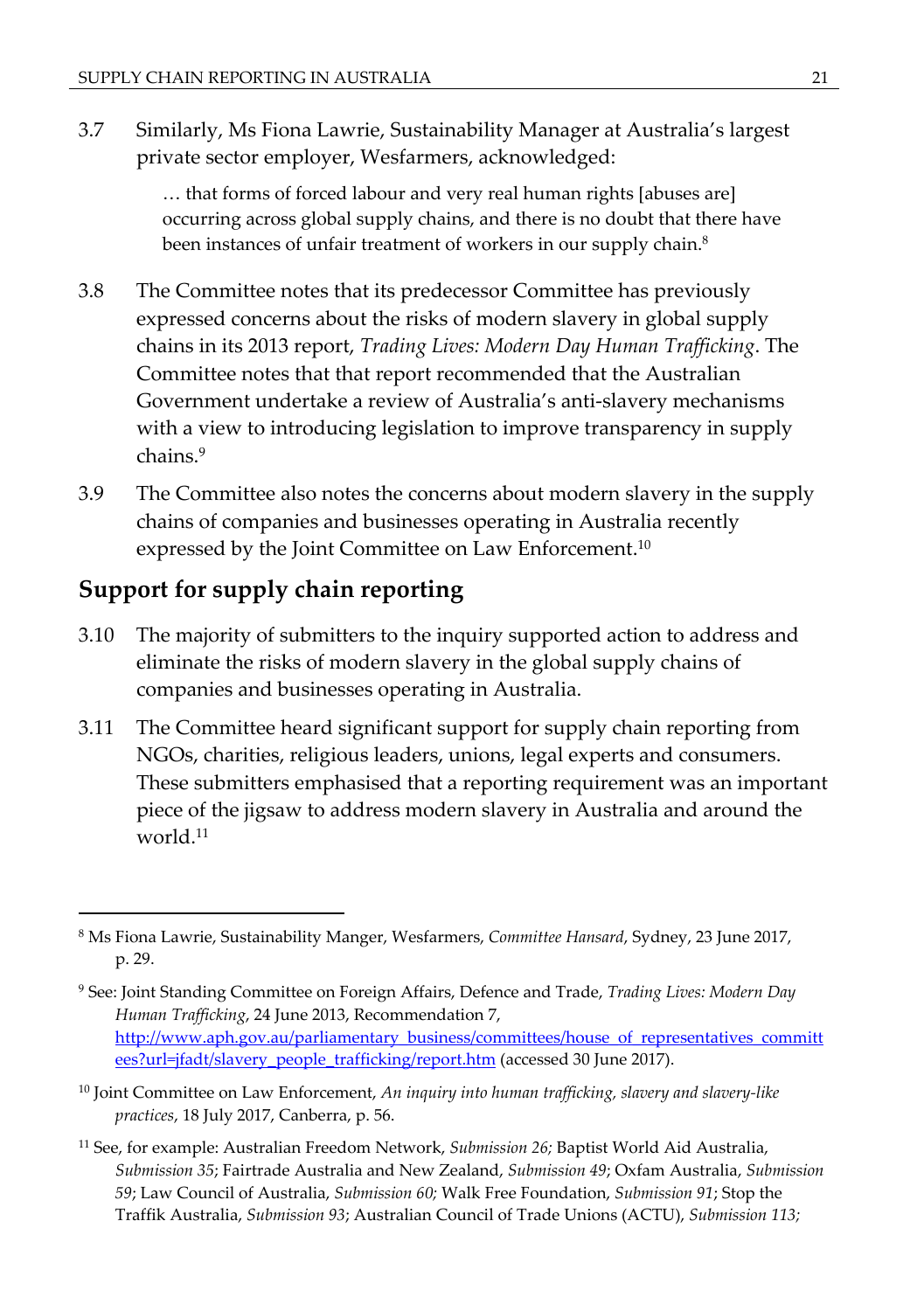3.7 Similarly, Ms Fiona Lawrie, Sustainability Manager at Australia's largest private sector employer, Wesfarmers, acknowledged:

> … that forms of forced labour and very real human rights [abuses are] occurring across global supply chains, and there is no doubt that there have been instances of unfair treatment of workers in our supply chain.[8]

3.8 The Committee notes that its predecessor Committee has previously expressed concerns about the risks of modern slavery in global supply chains in its 2013 report, *Trading Lives: Modern Day Human Trafficking*. The Committee notes that that report recommended that the Australian Government undertake a review of Australia's anti-slavery mechanisms with a view to introducing legislation to improve transparency in supply chains.[9]

3.9 The Committee also notes the concerns about modern slavery in the supply chains of companies and businesses operating in Australia recently expressed by the Joint Committee on Law Enforcement.[10]

## Support for supply chain reporting

3.10 The majority of submitters to the inquiry supported action to address and eliminate the risks of modern slavery in the global supply chains of companies and businesses operating in Australia.

3.11 The Committee heard significant support for supply chain reporting from NGOs, charities, religious leaders, unions, legal experts and consumers. These submitters emphasised that a reporting requirement was an important piece of the jigsaw to address modern slavery in Australia and around the world.[11]

---

[8] Ms Fiona Lawrie, Sustainability Manger, Wesfarmers, *Committee Hansard*, Sydney, 23 June 2017, p. 29.

[9] See: Joint Standing Committee on Foreign Affairs, Defence and Trade, *Trading Lives: Modern Day Human Trafficking*, 24 June 2013, Recommendation 7, http://www.aph.gov.au/parliamentary_business/committees/house_of_representatives_committees?url=jfadt/slavery_people_trafficking/report.htm (accessed 30 June 2017).

[10] Joint Committee on Law Enforcement, *An inquiry into human trafficking, slavery and slavery-like practices*, 18 July 2017, Canberra, p. 56.

[11] See, for example: Australian Freedom Network, *Submission 26;* Baptist World Aid Australia, *Submission 35*; Fairtrade Australia and New Zealand, *Submission 49*; Oxfam Australia, *Submission 59*; Law Council of Australia, *Submission 60;* Walk Free Foundation, *Submission 91*; Stop the Traffik Australia, *Submission 93*; Australian Council of Trade Unions (ACTU), *Submission 113;*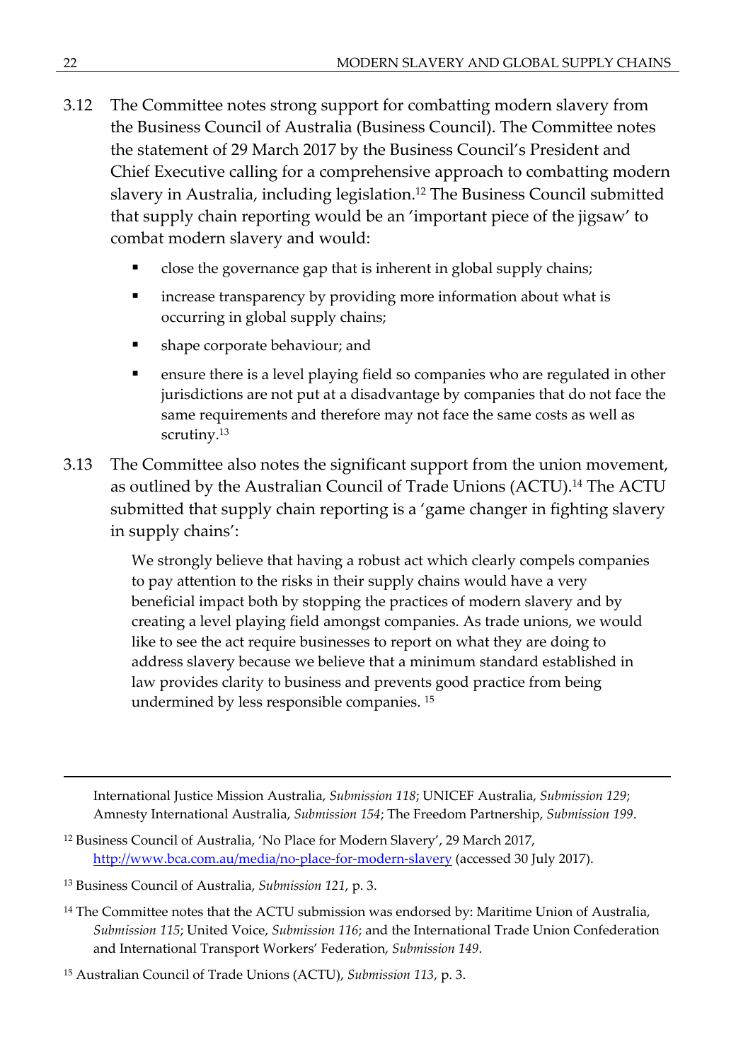3.12 The Committee notes strong support for combatting modern slavery from the Business Council of Australia (Business Council). The Committee notes the statement of 29 March 2017 by the Business Council's President and Chief Executive calling for a comprehensive approach to combatting modern slavery in Australia, including legislation.[12] The Business Council submitted that supply chain reporting would be an 'important piece of the jigsaw' to combat modern slavery and would:

- close the governance gap that is inherent in global supply chains;
- increase transparency by providing more information about what is occurring in global supply chains;
- shape corporate behaviour; and
- ensure there is a level playing field so companies who are regulated in other jurisdictions are not put at a disadvantage by companies that do not face the same requirements and therefore may not face the same costs as well as scrutiny.[13]

3.13 The Committee also notes the significant support from the union movement, as outlined by the Australian Council of Trade Unions (ACTU).[14] The ACTU submitted that supply chain reporting is a 'game changer in fighting slavery in supply chains':

> We strongly believe that having a robust act which clearly compels companies to pay attention to the risks in their supply chains would have a very beneficial impact both by stopping the practices of modern slavery and by creating a level playing field amongst companies. As trade unions, we would like to see the act require businesses to report on what they are doing to address slavery because we believe that a minimum standard established in law provides clarity to business and prevents good practice from being undermined by less responsible companies. [15]

---

International Justice Mission Australia, *Submission 118*; UNICEF Australia, *Submission 129*; Amnesty International Australia, *Submission 154*; The Freedom Partnership, *Submission 199*.

[12] Business Council of Australia, 'No Place for Modern Slavery', 29 March 2017, http://www.bca.com.au/media/no-place-for-modern-slavery (accessed 30 July 2017).

[13] Business Council of Australia, *Submission 121*, p. 3.

[14] The Committee notes that the ACTU submission was endorsed by: Maritime Union of Australia, *Submission 115*; United Voice, *Submission 116*; and the International Trade Union Confederation and International Transport Workers' Federation, *Submission 149*.

[15] Australian Council of Trade Unions (ACTU), *Submission 113*, p. 3.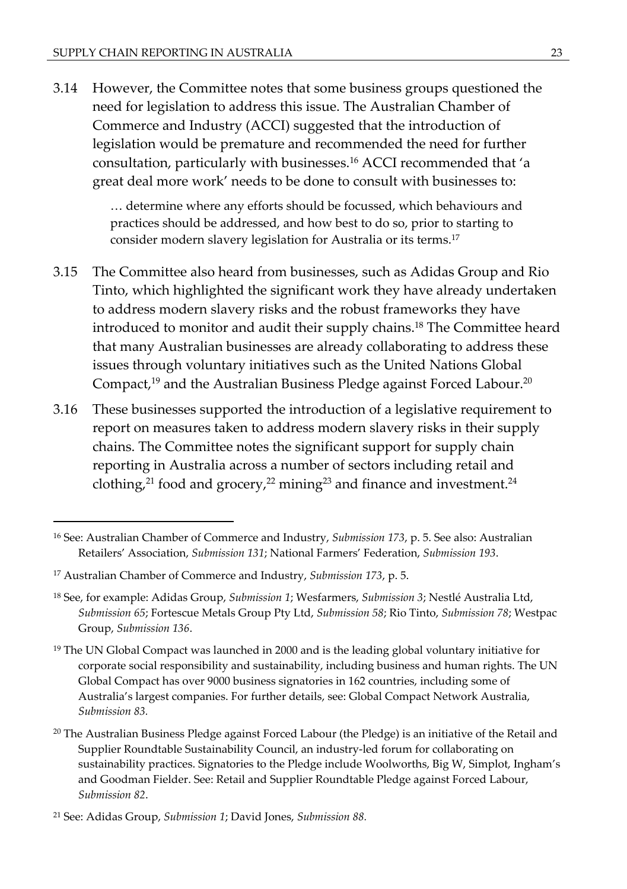3.14 However, the Committee notes that some business groups questioned the need for legislation to address this issue. The Australian Chamber of Commerce and Industry (ACCI) suggested that the introduction of legislation would be premature and recommended the need for further consultation, particularly with businesses.[16] ACCI recommended that 'a great deal more work' needs to be done to consult with businesses to:

> … determine where any efforts should be focussed, which behaviours and practices should be addressed, and how best to do so, prior to starting to consider modern slavery legislation for Australia or its terms.[17]

3.15 The Committee also heard from businesses, such as Adidas Group and Rio Tinto, which highlighted the significant work they have already undertaken to address modern slavery risks and the robust frameworks they have introduced to monitor and audit their supply chains.[18] The Committee heard that many Australian businesses are already collaborating to address these issues through voluntary initiatives such as the United Nations Global Compact,[19] and the Australian Business Pledge against Forced Labour.[20]

3.16 These businesses supported the introduction of a legislative requirement to report on measures taken to address modern slavery risks in their supply chains. The Committee notes the significant support for supply chain reporting in Australia across a number of sectors including retail and clothing,[21] food and grocery,[22] mining[23] and finance and investment.[24]

---

[16] See: Australian Chamber of Commerce and Industry, *Submission 173*, p. 5. See also: Australian Retailers' Association, *Submission 131*; National Farmers' Federation, *Submission 193*.

[17] Australian Chamber of Commerce and Industry, *Submission 173*, p. 5.

[18] See, for example: Adidas Group, *Submission 1*; Wesfarmers, *Submission 3*; Nestlé Australia Ltd, *Submission 65*; Fortescue Metals Group Pty Ltd, *Submission 58*; Rio Tinto, *Submission 78*; Westpac Group, *Submission 136*.

[19] The UN Global Compact was launched in 2000 and is the leading global voluntary initiative for corporate social responsibility and sustainability, including business and human rights. The UN Global Compact has over 9000 business signatories in 162 countries, including some of Australia's largest companies. For further details, see: Global Compact Network Australia, *Submission 83.*

[20] The Australian Business Pledge against Forced Labour (the Pledge) is an initiative of the Retail and Supplier Roundtable Sustainability Council, an industry-led forum for collaborating on sustainability practices. Signatories to the Pledge include Woolworths, Big W, Simplot, Ingham's and Goodman Fielder. See: Retail and Supplier Roundtable Pledge against Forced Labour, *Submission 82*.

[21] See: Adidas Group, *Submission 1*; David Jones, *Submission 88.*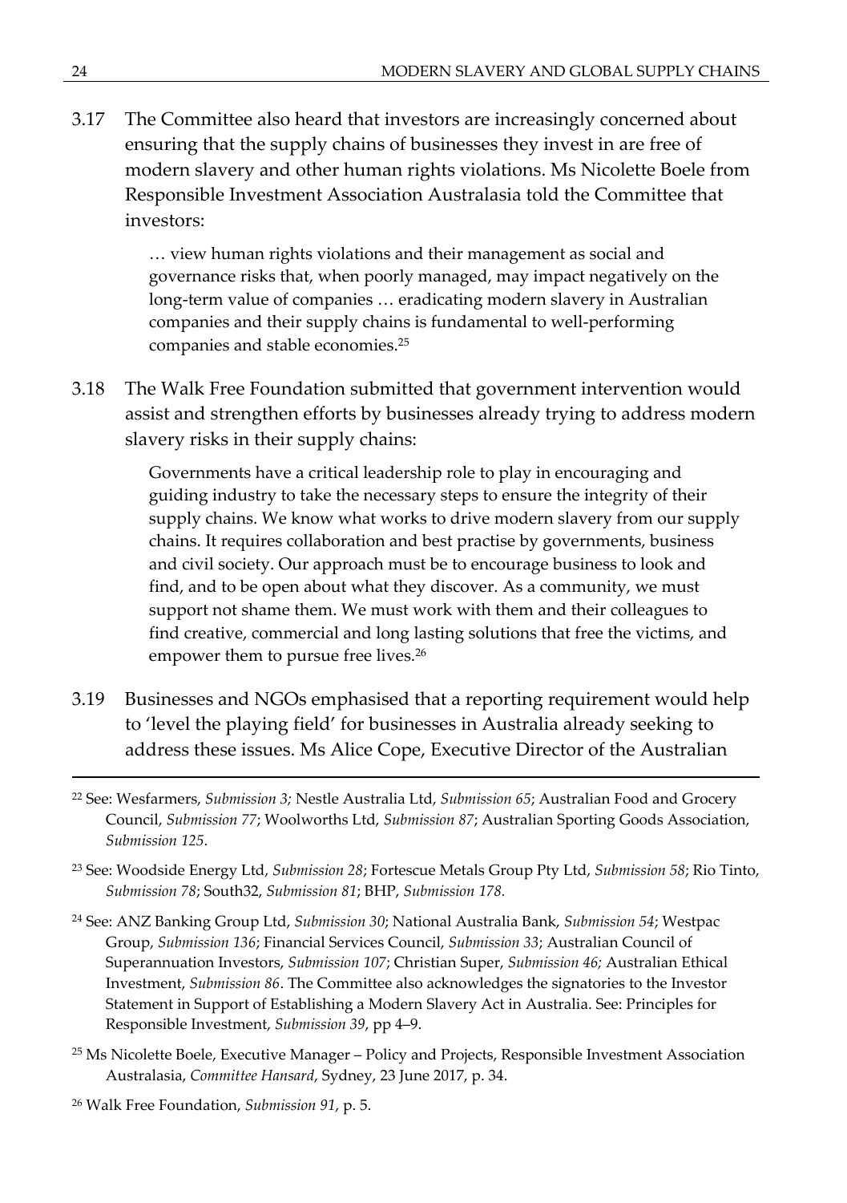3.17 The Committee also heard that investors are increasingly concerned about ensuring that the supply chains of businesses they invest in are free of modern slavery and other human rights violations. Ms Nicolette Boele from Responsible Investment Association Australasia told the Committee that investors:

> … view human rights violations and their management as social and governance risks that, when poorly managed, may impact negatively on the long-term value of companies … eradicating modern slavery in Australian companies and their supply chains is fundamental to well-performing companies and stable economies.[25]

3.18 The Walk Free Foundation submitted that government intervention would assist and strengthen efforts by businesses already trying to address modern slavery risks in their supply chains:

> Governments have a critical leadership role to play in encouraging and guiding industry to take the necessary steps to ensure the integrity of their supply chains. We know what works to drive modern slavery from our supply chains. It requires collaboration and best practise by governments, business and civil society. Our approach must be to encourage business to look and find, and to be open about what they discover. As a community, we must support not shame them. We must work with them and their colleagues to find creative, commercial and long lasting solutions that free the victims, and empower them to pursue free lives.[26]

3.19 Businesses and NGOs emphasised that a reporting requirement would help to 'level the playing field' for businesses in Australia already seeking to address these issues. Ms Alice Cope, Executive Director of the Australian

---

[22] See: Wesfarmers, *Submission 3;* Nestle Australia Ltd, *Submission 65*; Australian Food and Grocery Council, *Submission 77*; Woolworths Ltd, *Submission 87*; Australian Sporting Goods Association, *Submission 125*.

[23] See: Woodside Energy Ltd, *Submission 28*; Fortescue Metals Group Pty Ltd, *Submission 58*; Rio Tinto, *Submission 78*; South32, *Submission 81*; BHP, *Submission 178.*

[24] See: ANZ Banking Group Ltd, *Submission 30*; National Australia Bank, *Submission 54*; Westpac Group, *Submission 136*; Financial Services Council, *Submission 33*; Australian Council of Superannuation Investors, *Submission 107*; Christian Super, *Submission 46;* Australian Ethical Investment, *Submission 86*. The Committee also acknowledges the signatories to the Investor Statement in Support of Establishing a Modern Slavery Act in Australia. See: Principles for Responsible Investment, *Submission 39*, pp 4–9.

[25] Ms Nicolette Boele, Executive Manager – Policy and Projects, Responsible Investment Association Australasia, *Committee Hansard*, Sydney, 23 June 2017, p. 34.

[26] Walk Free Foundation, *Submission 91*, p. 5.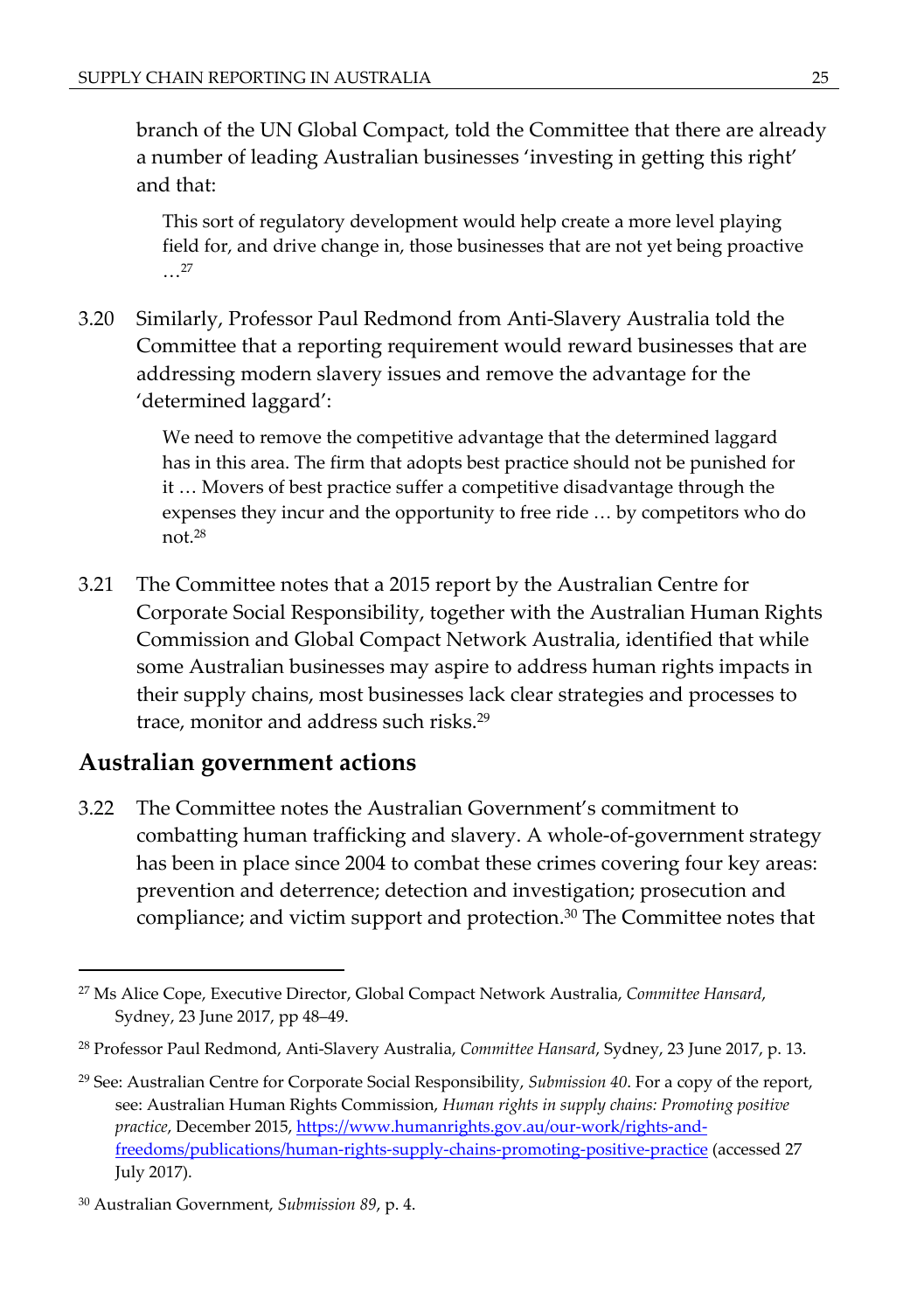branch of the UN Global Compact, told the Committee that there are already a number of leading Australian businesses 'investing in getting this right' and that:

> This sort of regulatory development would help create a more level playing field for, and drive change in, those businesses that are not yet being proactive …[27]

3.20 Similarly, Professor Paul Redmond from Anti-Slavery Australia told the Committee that a reporting requirement would reward businesses that are addressing modern slavery issues and remove the advantage for the 'determined laggard':

> We need to remove the competitive advantage that the determined laggard has in this area. The firm that adopts best practice should not be punished for it … Movers of best practice suffer a competitive disadvantage through the expenses they incur and the opportunity to free ride … by competitors who do not.[28]

3.21 The Committee notes that a 2015 report by the Australian Centre for Corporate Social Responsibility, together with the Australian Human Rights Commission and Global Compact Network Australia, identified that while some Australian businesses may aspire to address human rights impacts in their supply chains, most businesses lack clear strategies and processes to trace, monitor and address such risks.[29]

## Australian government actions

3.22 The Committee notes the Australian Government's commitment to combatting human trafficking and slavery. A whole-of-government strategy has been in place since 2004 to combat these crimes covering four key areas: prevention and deterrence; detection and investigation; prosecution and compliance; and victim support and protection.[30] The Committee notes that

---

[27] Ms Alice Cope, Executive Director, Global Compact Network Australia, *Committee Hansard*, Sydney, 23 June 2017, pp 48–49.

[28] Professor Paul Redmond, Anti-Slavery Australia, *Committee Hansard*, Sydney, 23 June 2017, p. 13.

[29] See: Australian Centre for Corporate Social Responsibility, *Submission 40*. For a copy of the report, see: Australian Human Rights Commission, *Human rights in supply chains: Promoting positive practice*, December 2015, https://www.humanrights.gov.au/our-work/rights-and-freedoms/publications/human-rights-supply-chains-promoting-positive-practice (accessed 27 July 2017).

[30] Australian Government, *Submission 89*, p. 4.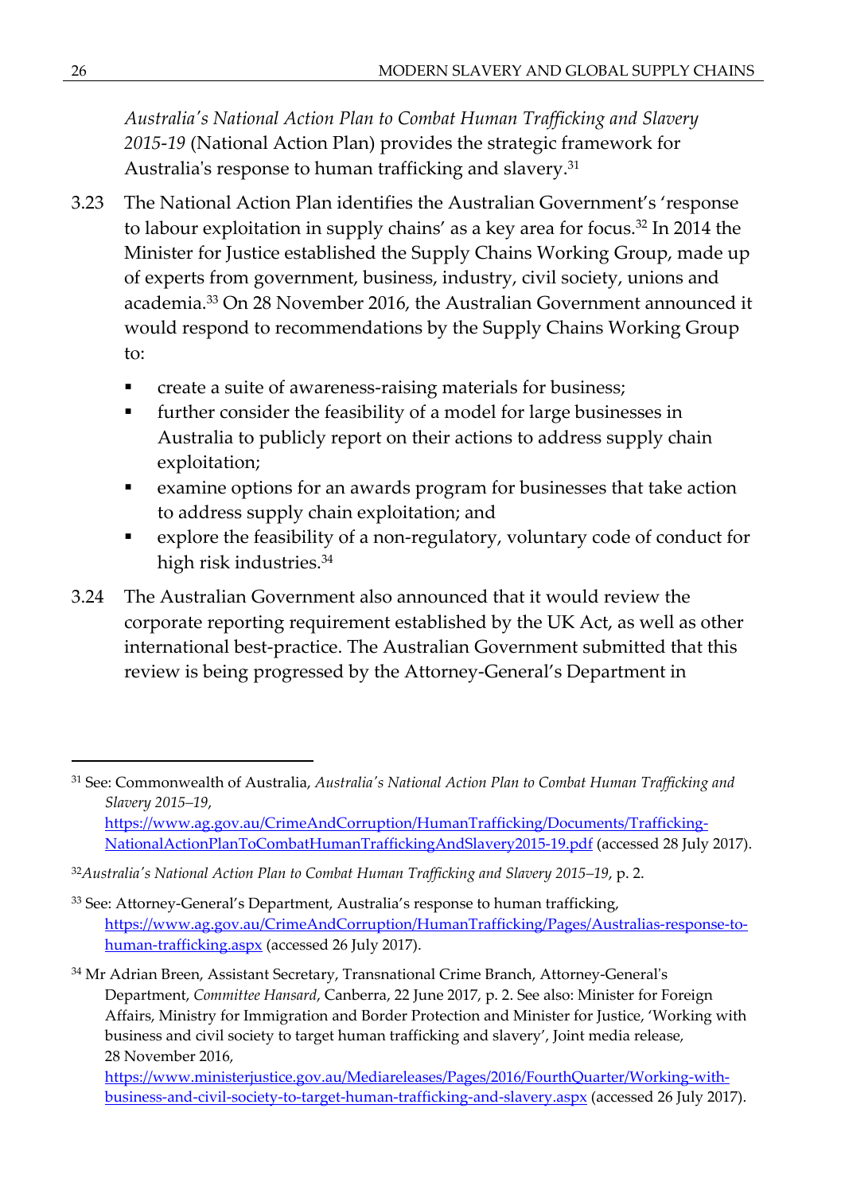*Australia's National Action Plan to Combat Human Trafficking and Slavery 2015-19* (National Action Plan) provides the strategic framework for Australia's response to human trafficking and slavery.[31]

3.23 The National Action Plan identifies the Australian Government's 'response to labour exploitation in supply chains' as a key area for focus.[32] In 2014 the Minister for Justice established the Supply Chains Working Group, made up of experts from government, business, industry, civil society, unions and academia.[33] On 28 November 2016, the Australian Government announced it would respond to recommendations by the Supply Chains Working Group to:

- create a suite of awareness-raising materials for business;
- further consider the feasibility of a model for large businesses in Australia to publicly report on their actions to address supply chain exploitation;
- examine options for an awards program for businesses that take action to address supply chain exploitation; and
- explore the feasibility of a non-regulatory, voluntary code of conduct for high risk industries.[34]

3.24 The Australian Government also announced that it would review the corporate reporting requirement established by the UK Act, as well as other international best-practice. The Australian Government submitted that this review is being progressed by the Attorney-General's Department in

---

[31] See: Commonwealth of Australia, *Australia's National Action Plan to Combat Human Trafficking and Slavery 2015–19*, https://www.ag.gov.au/CrimeAndCorruption/HumanTrafficking/Documents/Trafficking-NationalActionPlanToCombatHumanTraffickingAndSlavery2015-19.pdf (accessed 28 July 2017).

[32] *Australia's National Action Plan to Combat Human Trafficking and Slavery 2015–19*, p. 2.

[33] See: Attorney-General's Department, Australia's response to human trafficking, https://www.ag.gov.au/CrimeAndCorruption/HumanTrafficking/Pages/Australias-response-to-human-trafficking.aspx (accessed 26 July 2017).

[34] Mr Adrian Breen, Assistant Secretary, Transnational Crime Branch, Attorney-General's Department, *Committee Hansard*, Canberra, 22 June 2017, p. 2. See also: Minister for Foreign Affairs, Ministry for Immigration and Border Protection and Minister for Justice, 'Working with business and civil society to target human trafficking and slavery', Joint media release, 28 November 2016, https://www.ministerjustice.gov.au/Mediareleases/Pages/2016/FourthQuarter/Working-with-business-and-civil-society-to-target-human-trafficking-and-slavery.aspx (accessed 26 July 2017).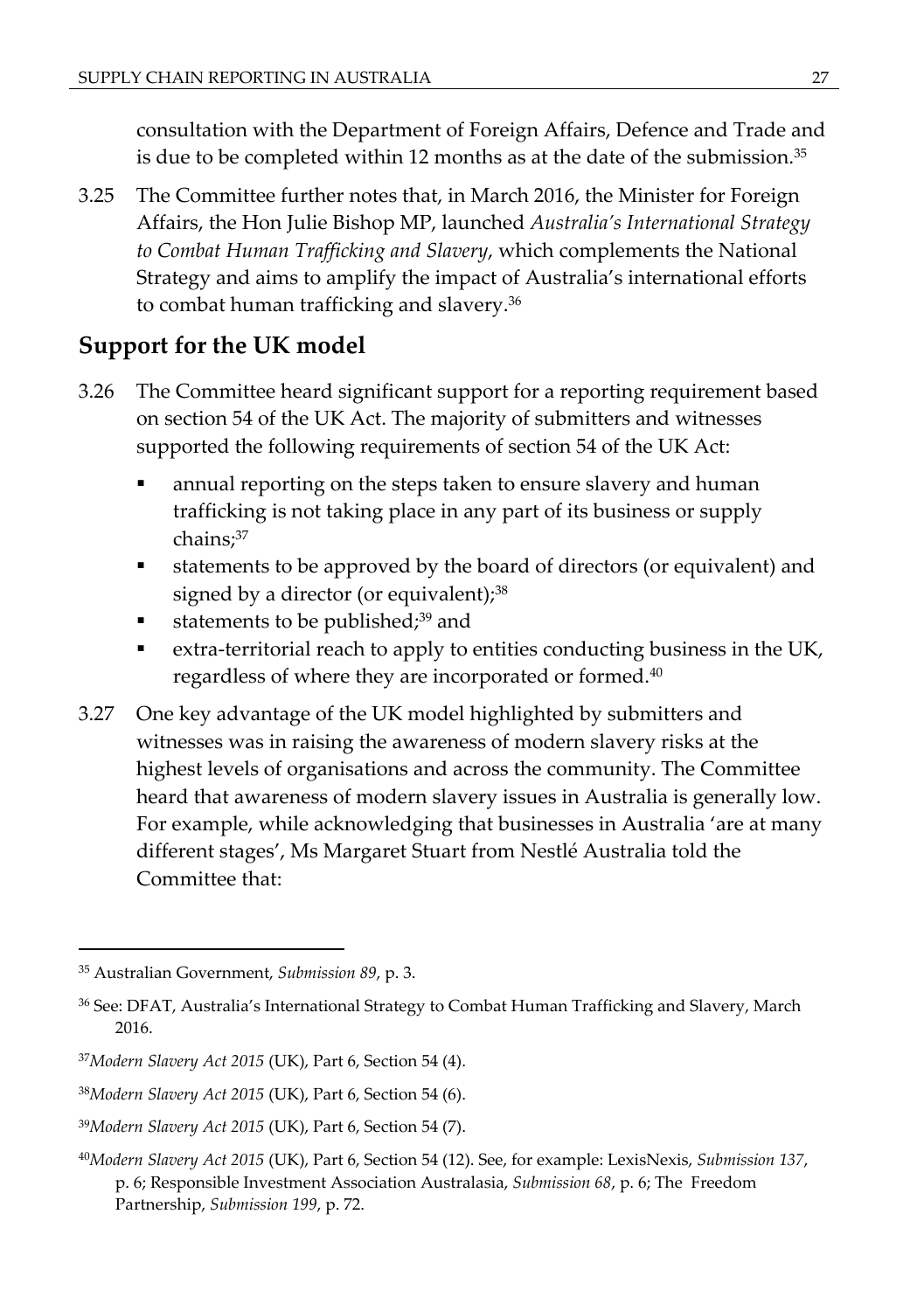consultation with the Department of Foreign Affairs, Defence and Trade and is due to be completed within 12 months as at the date of the submission.[35]

3.25 The Committee further notes that, in March 2016, the Minister for Foreign Affairs, the Hon Julie Bishop MP, launched *Australia's International Strategy to Combat Human Trafficking and Slavery*, which complements the National Strategy and aims to amplify the impact of Australia's international efforts to combat human trafficking and slavery.[36]

## Support for the UK model

3.26 The Committee heard significant support for a reporting requirement based on section 54 of the UK Act. The majority of submitters and witnesses supported the following requirements of section 54 of the UK Act:

- annual reporting on the steps taken to ensure slavery and human trafficking is not taking place in any part of its business or supply chains;[37]
- statements to be approved by the board of directors (or equivalent) and signed by a director (or equivalent);[38]
- statements to be published;[39] and
- extra-territorial reach to apply to entities conducting business in the UK, regardless of where they are incorporated or formed.[40]

3.27 One key advantage of the UK model highlighted by submitters and witnesses was in raising the awareness of modern slavery risks at the highest levels of organisations and across the community. The Committee heard that awareness of modern slavery issues in Australia is generally low. For example, while acknowledging that businesses in Australia 'are at many different stages', Ms Margaret Stuart from Nestlé Australia told the Committee that:

---

[35] Australian Government, *Submission 89*, p. 3.

[36] See: DFAT, Australia's International Strategy to Combat Human Trafficking and Slavery, March 2016.

[37] *Modern Slavery Act 2015* (UK), Part 6, Section 54 (4).

[38] *Modern Slavery Act 2015* (UK), Part 6, Section 54 (6).

[39] *Modern Slavery Act 2015* (UK), Part 6, Section 54 (7).

[40] *Modern Slavery Act 2015* (UK), Part 6, Section 54 (12). See, for example: LexisNexis, *Submission 137*, p. 6; Responsible Investment Association Australasia, *Submission 68*, p. 6; The Freedom Partnership, *Submission 199*, p. 72.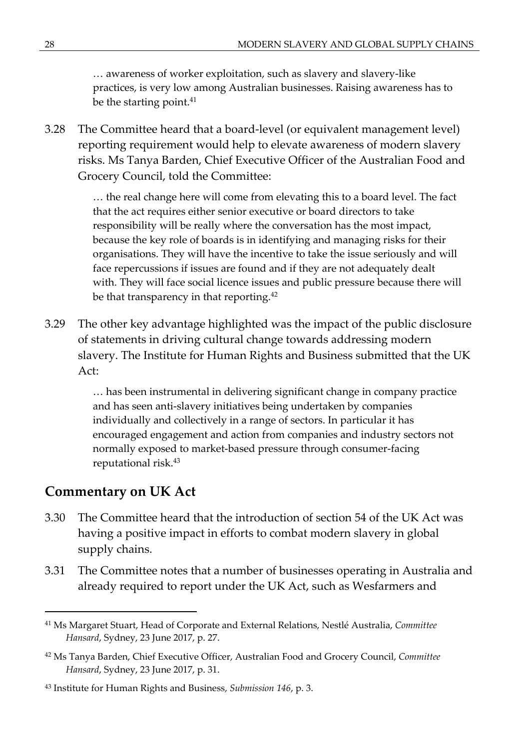> … awareness of worker exploitation, such as slavery and slavery-like practices, is very low among Australian businesses. Raising awareness has to be the starting point.[41]

3.28 The Committee heard that a board-level (or equivalent management level) reporting requirement would help to elevate awareness of modern slavery risks. Ms Tanya Barden, Chief Executive Officer of the Australian Food and Grocery Council, told the Committee:

> … the real change here will come from elevating this to a board level. The fact that the act requires either senior executive or board directors to take responsibility will be really where the conversation has the most impact, because the key role of boards is in identifying and managing risks for their organisations. They will have the incentive to take the issue seriously and will face repercussions if issues are found and if they are not adequately dealt with. They will face social licence issues and public pressure because there will be that transparency in that reporting.[42]

3.29 The other key advantage highlighted was the impact of the public disclosure of statements in driving cultural change towards addressing modern slavery. The Institute for Human Rights and Business submitted that the UK Act:

> … has been instrumental in delivering significant change in company practice and has seen anti-slavery initiatives being undertaken by companies individually and collectively in a range of sectors. In particular it has encouraged engagement and action from companies and industry sectors not normally exposed to market-based pressure through consumer-facing reputational risk.[43]

## Commentary on UK Act

3.30 The Committee heard that the introduction of section 54 of the UK Act was having a positive impact in efforts to combat modern slavery in global supply chains.

3.31 The Committee notes that a number of businesses operating in Australia and already required to report under the UK Act, such as Wesfarmers and

---

[41] Ms Margaret Stuart, Head of Corporate and External Relations, Nestlé Australia, *Committee Hansard*, Sydney, 23 June 2017, p. 27.

[42] Ms Tanya Barden, Chief Executive Officer, Australian Food and Grocery Council, *Committee Hansard*, Sydney, 23 June 2017, p. 31.

[43] Institute for Human Rights and Business, *Submission 146*, p. 3.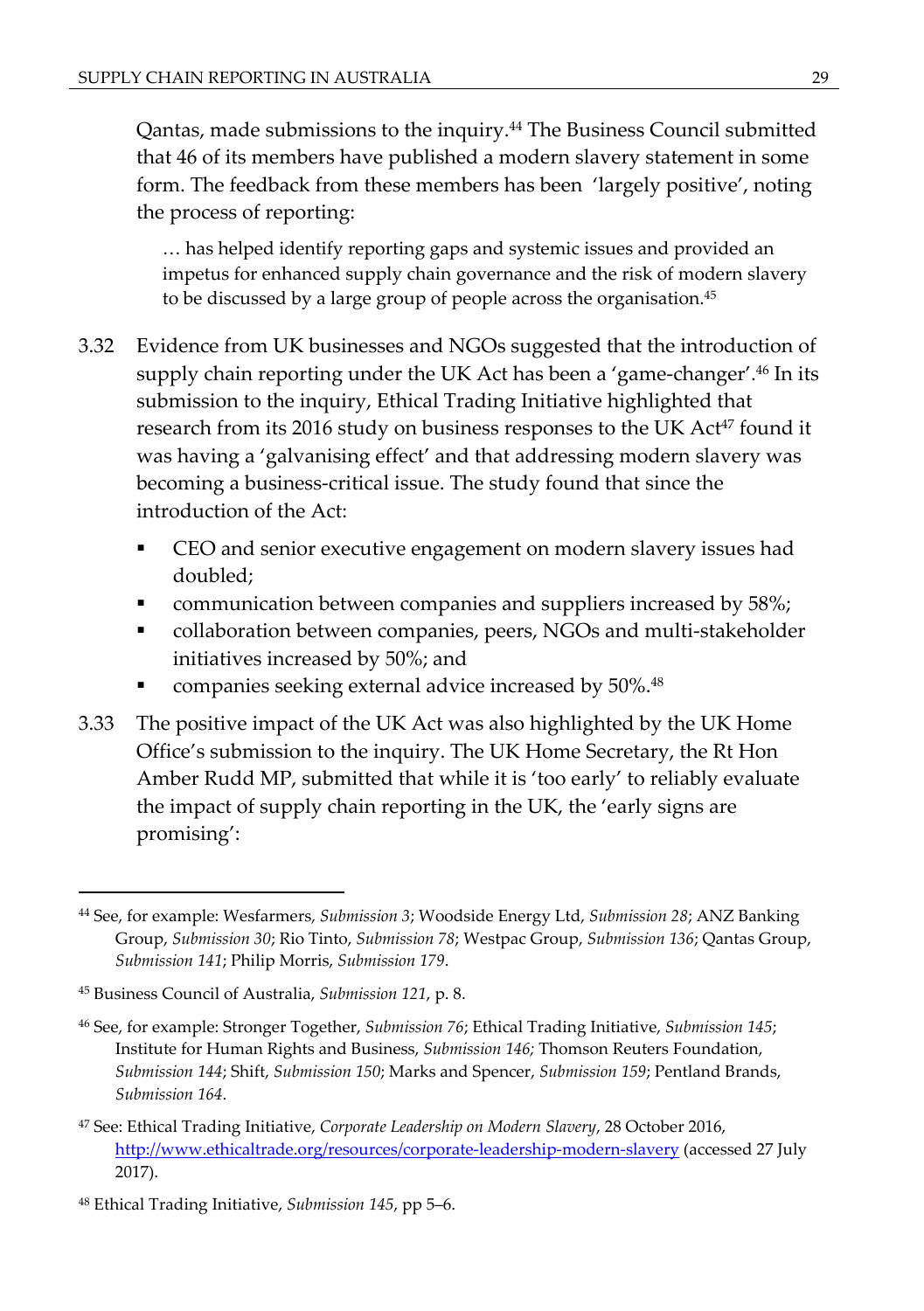Qantas, made submissions to the inquiry.[44] The Business Council submitted that 46 of its members have published a modern slavery statement in some form. The feedback from these members has been 'largely positive', noting the process of reporting:

> … has helped identify reporting gaps and systemic issues and provided an impetus for enhanced supply chain governance and the risk of modern slavery to be discussed by a large group of people across the organisation.[45]

3.32 Evidence from UK businesses and NGOs suggested that the introduction of supply chain reporting under the UK Act has been a 'game-changer'.[46] In its submission to the inquiry, Ethical Trading Initiative highlighted that research from its 2016 study on business responses to the UK Act[47] found it was having a 'galvanising effect' and that addressing modern slavery was becoming a business-critical issue. The study found that since the introduction of the Act:

- CEO and senior executive engagement on modern slavery issues had doubled;
- communication between companies and suppliers increased by 58%;
- collaboration between companies, peers, NGOs and multi-stakeholder initiatives increased by 50%; and
- companies seeking external advice increased by 50%.[48]

3.33 The positive impact of the UK Act was also highlighted by the UK Home Office's submission to the inquiry. The UK Home Secretary, the Rt Hon Amber Rudd MP, submitted that while it is 'too early' to reliably evaluate the impact of supply chain reporting in the UK, the 'early signs are promising':

---

[44] See, for example: Wesfarmers, *Submission 3*; Woodside Energy Ltd, *Submission 28*; ANZ Banking Group, *Submission 30*; Rio Tinto, *Submission 78*; Westpac Group, *Submission 136*; Qantas Group, *Submission 141*; Philip Morris, *Submission 179*.

[45] Business Council of Australia, *Submission 121*, p. 8.

[46] See, for example: Stronger Together, *Submission 76*; Ethical Trading Initiative, *Submission 145*; Institute for Human Rights and Business, *Submission 146;* Thomson Reuters Foundation, *Submission 144*; Shift, *Submission 150*; Marks and Spencer, *Submission 159*; Pentland Brands, *Submission 164*.

[47] See: Ethical Trading Initiative, *Corporate Leadership on Modern Slavery*, 28 October 2016, http://www.ethicaltrade.org/resources/corporate-leadership-modern-slavery (accessed 27 July 2017).

[48] Ethical Trading Initiative, *Submission 145*, pp 5–6.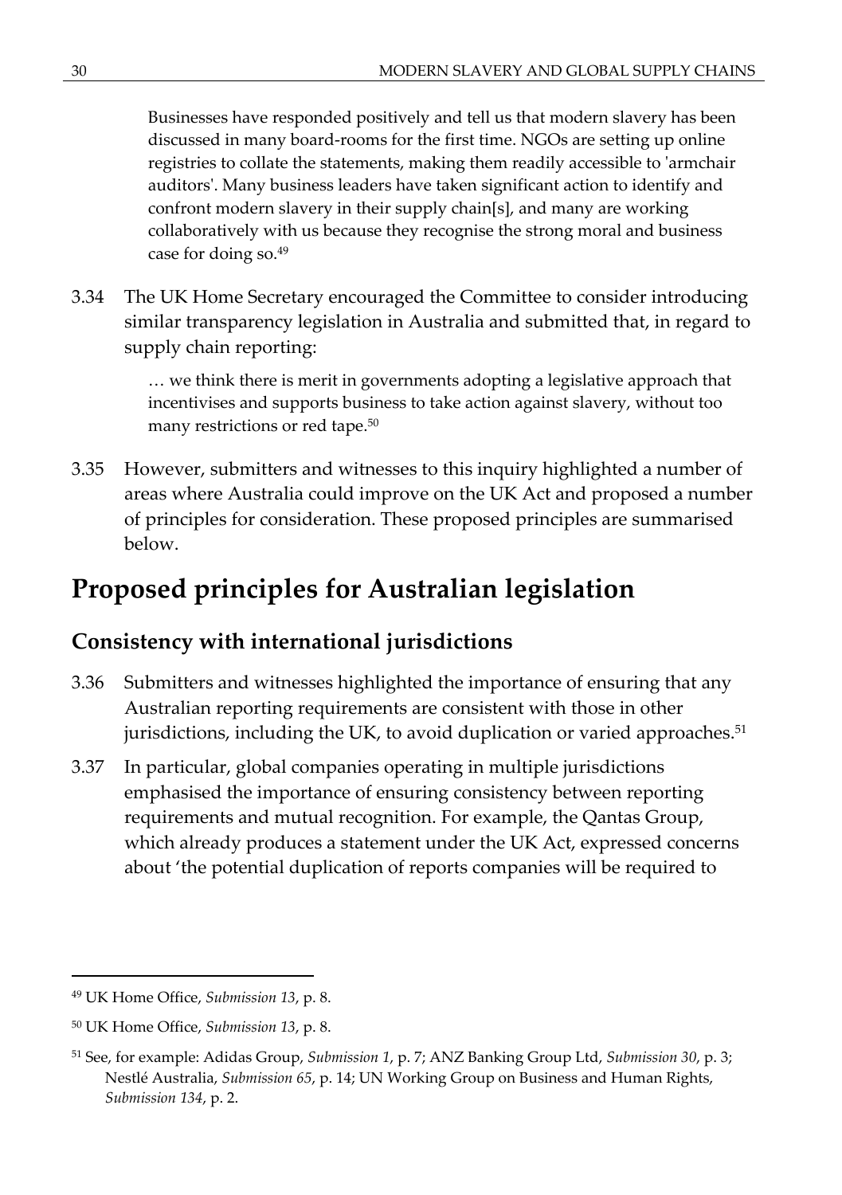> Businesses have responded positively and tell us that modern slavery has been discussed in many board-rooms for the first time. NGOs are setting up online registries to collate the statements, making them readily accessible to 'armchair auditors'. Many business leaders have taken significant action to identify and confront modern slavery in their supply chain[s], and many are working collaboratively with us because they recognise the strong moral and business case for doing so.[49]

3.34 The UK Home Secretary encouraged the Committee to consider introducing similar transparency legislation in Australia and submitted that, in regard to supply chain reporting:

> … we think there is merit in governments adopting a legislative approach that incentivises and supports business to take action against slavery, without too many restrictions or red tape.[50]

3.35 However, submitters and witnesses to this inquiry highlighted a number of areas where Australia could improve on the UK Act and proposed a number of principles for consideration. These proposed principles are summarised below.

# Proposed principles for Australian legislation

## Consistency with international jurisdictions

3.36 Submitters and witnesses highlighted the importance of ensuring that any Australian reporting requirements are consistent with those in other jurisdictions, including the UK, to avoid duplication or varied approaches.[51]

3.37 In particular, global companies operating in multiple jurisdictions emphasised the importance of ensuring consistency between reporting requirements and mutual recognition. For example, the Qantas Group, which already produces a statement under the UK Act, expressed concerns about 'the potential duplication of reports companies will be required to

---

[49] UK Home Office, *Submission 13*, p. 8.

[50] UK Home Office, *Submission 13*, p. 8.

[51] See, for example: Adidas Group, *Submission 1*, p. 7; ANZ Banking Group Ltd, *Submission 30*, p. 3; Nestlé Australia, *Submission 65*, p. 14; UN Working Group on Business and Human Rights, *Submission 134*, p. 2.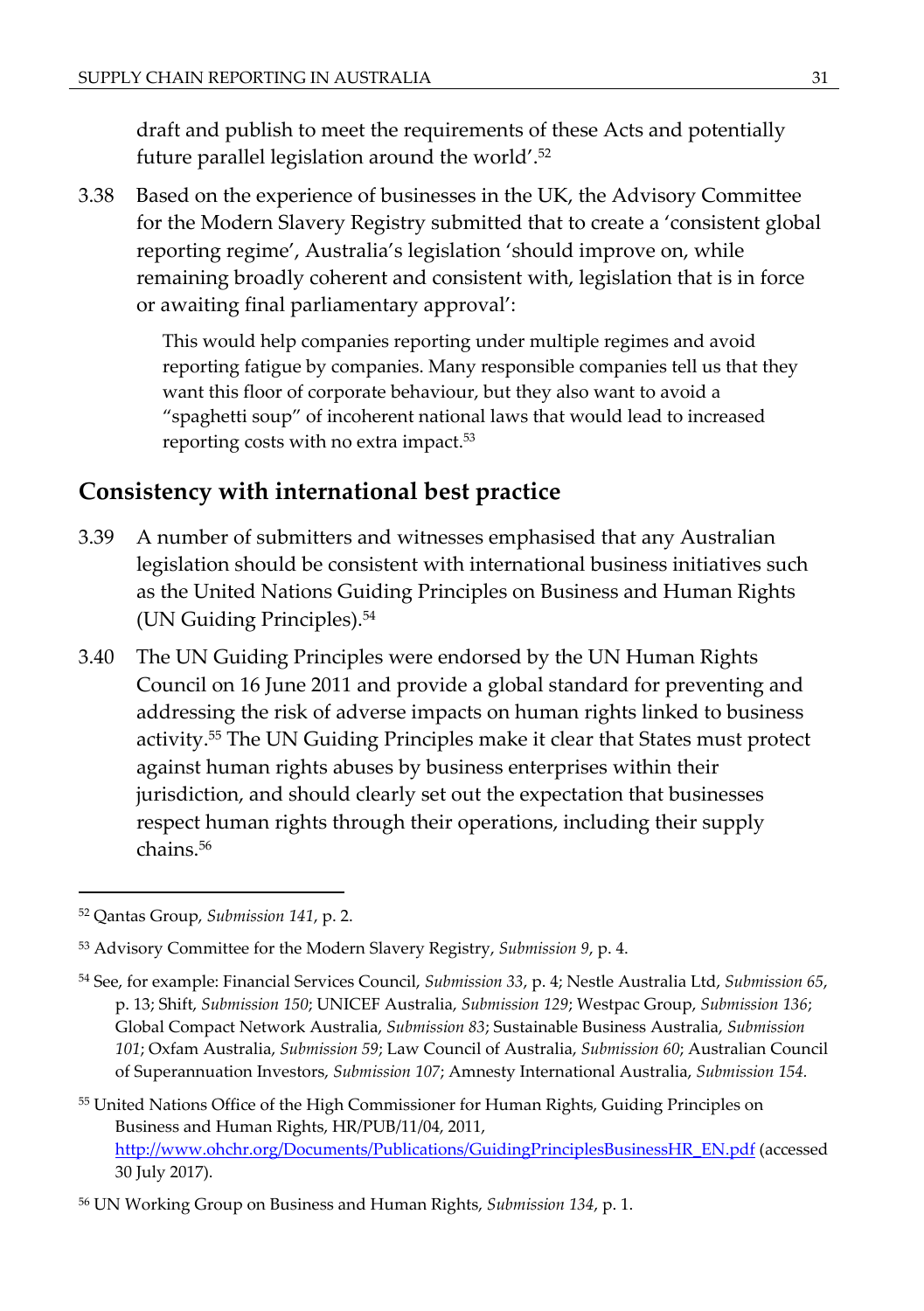draft and publish to meet the requirements of these Acts and potentially future parallel legislation around the world'.[52]

3.38 Based on the experience of businesses in the UK, the Advisory Committee for the Modern Slavery Registry submitted that to create a 'consistent global reporting regime', Australia's legislation 'should improve on, while remaining broadly coherent and consistent with, legislation that is in force or awaiting final parliamentary approval':

> This would help companies reporting under multiple regimes and avoid reporting fatigue by companies. Many responsible companies tell us that they want this floor of corporate behaviour, but they also want to avoid a "spaghetti soup" of incoherent national laws that would lead to increased reporting costs with no extra impact.[53]

## Consistency with international best practice

3.39 A number of submitters and witnesses emphasised that any Australian legislation should be consistent with international business initiatives such as the United Nations Guiding Principles on Business and Human Rights (UN Guiding Principles).[54]

3.40 The UN Guiding Principles were endorsed by the UN Human Rights Council on 16 June 2011 and provide a global standard for preventing and addressing the risk of adverse impacts on human rights linked to business activity.[55] The UN Guiding Principles make it clear that States must protect against human rights abuses by business enterprises within their jurisdiction, and should clearly set out the expectation that businesses respect human rights through their operations, including their supply chains.[56]

---

[52] Qantas Group, *Submission 141*, p. 2.

[53] Advisory Committee for the Modern Slavery Registry, *Submission 9*, p. 4.

[54] See, for example: Financial Services Council, *Submission 33*, p. 4; Nestle Australia Ltd, *Submission 65*, p. 13; Shift, *Submission 150*; UNICEF Australia, *Submission 129*; Westpac Group, *Submission 136*; Global Compact Network Australia, *Submission 83*; Sustainable Business Australia, *Submission 101*; Oxfam Australia, *Submission 59*; Law Council of Australia, *Submission 60*; Australian Council of Superannuation Investors, *Submission 107*; Amnesty International Australia, *Submission 154.*

[55] United Nations Office of the High Commissioner for Human Rights, Guiding Principles on Business and Human Rights, HR/PUB/11/04, 2011, http://www.ohchr.org/Documents/Publications/GuidingPrinciplesBusinessHR_EN.pdf (accessed 30 July 2017).

[56] UN Working Group on Business and Human Rights, *Submission 134*, p. 1.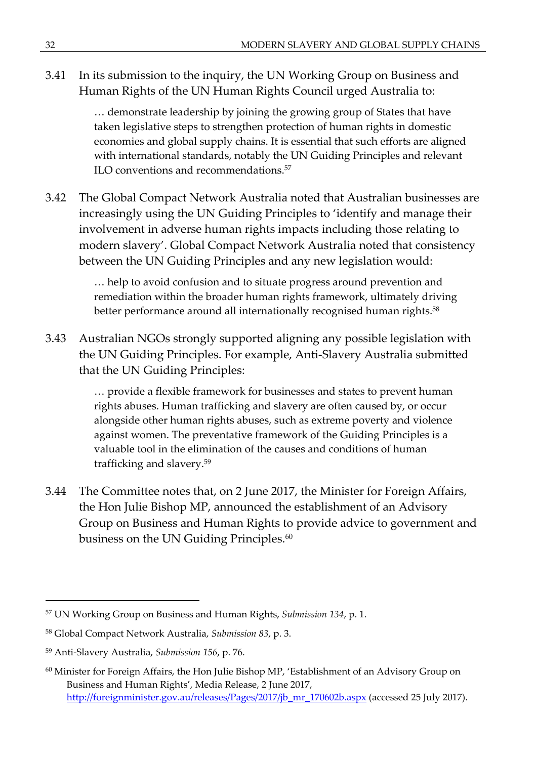3.41 In its submission to the inquiry, the UN Working Group on Business and Human Rights of the UN Human Rights Council urged Australia to:

> … demonstrate leadership by joining the growing group of States that have taken legislative steps to strengthen protection of human rights in domestic economies and global supply chains. It is essential that such efforts are aligned with international standards, notably the UN Guiding Principles and relevant ILO conventions and recommendations.[57]

3.42 The Global Compact Network Australia noted that Australian businesses are increasingly using the UN Guiding Principles to 'identify and manage their involvement in adverse human rights impacts including those relating to modern slavery'. Global Compact Network Australia noted that consistency between the UN Guiding Principles and any new legislation would:

> … help to avoid confusion and to situate progress around prevention and remediation within the broader human rights framework, ultimately driving better performance around all internationally recognised human rights.[58]

3.43 Australian NGOs strongly supported aligning any possible legislation with the UN Guiding Principles. For example, Anti-Slavery Australia submitted that the UN Guiding Principles:

> … provide a flexible framework for businesses and states to prevent human rights abuses. Human trafficking and slavery are often caused by, or occur alongside other human rights abuses, such as extreme poverty and violence against women. The preventative framework of the Guiding Principles is a valuable tool in the elimination of the causes and conditions of human trafficking and slavery.[59]

3.44 The Committee notes that, on 2 June 2017, the Minister for Foreign Affairs, the Hon Julie Bishop MP, announced the establishment of an Advisory Group on Business and Human Rights to provide advice to government and business on the UN Guiding Principles.[60]

---

[57] UN Working Group on Business and Human Rights, *Submission 134*, p. 1.

[58] Global Compact Network Australia, *Submission 83*, p. 3.

[59] Anti-Slavery Australia, *Submission 156*, p. 76.

[60] Minister for Foreign Affairs, the Hon Julie Bishop MP, 'Establishment of an Advisory Group on Business and Human Rights', Media Release, 2 June 2017, http://foreignminister.gov.au/releases/Pages/2017/jb_mr_170602b.aspx (accessed 25 July 2017).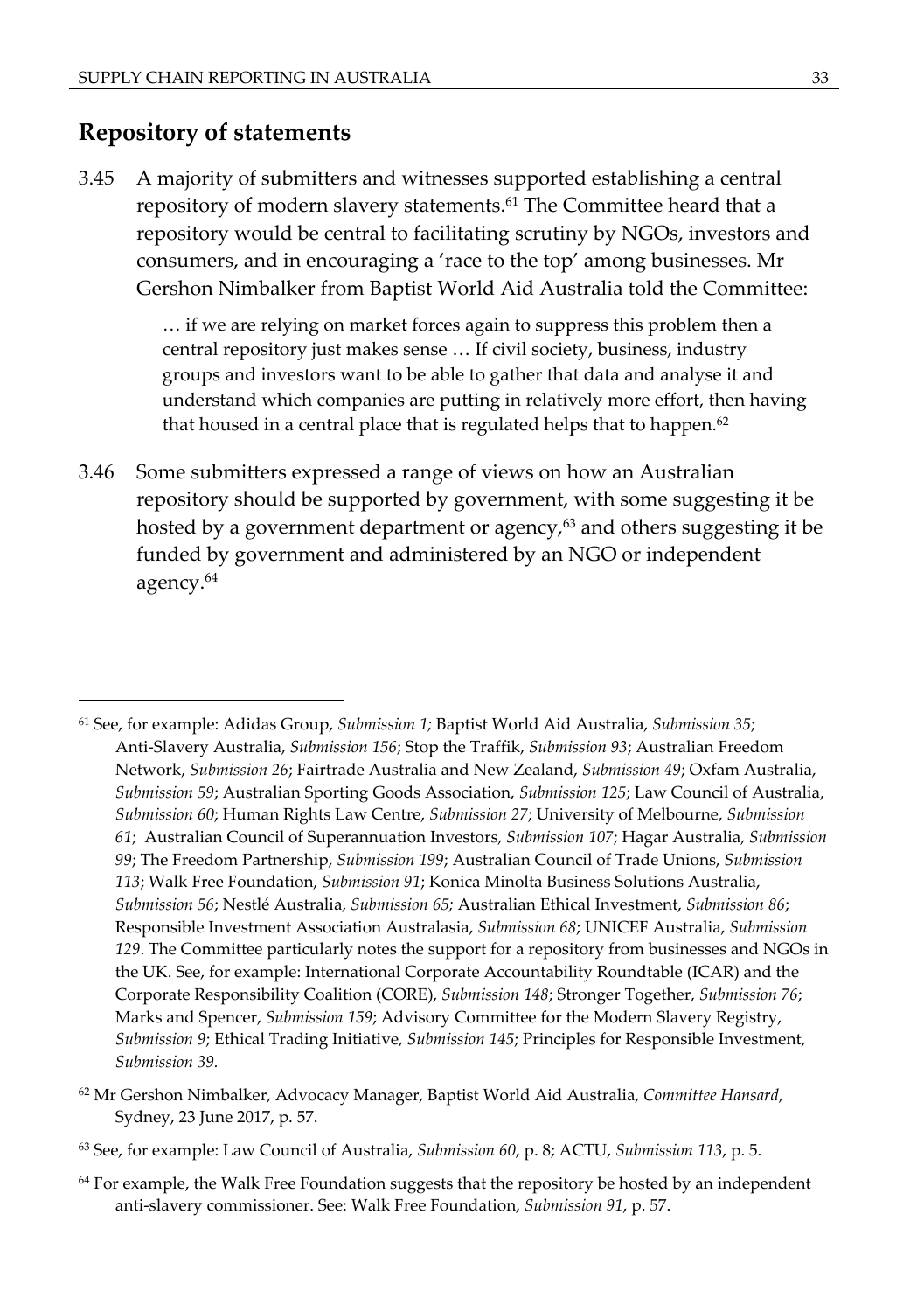## Repository of statements

3.45 A majority of submitters and witnesses supported establishing a central repository of modern slavery statements.[61] The Committee heard that a repository would be central to facilitating scrutiny by NGOs, investors and consumers, and in encouraging a 'race to the top' among businesses. Mr Gershon Nimbalker from Baptist World Aid Australia told the Committee:

> … if we are relying on market forces again to suppress this problem then a central repository just makes sense … If civil society, business, industry groups and investors want to be able to gather that data and analyse it and understand which companies are putting in relatively more effort, then having that housed in a central place that is regulated helps that to happen.[62]

3.46 Some submitters expressed a range of views on how an Australian repository should be supported by government, with some suggesting it be hosted by a government department or agency,[63] and others suggesting it be funded by government and administered by an NGO or independent agency.[64]

---

[61] See, for example: Adidas Group, *Submission 1;* Baptist World Aid Australia, *Submission 35*; Anti-Slavery Australia, *Submission 156*; Stop the Traffik, *Submission 93*; Australian Freedom Network, *Submission 26*; Fairtrade Australia and New Zealand, *Submission 49*; Oxfam Australia, *Submission 59*; Australian Sporting Goods Association, *Submission 125*; Law Council of Australia, *Submission 60*; Human Rights Law Centre, *Submission 27*; University of Melbourne, *Submission 61*; Australian Council of Superannuation Investors, *Submission 107*; Hagar Australia, *Submission 99*; The Freedom Partnership, *Submission 199*; Australian Council of Trade Unions, *Submission 113*; Walk Free Foundation, *Submission 91*; Konica Minolta Business Solutions Australia, *Submission 56*; Nestlé Australia, *Submission 65;* Australian Ethical Investment, *Submission 86*; Responsible Investment Association Australasia, *Submission 68*; UNICEF Australia, *Submission 129*. The Committee particularly notes the support for a repository from businesses and NGOs in the UK. See, for example: International Corporate Accountability Roundtable (ICAR) and the Corporate Responsibility Coalition (CORE), *Submission 148*; Stronger Together, *Submission 76*; Marks and Spencer, *Submission 159*; Advisory Committee for the Modern Slavery Registry, *Submission 9*; Ethical Trading Initiative, *Submission 145*; Principles for Responsible Investment, *Submission 39.*

[62] Mr Gershon Nimbalker, Advocacy Manager, Baptist World Aid Australia, *Committee Hansard*, Sydney, 23 June 2017, p. 57.

[63] See, for example: Law Council of Australia, *Submission 60*, p. 8; ACTU, *Submission 113*, p. 5.

[64] For example, the Walk Free Foundation suggests that the repository be hosted by an independent anti-slavery commissioner. See: Walk Free Foundation, *Submission 91*, p. 57.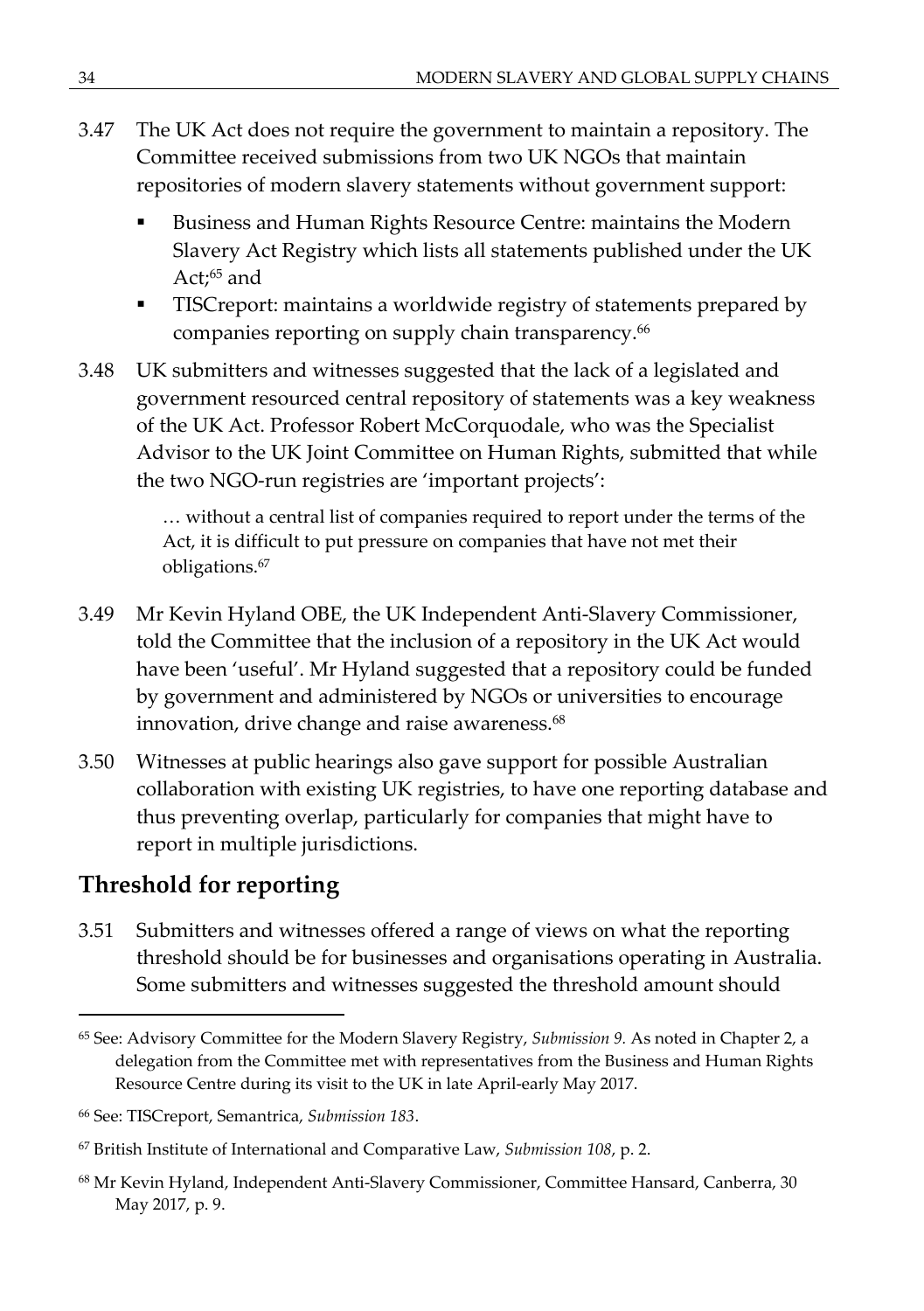3.47 The UK Act does not require the government to maintain a repository. The Committee received submissions from two UK NGOs that maintain repositories of modern slavery statements without government support:

- Business and Human Rights Resource Centre: maintains the Modern Slavery Act Registry which lists all statements published under the UK Act;[65] and
- TISCreport: maintains a worldwide registry of statements prepared by companies reporting on supply chain transparency.[66]

3.48 UK submitters and witnesses suggested that the lack of a legislated and government resourced central repository of statements was a key weakness of the UK Act. Professor Robert McCorquodale, who was the Specialist Advisor to the UK Joint Committee on Human Rights, submitted that while the two NGO-run registries are 'important projects':

> … without a central list of companies required to report under the terms of the Act, it is difficult to put pressure on companies that have not met their obligations.[67]

3.49 Mr Kevin Hyland OBE, the UK Independent Anti-Slavery Commissioner, told the Committee that the inclusion of a repository in the UK Act would have been 'useful'. Mr Hyland suggested that a repository could be funded by government and administered by NGOs or universities to encourage innovation, drive change and raise awareness.[68]

3.50 Witnesses at public hearings also gave support for possible Australian collaboration with existing UK registries, to have one reporting database and thus preventing overlap, particularly for companies that might have to report in multiple jurisdictions.

## Threshold for reporting

3.51 Submitters and witnesses offered a range of views on what the reporting threshold should be for businesses and organisations operating in Australia. Some submitters and witnesses suggested the threshold amount should

---

[65] See: Advisory Committee for the Modern Slavery Registry, *Submission 9.* As noted in Chapter 2, a delegation from the Committee met with representatives from the Business and Human Rights Resource Centre during its visit to the UK in late April-early May 2017.

[66] See: TISCreport, Semantrica, *Submission 183*.

[67] British Institute of International and Comparative Law, *Submission 108*, p. 2.

[68] Mr Kevin Hyland, Independent Anti-Slavery Commissioner, Committee Hansard, Canberra, 30 May 2017, p. 9.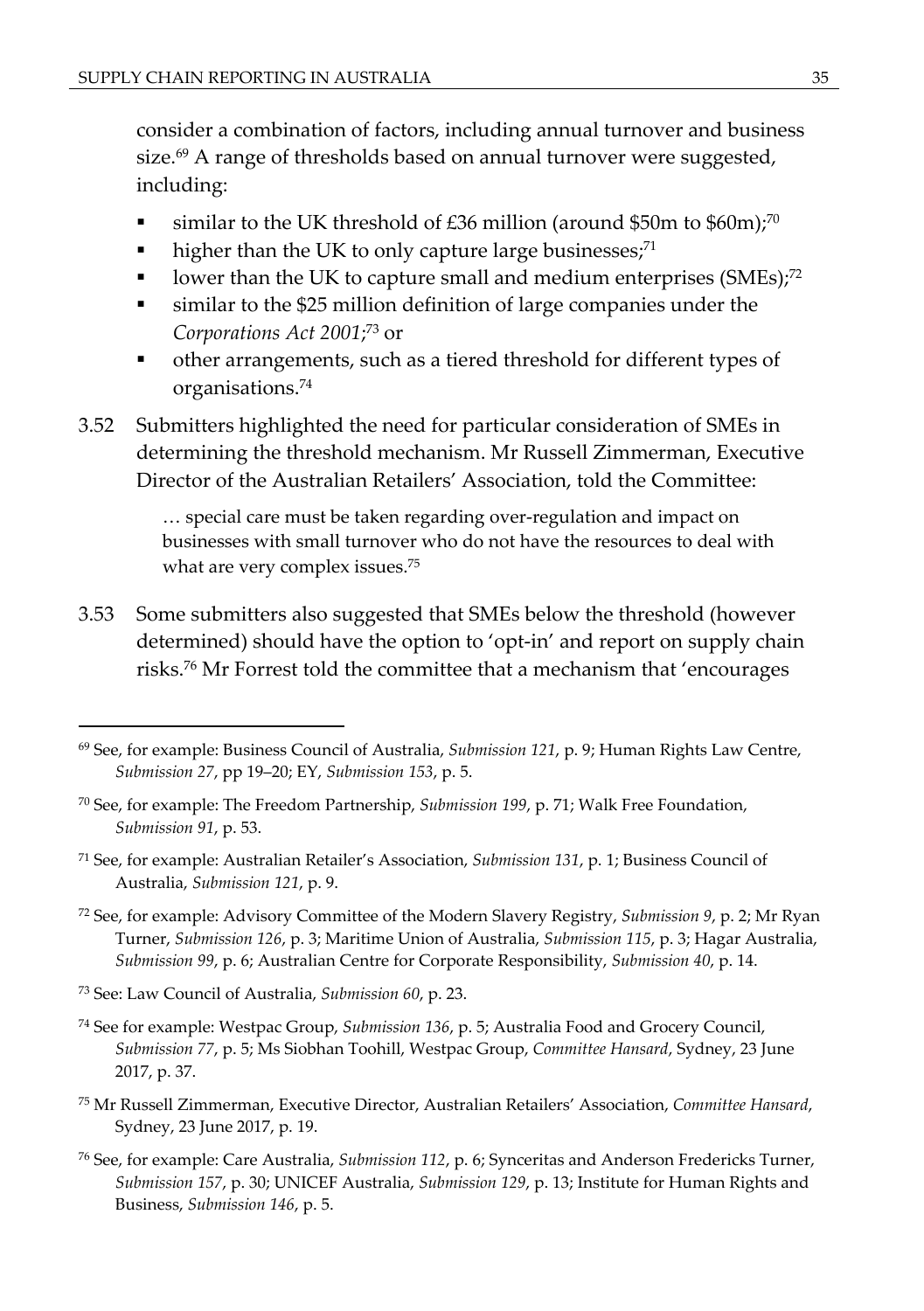consider a combination of factors, including annual turnover and business size.[69] A range of thresholds based on annual turnover were suggested, including:

- similar to the UK threshold of £36 million (around $50m to $60m);[70]
- higher than the UK to only capture large businesses;[71]
- lower than the UK to capture small and medium enterprises (SMEs);[72]
- similar to the $25 million definition of large companies under the *Corporations Act 2001*;[73] or
- other arrangements, such as a tiered threshold for different types of organisations.[74]

3.52 Submitters highlighted the need for particular consideration of SMEs in determining the threshold mechanism. Mr Russell Zimmerman, Executive Director of the Australian Retailers' Association, told the Committee:

> … special care must be taken regarding over-regulation and impact on businesses with small turnover who do not have the resources to deal with what are very complex issues.[75]

3.53 Some submitters also suggested that SMEs below the threshold (however determined) should have the option to 'opt-in' and report on supply chain risks.[76] Mr Forrest told the committee that a mechanism that 'encourages

---

[69] See, for example: Business Council of Australia, *Submission 121*, p. 9; Human Rights Law Centre, *Submission 27*, pp 19–20; EY, *Submission 153*, p. 5.

[70] See, for example: The Freedom Partnership, *Submission 199*, p. 71; Walk Free Foundation, *Submission 91*, p. 53.

[71] See, for example: Australian Retailer's Association, *Submission 131*, p. 1; Business Council of Australia, *Submission 121*, p. 9.

[72] See, for example: Advisory Committee of the Modern Slavery Registry, *Submission 9*, p. 2; Mr Ryan Turner, *Submission 126*, p. 3; Maritime Union of Australia, *Submission 115*, p. 3; Hagar Australia, *Submission 99*, p. 6; Australian Centre for Corporate Responsibility, *Submission 40*, p. 14.

[73] See: Law Council of Australia, *Submission 60*, p. 23.

[74] See for example: Westpac Group, *Submission 136*, p. 5; Australia Food and Grocery Council, *Submission 77*, p. 5; Ms Siobhan Toohill, Westpac Group, *Committee Hansard*, Sydney, 23 June 2017, p. 37.

[75] Mr Russell Zimmerman, Executive Director, Australian Retailers' Association, *Committee Hansard*, Sydney, 23 June 2017, p. 19.

[76] See, for example: Care Australia, *Submission 112*, p. 6; Synceritas and Anderson Fredericks Turner, *Submission 157*, p. 30; UNICEF Australia, *Submission 129*, p. 13; Institute for Human Rights and Business, *Submission 146*, p. 5.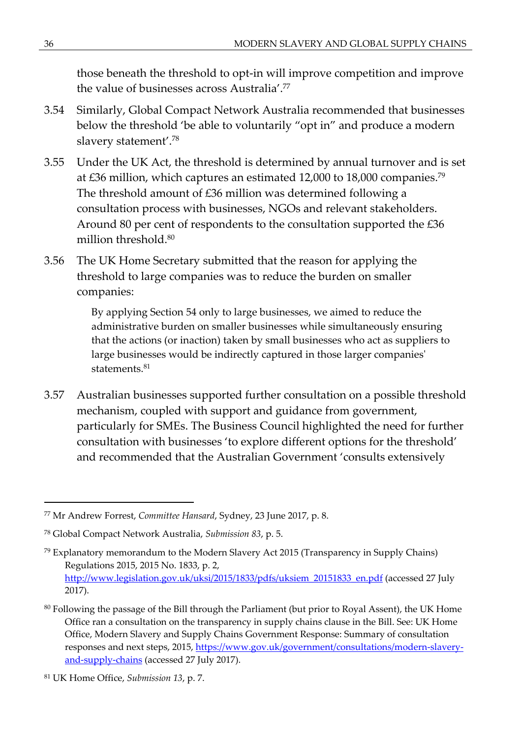those beneath the threshold to opt-in will improve competition and improve the value of businesses across Australia'.[77]

3.54 Similarly, Global Compact Network Australia recommended that businesses below the threshold 'be able to voluntarily "opt in" and produce a modern slavery statement'.[78]

3.55 Under the UK Act, the threshold is determined by annual turnover and is set at £36 million, which captures an estimated 12,000 to 18,000 companies.[79] The threshold amount of £36 million was determined following a consultation process with businesses, NGOs and relevant stakeholders. Around 80 per cent of respondents to the consultation supported the £36 million threshold.[80]

3.56 The UK Home Secretary submitted that the reason for applying the threshold to large companies was to reduce the burden on smaller companies:

> By applying Section 54 only to large businesses, we aimed to reduce the administrative burden on smaller businesses while simultaneously ensuring that the actions (or inaction) taken by small businesses who act as suppliers to large businesses would be indirectly captured in those larger companies' statements.[81]

3.57 Australian businesses supported further consultation on a possible threshold mechanism, coupled with support and guidance from government, particularly for SMEs. The Business Council highlighted the need for further consultation with businesses 'to explore different options for the threshold' and recommended that the Australian Government 'consults extensively

---

[77] Mr Andrew Forrest, *Committee Hansard*, Sydney, 23 June 2017, p. 8.

[78] Global Compact Network Australia, *Submission 83*, p. 5.

[79] Explanatory memorandum to the Modern Slavery Act 2015 (Transparency in Supply Chains) Regulations 2015, 2015 No. 1833, p. 2, http://www.legislation.gov.uk/uksi/2015/1833/pdfs/uksiem_20151833_en.pdf (accessed 27 July 2017).

[80] Following the passage of the Bill through the Parliament (but prior to Royal Assent), the UK Home Office ran a consultation on the transparency in supply chains clause in the Bill. See: UK Home Office, Modern Slavery and Supply Chains Government Response: Summary of consultation responses and next steps, 2015, https://www.gov.uk/government/consultations/modern-slavery-and-supply-chains (accessed 27 July 2017).

[81] UK Home Office, *Submission 13*, p. 7.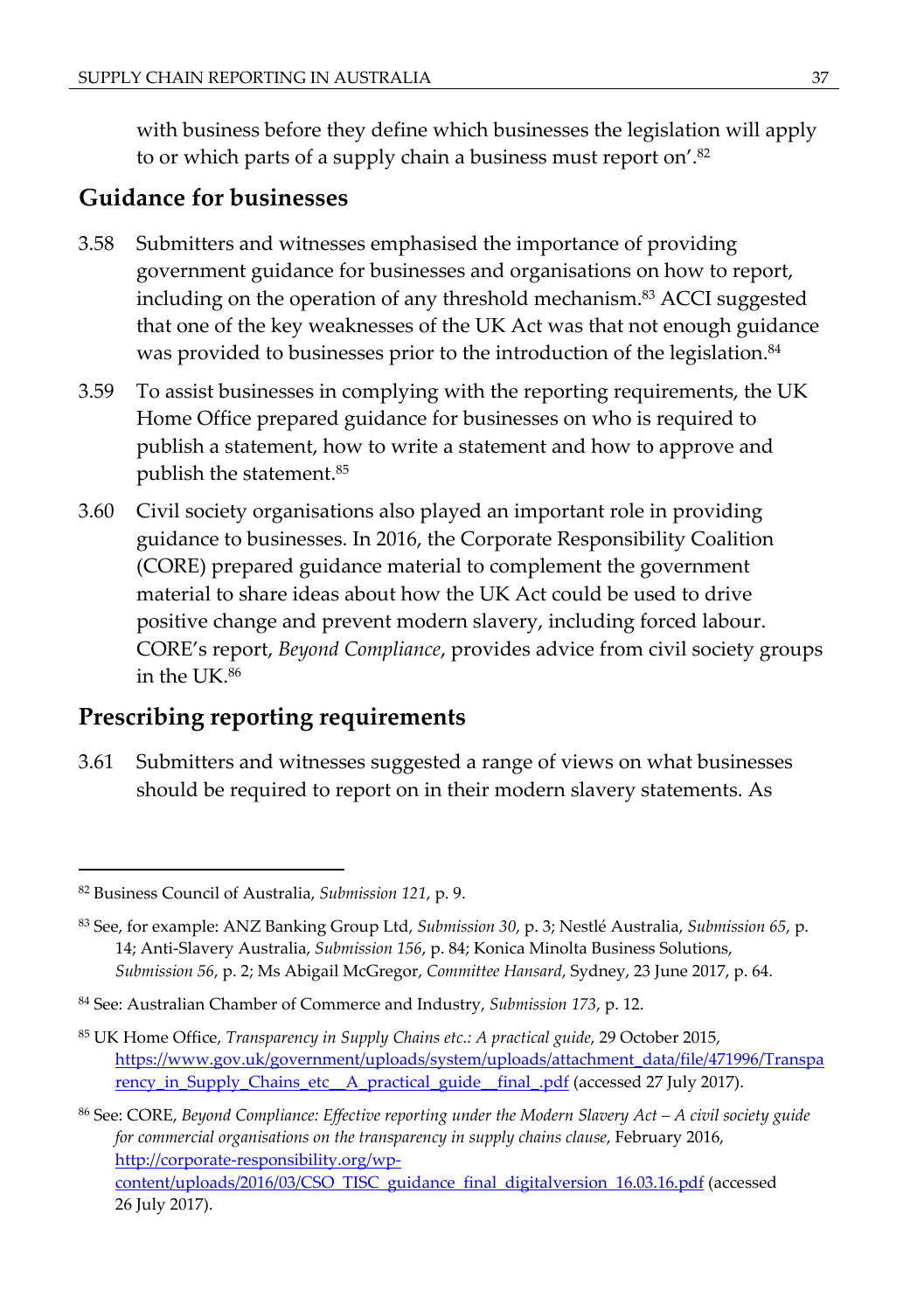with business before they define which businesses the legislation will apply to or which parts of a supply chain a business must report on'.[82]

## Guidance for businesses

3.58 Submitters and witnesses emphasised the importance of providing government guidance for businesses and organisations on how to report, including on the operation of any threshold mechanism.[83] ACCI suggested that one of the key weaknesses of the UK Act was that not enough guidance was provided to businesses prior to the introduction of the legislation.[84]

3.59 To assist businesses in complying with the reporting requirements, the UK Home Office prepared guidance for businesses on who is required to publish a statement, how to write a statement and how to approve and publish the statement.[85]

3.60 Civil society organisations also played an important role in providing guidance to businesses. In 2016, the Corporate Responsibility Coalition (CORE) prepared guidance material to complement the government material to share ideas about how the UK Act could be used to drive positive change and prevent modern slavery, including forced labour. CORE's report, *Beyond Compliance*, provides advice from civil society groups in the UK.[86]

## Prescribing reporting requirements

3.61 Submitters and witnesses suggested a range of views on what businesses should be required to report on in their modern slavery statements. As

---

[82] Business Council of Australia, *Submission 121*, p. 9.

[83] See, for example: ANZ Banking Group Ltd, *Submission 30*, p. 3; Nestlé Australia, *Submission 65*, p. 14; Anti-Slavery Australia, *Submission 156*, p. 84; Konica Minolta Business Solutions, *Submission 56*, p. 2; Ms Abigail McGregor, *Committee Hansard*, Sydney, 23 June 2017, p. 64.

[84] See: Australian Chamber of Commerce and Industry, *Submission 173*, p. 12.

[85] UK Home Office, *Transparency in Supply Chains etc.: A practical guide*, 29 October 2015, https://www.gov.uk/government/uploads/system/uploads/attachment_data/file/471996/Transparency_in_Supply_Chains_etc__A_practical_guide__final_.pdf (accessed 27 July 2017).

[86] See: CORE, *Beyond Compliance: Effective reporting under the Modern Slavery Act – A civil society guide for commercial organisations on the transparency in supply chains clause*, February 2016, http://corporate-responsibility.org/wp-content/uploads/2016/03/CSO_TISC_guidance_final_digitalversion_16.03.16.pdf (accessed 26 July 2017).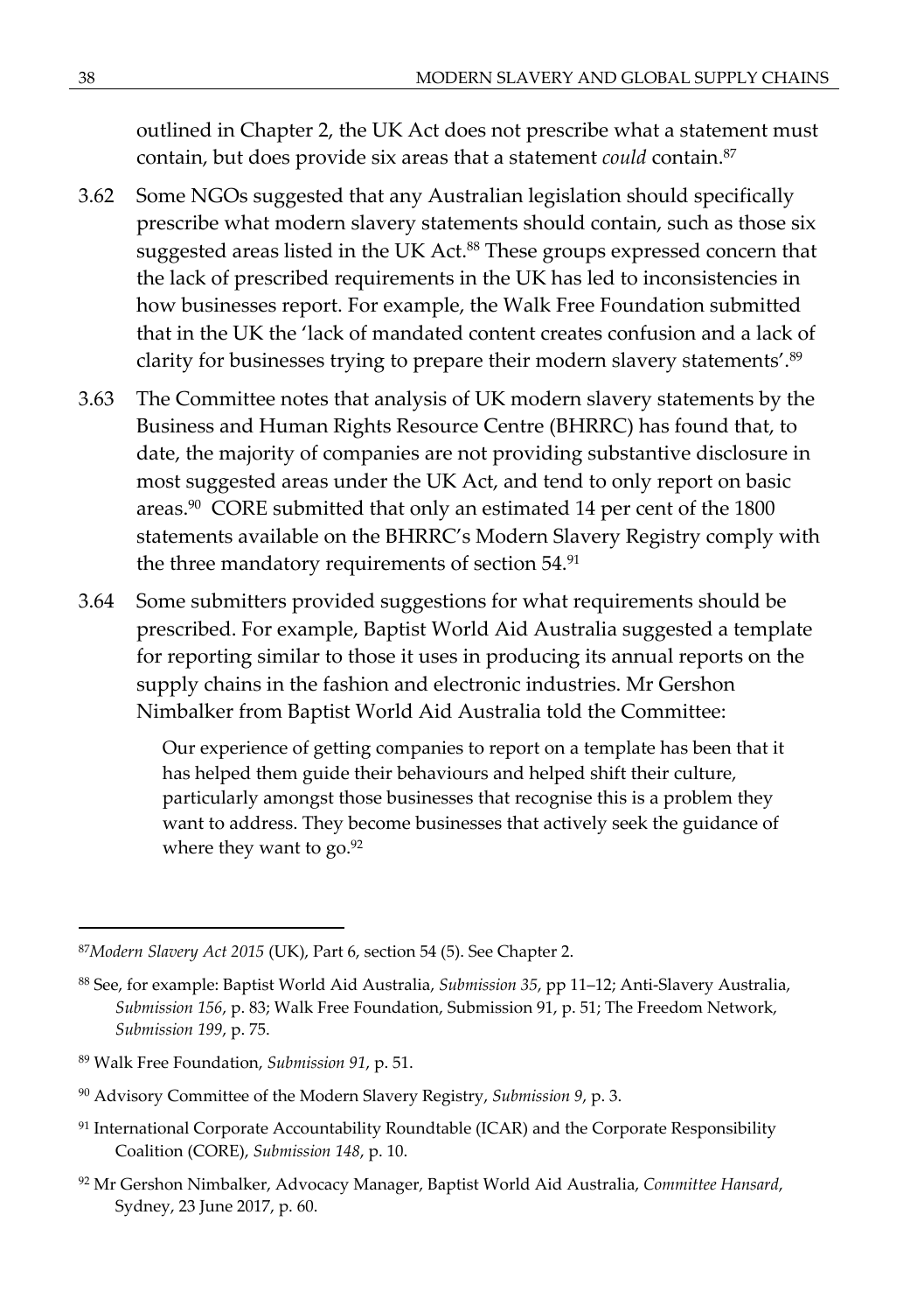outlined in Chapter 2, the UK Act does not prescribe what a statement must contain, but does provide six areas that a statement *could* contain.[87]

3.62 Some NGOs suggested that any Australian legislation should specifically prescribe what modern slavery statements should contain, such as those six suggested areas listed in the UK Act.[88] These groups expressed concern that the lack of prescribed requirements in the UK has led to inconsistencies in how businesses report. For example, the Walk Free Foundation submitted that in the UK the 'lack of mandated content creates confusion and a lack of clarity for businesses trying to prepare their modern slavery statements'.[89]

3.63 The Committee notes that analysis of UK modern slavery statements by the Business and Human Rights Resource Centre (BHRRC) has found that, to date, the majority of companies are not providing substantive disclosure in most suggested areas under the UK Act, and tend to only report on basic areas.[90] CORE submitted that only an estimated 14 per cent of the 1800 statements available on the BHRRC's Modern Slavery Registry comply with the three mandatory requirements of section 54.[91]

3.64 Some submitters provided suggestions for what requirements should be prescribed. For example, Baptist World Aid Australia suggested a template for reporting similar to those it uses in producing its annual reports on the supply chains in the fashion and electronic industries. Mr Gershon Nimbalker from Baptist World Aid Australia told the Committee:

> Our experience of getting companies to report on a template has been that it has helped them guide their behaviours and helped shift their culture, particularly amongst those businesses that recognise this is a problem they want to address. They become businesses that actively seek the guidance of where they want to go.[92]

---

[87] *Modern Slavery Act 2015* (UK), Part 6, section 54 (5). See Chapter 2.

[88] See, for example: Baptist World Aid Australia, *Submission 35*, pp 11–12; Anti-Slavery Australia, *Submission 156*, p. 83; Walk Free Foundation, Submission 91, p. 51; The Freedom Network, *Submission 199*, p. 75.

[89] Walk Free Foundation, *Submission 91*, p. 51.

[90] Advisory Committee of the Modern Slavery Registry, *Submission 9*, p. 3.

[91] International Corporate Accountability Roundtable (ICAR) and the Corporate Responsibility Coalition (CORE), *Submission 148*, p. 10.

[92] Mr Gershon Nimbalker, Advocacy Manager, Baptist World Aid Australia, *Committee Hansard*, Sydney, 23 June 2017, p. 60.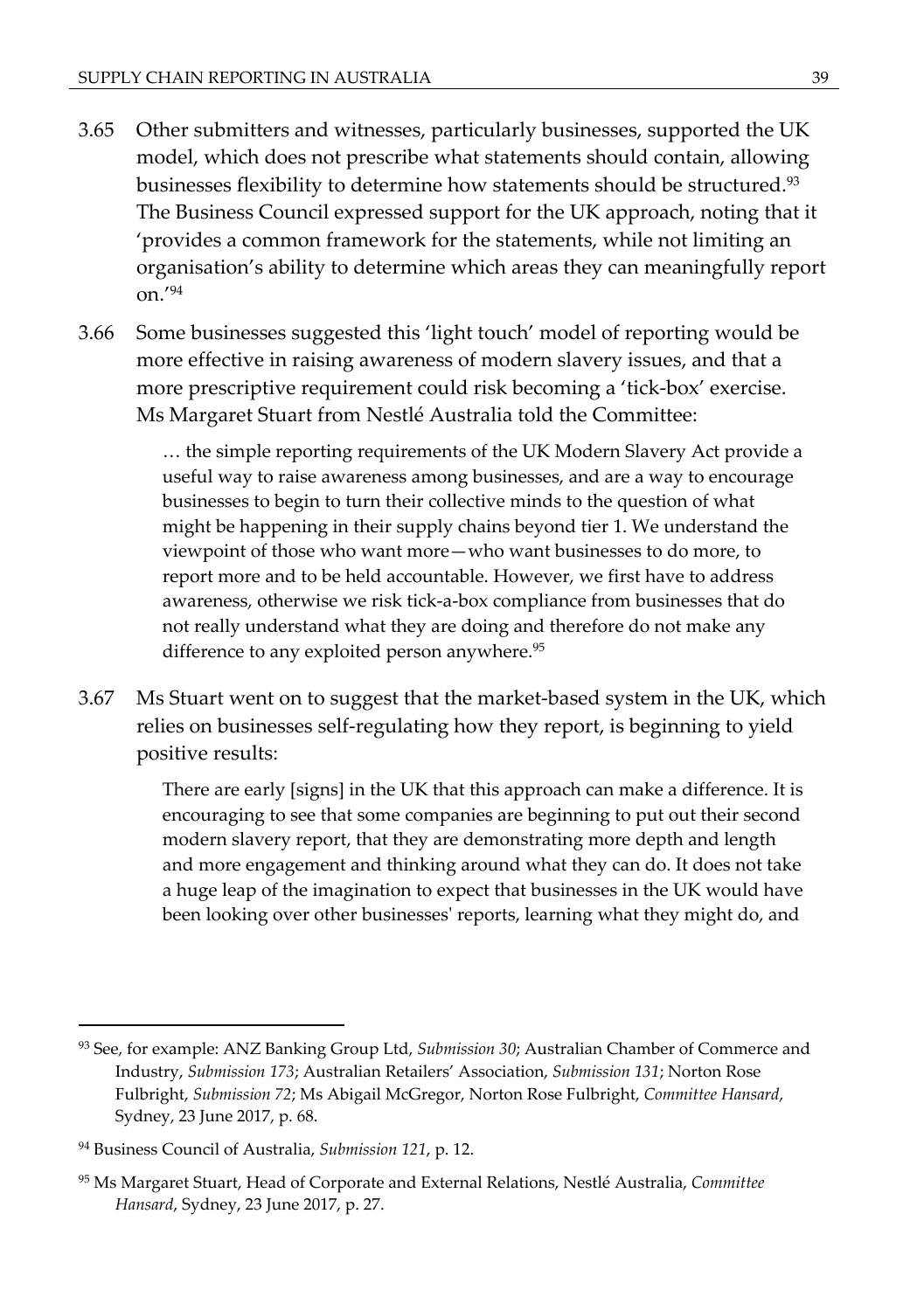3.65 Other submitters and witnesses, particularly businesses, supported the UK model, which does not prescribe what statements should contain, allowing businesses flexibility to determine how statements should be structured.[93] The Business Council expressed support for the UK approach, noting that it 'provides a common framework for the statements, while not limiting an organisation's ability to determine which areas they can meaningfully report on.'[94]

3.66 Some businesses suggested this 'light touch' model of reporting would be more effective in raising awareness of modern slavery issues, and that a more prescriptive requirement could risk becoming a 'tick-box' exercise. Ms Margaret Stuart from Nestlé Australia told the Committee:

> … the simple reporting requirements of the UK Modern Slavery Act provide a useful way to raise awareness among businesses, and are a way to encourage businesses to begin to turn their collective minds to the question of what might be happening in their supply chains beyond tier 1. We understand the viewpoint of those who want more—who want businesses to do more, to report more and to be held accountable. However, we first have to address awareness, otherwise we risk tick-a-box compliance from businesses that do not really understand what they are doing and therefore do not make any difference to any exploited person anywhere.[95]

3.67 Ms Stuart went on to suggest that the market-based system in the UK, which relies on businesses self-regulating how they report, is beginning to yield positive results:

> There are early [signs] in the UK that this approach can make a difference. It is encouraging to see that some companies are beginning to put out their second modern slavery report, that they are demonstrating more depth and length and more engagement and thinking around what they can do. It does not take a huge leap of the imagination to expect that businesses in the UK would have been looking over other businesses' reports, learning what they might do, and

---

[93] See, for example: ANZ Banking Group Ltd, *Submission 30*; Australian Chamber of Commerce and Industry, *Submission 173*; Australian Retailers' Association, *Submission 131*; Norton Rose Fulbright, *Submission 72*; Ms Abigail McGregor, Norton Rose Fulbright, *Committee Hansard*, Sydney, 23 June 2017, p. 68.

[94] Business Council of Australia, *Submission 121*, p. 12.

[95] Ms Margaret Stuart, Head of Corporate and External Relations, Nestlé Australia, *Committee Hansard*, Sydney, 23 June 2017, p. 27.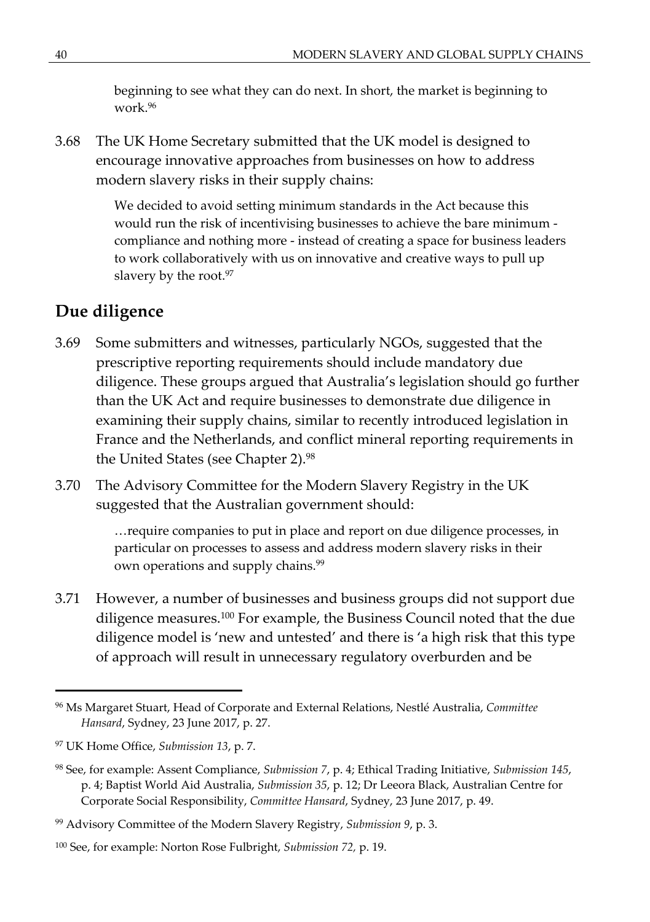beginning to see what they can do next. In short, the market is beginning to work.[96]

3.68 The UK Home Secretary submitted that the UK model is designed to encourage innovative approaches from businesses on how to address modern slavery risks in their supply chains:

> We decided to avoid setting minimum standards in the Act because this would run the risk of incentivising businesses to achieve the bare minimum - compliance and nothing more - instead of creating a space for business leaders to work collaboratively with us on innovative and creative ways to pull up slavery by the root.[97]

## Due diligence

3.69 Some submitters and witnesses, particularly NGOs, suggested that the prescriptive reporting requirements should include mandatory due diligence. These groups argued that Australia's legislation should go further than the UK Act and require businesses to demonstrate due diligence in examining their supply chains, similar to recently introduced legislation in France and the Netherlands, and conflict mineral reporting requirements in the United States (see Chapter 2).[98]

3.70 The Advisory Committee for the Modern Slavery Registry in the UK suggested that the Australian government should:

> …require companies to put in place and report on due diligence processes, in particular on processes to assess and address modern slavery risks in their own operations and supply chains.[99]

3.71 However, a number of businesses and business groups did not support due diligence measures.[100] For example, the Business Council noted that the due diligence model is 'new and untested' and there is 'a high risk that this type of approach will result in unnecessary regulatory overburden and be

---

[96] Ms Margaret Stuart, Head of Corporate and External Relations, Nestlé Australia, *Committee Hansard*, Sydney, 23 June 2017, p. 27.

[97] UK Home Office, *Submission 13*, p. 7.

[98] See, for example: Assent Compliance, *Submission 7*, p. 4; Ethical Trading Initiative, *Submission 145*, p. 4; Baptist World Aid Australia, *Submission 35*, p. 12; Dr Leeora Black, Australian Centre for Corporate Social Responsibility, *Committee Hansard*, Sydney, 23 June 2017, p. 49.

[99] Advisory Committee of the Modern Slavery Registry, *Submission 9*, p. 3.

[100] See, for example: Norton Rose Fulbright, *Submission 72*, p. 19.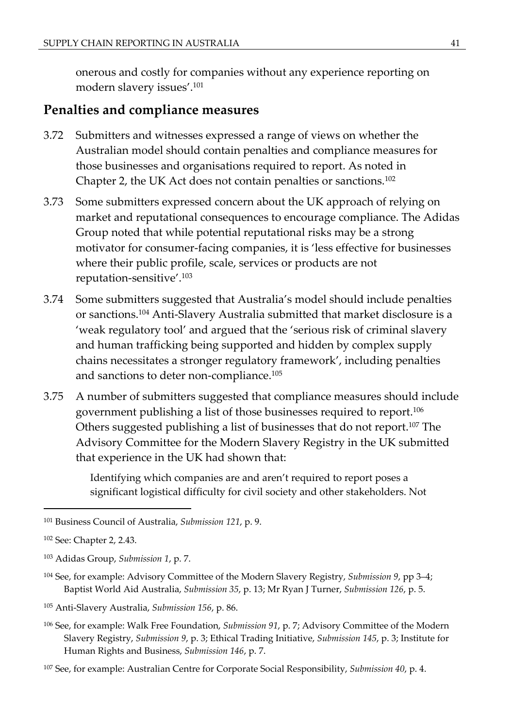onerous and costly for companies without any experience reporting on modern slavery issues'.[101]

## Penalties and compliance measures

3.72 Submitters and witnesses expressed a range of views on whether the Australian model should contain penalties and compliance measures for those businesses and organisations required to report. As noted in Chapter 2, the UK Act does not contain penalties or sanctions.[102]

3.73 Some submitters expressed concern about the UK approach of relying on market and reputational consequences to encourage compliance. The Adidas Group noted that while potential reputational risks may be a strong motivator for consumer-facing companies, it is 'less effective for businesses where their public profile, scale, services or products are not reputation-sensitive'.[103]

3.74 Some submitters suggested that Australia's model should include penalties or sanctions.[104] Anti-Slavery Australia submitted that market disclosure is a 'weak regulatory tool' and argued that the 'serious risk of criminal slavery and human trafficking being supported and hidden by complex supply chains necessitates a stronger regulatory framework', including penalties and sanctions to deter non-compliance.[105]

3.75 A number of submitters suggested that compliance measures should include government publishing a list of those businesses required to report.[106] Others suggested publishing a list of businesses that do not report.[107] The Advisory Committee for the Modern Slavery Registry in the UK submitted that experience in the UK had shown that:

> Identifying which companies are and aren't required to report poses a significant logistical difficulty for civil society and other stakeholders. Not

---

[101] Business Council of Australia, *Submission 121*, p. 9.

[102] See: Chapter 2, 2.43.

[103] Adidas Group, *Submission 1*, p. 7.

[104] See, for example: Advisory Committee of the Modern Slavery Registry, *Submission 9*, pp 3–4; Baptist World Aid Australia, *Submission 35*, p. 13; Mr Ryan J Turner, *Submission 126*, p. 5.

[105] Anti-Slavery Australia, *Submission 156*, p. 86.

[106] See, for example: Walk Free Foundation, *Submission 91*, p. 7; Advisory Committee of the Modern Slavery Registry, *Submission 9*, p. 3; Ethical Trading Initiative, *Submission 145*, p. 3; Institute for Human Rights and Business, *Submission 146*, p. 7.

[107] See, for example: Australian Centre for Corporate Social Responsibility, *Submission 40*, p. 4.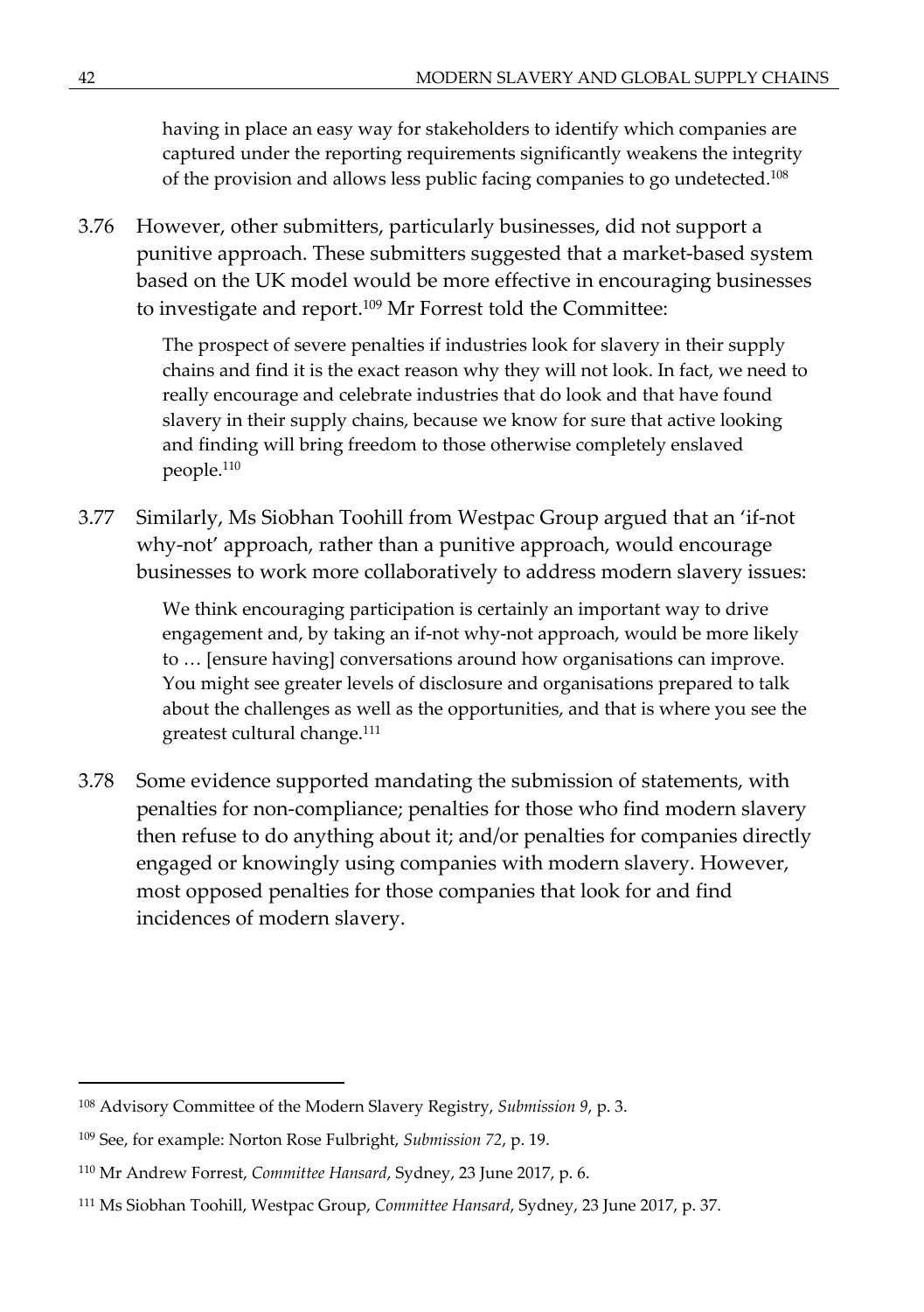> having in place an easy way for stakeholders to identify which companies are captured under the reporting requirements significantly weakens the integrity of the provision and allows less public facing companies to go undetected.[108]

3.76 However, other submitters, particularly businesses, did not support a punitive approach. These submitters suggested that a market-based system based on the UK model would be more effective in encouraging businesses to investigate and report.[109] Mr Forrest told the Committee:

> The prospect of severe penalties if industries look for slavery in their supply chains and find it is the exact reason why they will not look. In fact, we need to really encourage and celebrate industries that do look and that have found slavery in their supply chains, because we know for sure that active looking and finding will bring freedom to those otherwise completely enslaved people.[110]

3.77 Similarly, Ms Siobhan Toohill from Westpac Group argued that an 'if-not why-not' approach, rather than a punitive approach, would encourage businesses to work more collaboratively to address modern slavery issues:

> We think encouraging participation is certainly an important way to drive engagement and, by taking an if-not why-not approach, would be more likely to … [ensure having] conversations around how organisations can improve. You might see greater levels of disclosure and organisations prepared to talk about the challenges as well as the opportunities, and that is where you see the greatest cultural change.[111]

3.78 Some evidence supported mandating the submission of statements, with penalties for non-compliance; penalties for those who find modern slavery then refuse to do anything about it; and/or penalties for companies directly engaged or knowingly using companies with modern slavery. However, most opposed penalties for those companies that look for and find incidences of modern slavery.

---

[108] Advisory Committee of the Modern Slavery Registry, *Submission 9*, p. 3.

[109] See, for example: Norton Rose Fulbright, *Submission 72*, p. 19.

[110] Mr Andrew Forrest, *Committee Hansard*, Sydney, 23 June 2017, p. 6.

[111] Ms Siobhan Toohill, Westpac Group, *Committee Hansard*, Sydney, 23 June 2017, p. 37.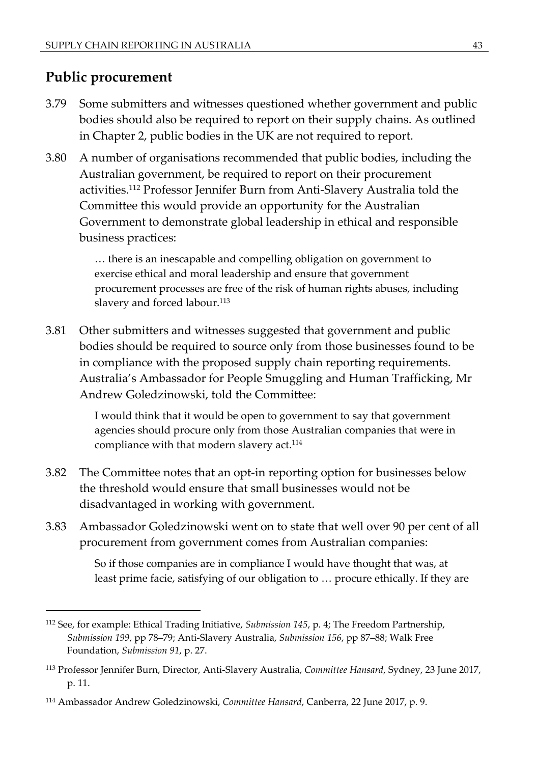## Public procurement

3.79 Some submitters and witnesses questioned whether government and public bodies should also be required to report on their supply chains. As outlined in Chapter 2, public bodies in the UK are not required to report.

3.80 A number of organisations recommended that public bodies, including the Australian government, be required to report on their procurement activities.[112] Professor Jennifer Burn from Anti-Slavery Australia told the Committee this would provide an opportunity for the Australian Government to demonstrate global leadership in ethical and responsible business practices:

> … there is an inescapable and compelling obligation on government to exercise ethical and moral leadership and ensure that government procurement processes are free of the risk of human rights abuses, including slavery and forced labour.[113]

3.81 Other submitters and witnesses suggested that government and public bodies should be required to source only from those businesses found to be in compliance with the proposed supply chain reporting requirements. Australia's Ambassador for People Smuggling and Human Trafficking, Mr Andrew Goledzinowski, told the Committee:

> I would think that it would be open to government to say that government agencies should procure only from those Australian companies that were in compliance with that modern slavery act.[114]

3.82 The Committee notes that an opt-in reporting option for businesses below the threshold would ensure that small businesses would not be disadvantaged in working with government.

3.83 Ambassador Goledzinowski went on to state that well over 90 per cent of all procurement from government comes from Australian companies:

> So if those companies are in compliance I would have thought that was, at least prime facie, satisfying of our obligation to … procure ethically. If they are

---

[112] See, for example: Ethical Trading Initiative, *Submission 145*, p. 4; The Freedom Partnership, *Submission 199*, pp 78–79; Anti-Slavery Australia, *Submission 156*, pp 87–88; Walk Free Foundation, *Submission 91*, p. 27.

[113] Professor Jennifer Burn, Director, Anti-Slavery Australia, *Committee Hansard*, Sydney, 23 June 2017, p. 11.

[114] Ambassador Andrew Goledzinowski, *Committee Hansard*, Canberra, 22 June 2017, p. 9.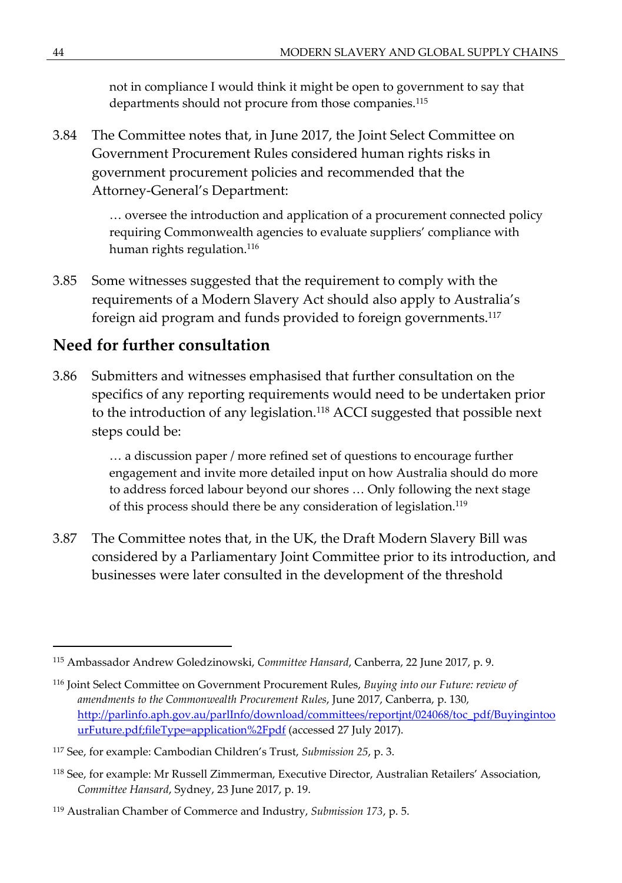> not in compliance I would think it might be open to government to say that departments should not procure from those companies.[115]

3.84 The Committee notes that, in June 2017, the Joint Select Committee on Government Procurement Rules considered human rights risks in government procurement policies and recommended that the Attorney-General's Department:

> … oversee the introduction and application of a procurement connected policy requiring Commonwealth agencies to evaluate suppliers' compliance with human rights regulation.[116]

3.85 Some witnesses suggested that the requirement to comply with the requirements of a Modern Slavery Act should also apply to Australia's foreign aid program and funds provided to foreign governments.[117]

## Need for further consultation

3.86 Submitters and witnesses emphasised that further consultation on the specifics of any reporting requirements would need to be undertaken prior to the introduction of any legislation.[118] ACCI suggested that possible next steps could be:

> … a discussion paper / more refined set of questions to encourage further engagement and invite more detailed input on how Australia should do more to address forced labour beyond our shores … Only following the next stage of this process should there be any consideration of legislation.[119]

3.87 The Committee notes that, in the UK, the Draft Modern Slavery Bill was considered by a Parliamentary Joint Committee prior to its introduction, and businesses were later consulted in the development of the threshold

---

[115] Ambassador Andrew Goledzinowski, *Committee Hansard*, Canberra, 22 June 2017, p. 9.

[116] Joint Select Committee on Government Procurement Rules, *Buying into our Future: review of amendments to the Commonwealth Procurement Rules*, June 2017, Canberra, p. 130, http://parlinfo.aph.gov.au/parlInfo/download/committees/reportjnt/024068/toc_pdf/BuyingintoourFuture.pdf;fileType=application%2Fpdf (accessed 27 July 2017).

[117] See, for example: Cambodian Children's Trust, *Submission 25*, p. 3.

[118] See, for example: Mr Russell Zimmerman, Executive Director, Australian Retailers' Association, *Committee Hansard*, Sydney, 23 June 2017, p. 19.

[119] Australian Chamber of Commerce and Industry, *Submission 173*, p. 5.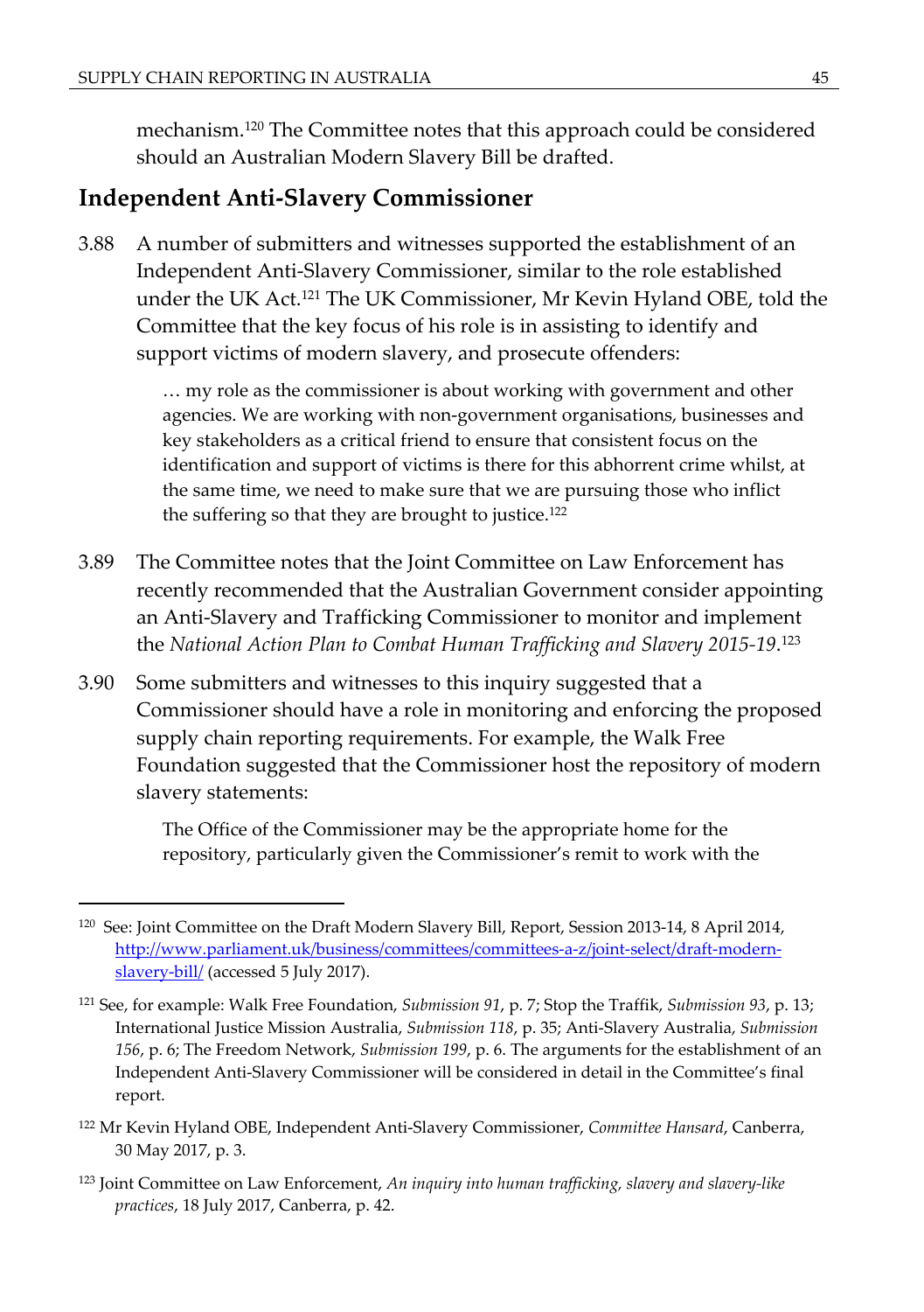mechanism.[120] The Committee notes that this approach could be considered should an Australian Modern Slavery Bill be drafted.

## Independent Anti-Slavery Commissioner

3.88 A number of submitters and witnesses supported the establishment of an Independent Anti-Slavery Commissioner, similar to the role established under the UK Act.[121] The UK Commissioner, Mr Kevin Hyland OBE, told the Committee that the key focus of his role is in assisting to identify and support victims of modern slavery, and prosecute offenders:

> … my role as the commissioner is about working with government and other agencies. We are working with non-government organisations, businesses and key stakeholders as a critical friend to ensure that consistent focus on the identification and support of victims is there for this abhorrent crime whilst, at the same time, we need to make sure that we are pursuing those who inflict the suffering so that they are brought to justice.[122]

3.89 The Committee notes that the Joint Committee on Law Enforcement has recently recommended that the Australian Government consider appointing an Anti-Slavery and Trafficking Commissioner to monitor and implement the *National Action Plan to Combat Human Trafficking and Slavery 2015-19*.[123]

3.90 Some submitters and witnesses to this inquiry suggested that a Commissioner should have a role in monitoring and enforcing the proposed supply chain reporting requirements. For example, the Walk Free Foundation suggested that the Commissioner host the repository of modern slavery statements:

> The Office of the Commissioner may be the appropriate home for the repository, particularly given the Commissioner's remit to work with the

---

[120] See: Joint Committee on the Draft Modern Slavery Bill, Report, Session 2013-14, 8 April 2014, http://www.parliament.uk/business/committees/committees-a-z/joint-select/draft-modern-slavery-bill/ (accessed 5 July 2017).

[121] See, for example: Walk Free Foundation, *Submission 91*, p. 7; Stop the Traffik, *Submission 93*, p. 13; International Justice Mission Australia, *Submission 118*, p. 35; Anti-Slavery Australia, *Submission 156*, p. 6; The Freedom Network, *Submission 199*, p. 6. The arguments for the establishment of an Independent Anti-Slavery Commissioner will be considered in detail in the Committee's final report.

[122] Mr Kevin Hyland OBE, Independent Anti-Slavery Commissioner, *Committee Hansard*, Canberra, 30 May 2017, p. 3.

[123] Joint Committee on Law Enforcement, *An inquiry into human trafficking, slavery and slavery-like practices*, 18 July 2017, Canberra, p. 42.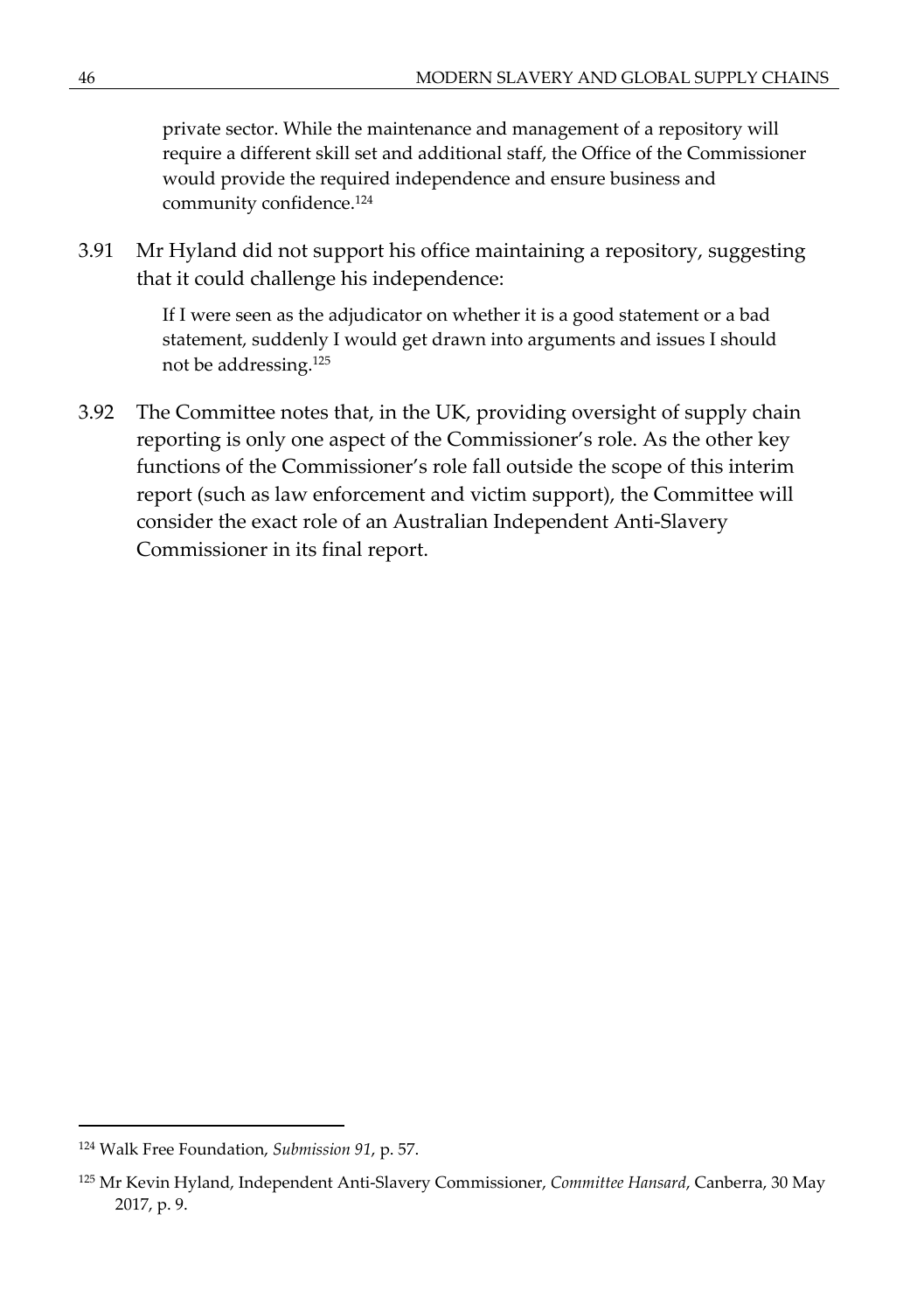> private sector. While the maintenance and management of a repository will require a different skill set and additional staff, the Office of the Commissioner would provide the required independence and ensure business and community confidence.[124]

3.91 Mr Hyland did not support his office maintaining a repository, suggesting that it could challenge his independence:

> If I were seen as the adjudicator on whether it is a good statement or a bad statement, suddenly I would get drawn into arguments and issues I should not be addressing.[125]

3.92 The Committee notes that, in the UK, providing oversight of supply chain reporting is only one aspect of the Commissioner's role. As the other key functions of the Commissioner's role fall outside the scope of this interim report (such as law enforcement and victim support), the Committee will consider the exact role of an Australian Independent Anti-Slavery Commissioner in its final report.

---

[124] Walk Free Foundation, *Submission 91*, p. 57.

[125] Mr Kevin Hyland, Independent Anti-Slavery Commissioner, *Committee Hansard*, Canberra, 30 May 2017, p. 9.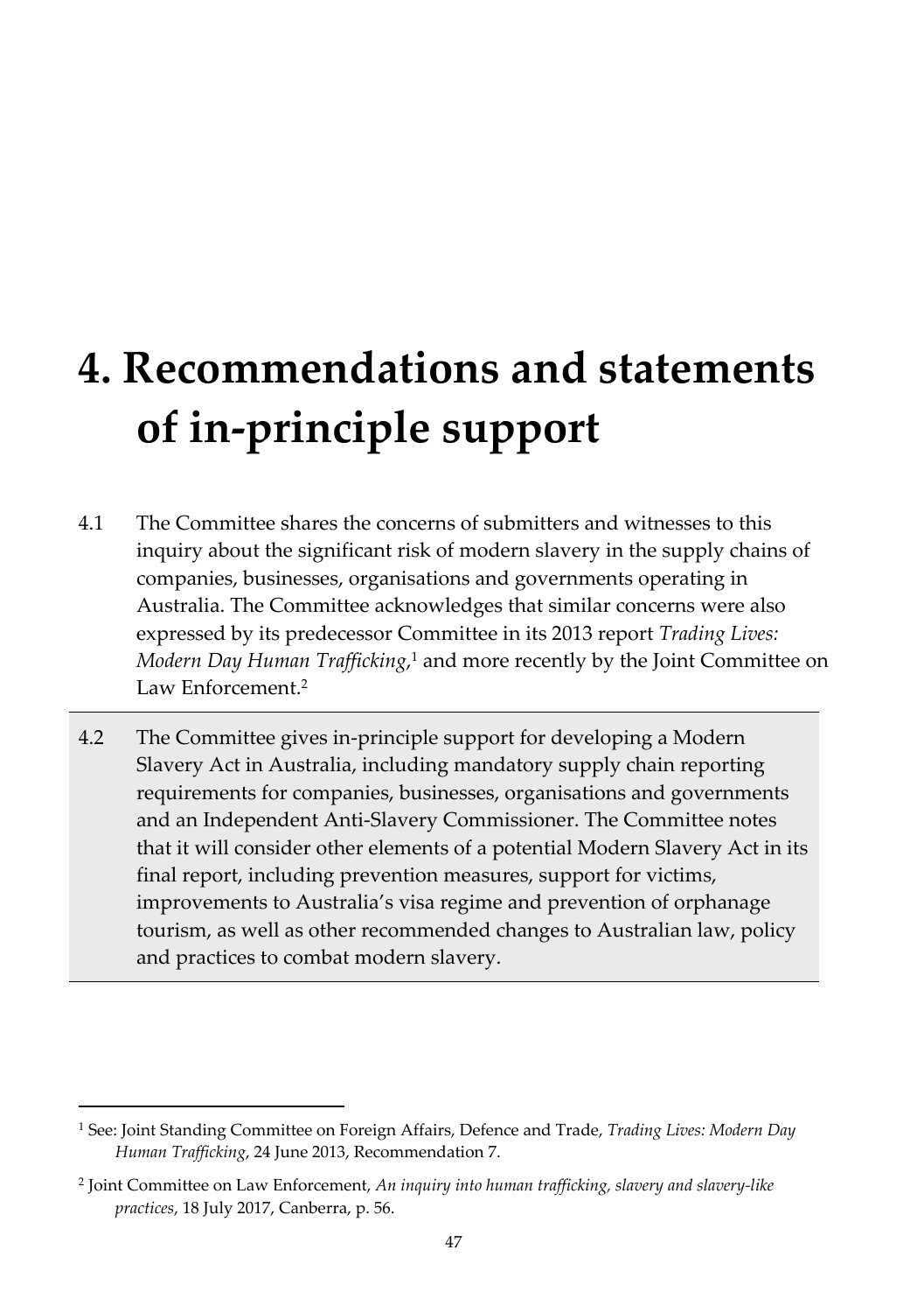# 4. Recommendations and statements of in-principle support

4.1 The Committee shares the concerns of submitters and witnesses to this inquiry about the significant risk of modern slavery in the supply chains of companies, businesses, organisations and governments operating in Australia. The Committee acknowledges that similar concerns were also expressed by its predecessor Committee in its 2013 report *Trading Lives: Modern Day Human Trafficking*,[1] and more recently by the Joint Committee on Law Enforcement.[2]

4.2 The Committee gives in-principle support for developing a Modern Slavery Act in Australia, including mandatory supply chain reporting requirements for companies, businesses, organisations and governments and an Independent Anti-Slavery Commissioner. The Committee notes that it will consider other elements of a potential Modern Slavery Act in its final report, including prevention measures, support for victims, improvements to Australia's visa regime and prevention of orphanage tourism, as well as other recommended changes to Australian law, policy and practices to combat modern slavery.

---

[1] See: Joint Standing Committee on Foreign Affairs, Defence and Trade, *Trading Lives: Modern Day Human Trafficking*, 24 June 2013, Recommendation 7.

[2] Joint Committee on Law Enforcement, *An inquiry into human trafficking, slavery and slavery-like practices*, 18 July 2017, Canberra, p. 56.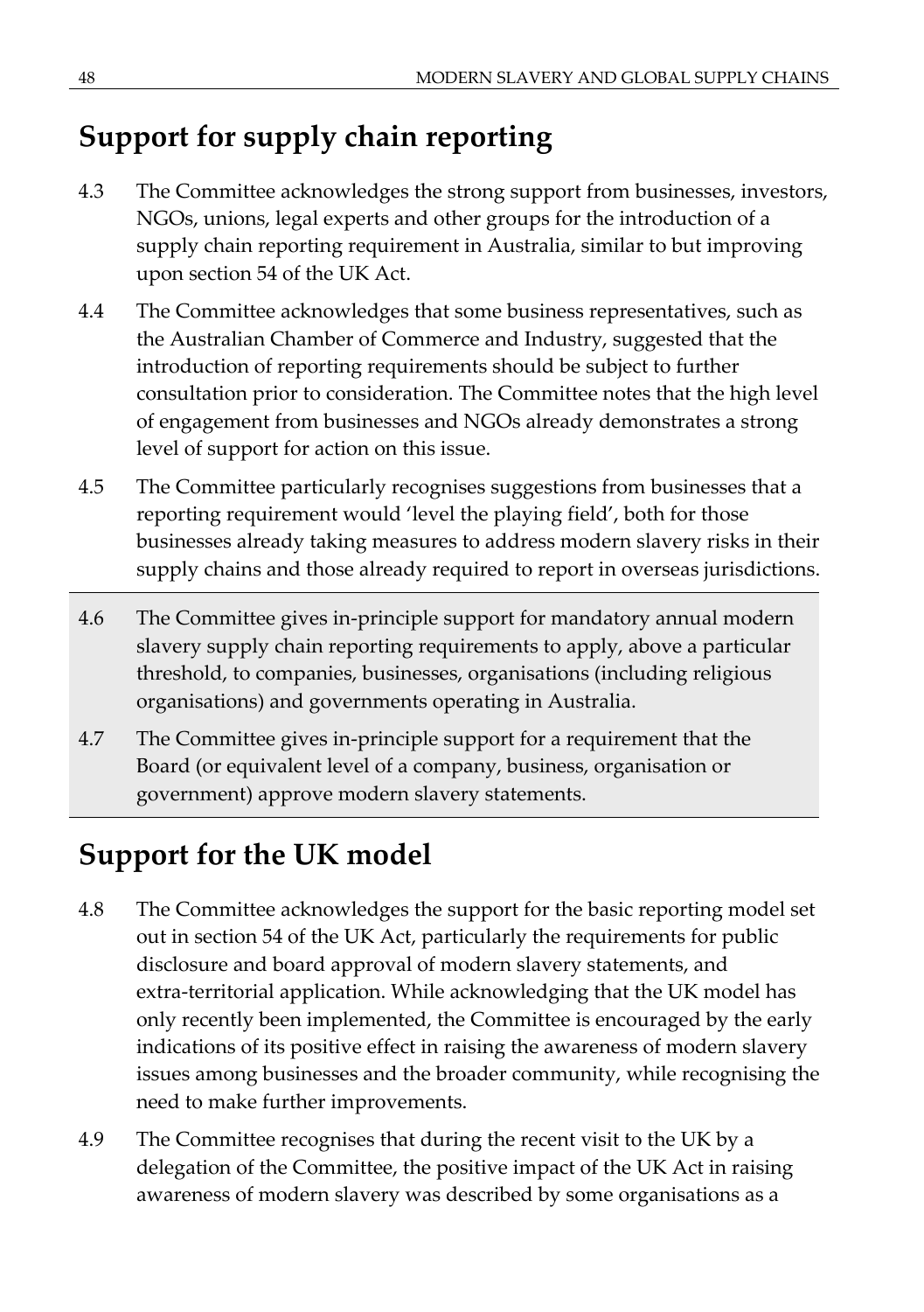## Support for supply chain reporting

4.3 The Committee acknowledges the strong support from businesses, investors, NGOs, unions, legal experts and other groups for the introduction of a supply chain reporting requirement in Australia, similar to but improving upon section 54 of the UK Act.

4.4 The Committee acknowledges that some business representatives, such as the Australian Chamber of Commerce and Industry, suggested that the introduction of reporting requirements should be subject to further consultation prior to consideration. The Committee notes that the high level of engagement from businesses and NGOs already demonstrates a strong level of support for action on this issue.

4.5 The Committee particularly recognises suggestions from businesses that a reporting requirement would 'level the playing field', both for those businesses already taking measures to address modern slavery risks in their supply chains and those already required to report in overseas jurisdictions.

4.6 The Committee gives in-principle support for mandatory annual modern slavery supply chain reporting requirements to apply, above a particular threshold, to companies, businesses, organisations (including religious organisations) and governments operating in Australia.

4.7 The Committee gives in-principle support for a requirement that the Board (or equivalent level of a company, business, organisation or government) approve modern slavery statements.

## Support for the UK model

4.8 The Committee acknowledges the support for the basic reporting model set out in section 54 of the UK Act, particularly the requirements for public disclosure and board approval of modern slavery statements, and extra-territorial application. While acknowledging that the UK model has only recently been implemented, the Committee is encouraged by the early indications of its positive effect in raising the awareness of modern slavery issues among businesses and the broader community, while recognising the need to make further improvements.

4.9 The Committee recognises that during the recent visit to the UK by a delegation of the Committee, the positive impact of the UK Act in raising awareness of modern slavery was described by some organisations as a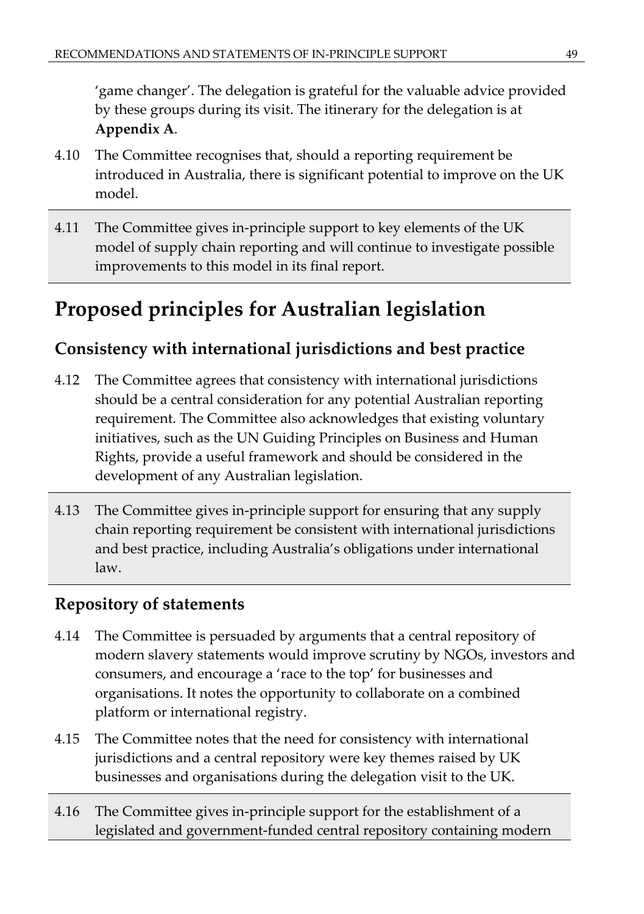'game changer'. The delegation is grateful for the valuable advice provided by these groups during its visit. The itinerary for the delegation is at **Appendix A**.

4.10 The Committee recognises that, should a reporting requirement be introduced in Australia, there is significant potential to improve on the UK model.

4.11 The Committee gives in-principle support to key elements of the UK model of supply chain reporting and will continue to investigate possible improvements to this model in its final report.

# Proposed principles for Australian legislation

## Consistency with international jurisdictions and best practice

4.12 The Committee agrees that consistency with international jurisdictions should be a central consideration for any potential Australian reporting requirement. The Committee also acknowledges that existing voluntary initiatives, such as the UN Guiding Principles on Business and Human Rights, provide a useful framework and should be considered in the development of any Australian legislation.

4.13 The Committee gives in-principle support for ensuring that any supply chain reporting requirement be consistent with international jurisdictions and best practice, including Australia's obligations under international law.

## Repository of statements

4.14 The Committee is persuaded by arguments that a central repository of modern slavery statements would improve scrutiny by NGOs, investors and consumers, and encourage a 'race to the top' for businesses and organisations. It notes the opportunity to collaborate on a combined platform or international registry.

4.15 The Committee notes that the need for consistency with international jurisdictions and a central repository were key themes raised by UK businesses and organisations during the delegation visit to the UK.

4.16 The Committee gives in-principle support for the establishment of a legislated and government-funded central repository containing modern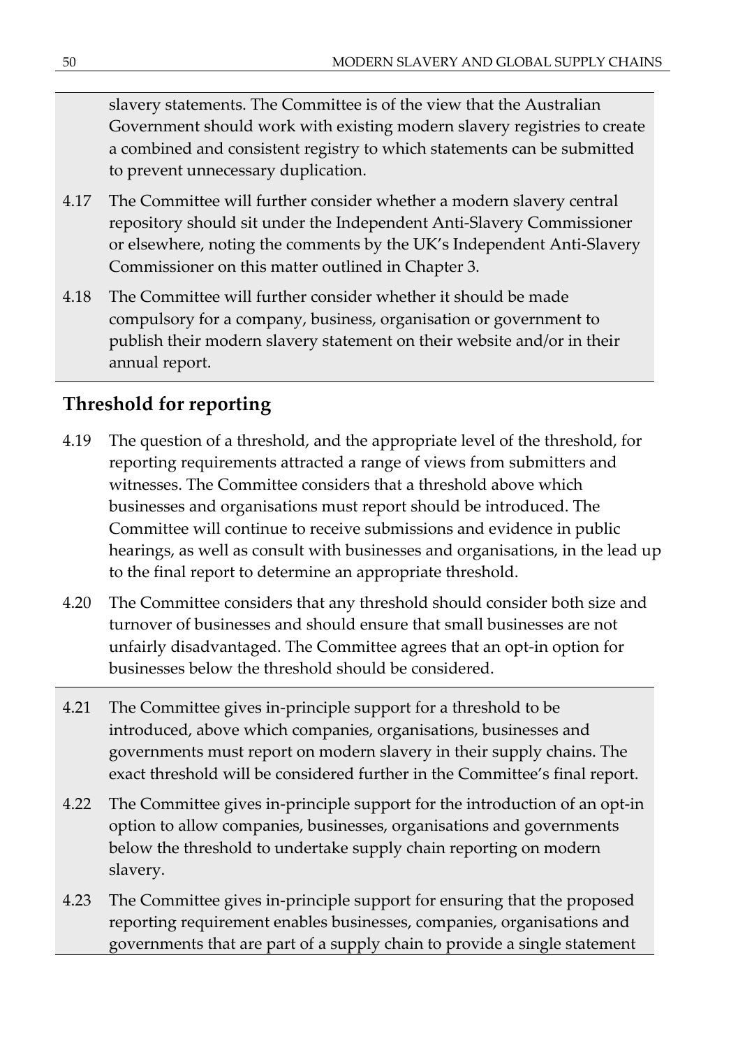slavery statements. The Committee is of the view that the Australian Government should work with existing modern slavery registries to create a combined and consistent registry to which statements can be submitted to prevent unnecessary duplication.

4.17 The Committee will further consider whether a modern slavery central repository should sit under the Independent Anti-Slavery Commissioner or elsewhere, noting the comments by the UK's Independent Anti-Slavery Commissioner on this matter outlined in Chapter 3.

4.18 The Committee will further consider whether it should be made compulsory for a company, business, organisation or government to publish their modern slavery statement on their website and/or in their annual report.

## Threshold for reporting

4.19 The question of a threshold, and the appropriate level of the threshold, for reporting requirements attracted a range of views from submitters and witnesses. The Committee considers that a threshold above which businesses and organisations must report should be introduced. The Committee will continue to receive submissions and evidence in public hearings, as well as consult with businesses and organisations, in the lead up to the final report to determine an appropriate threshold.

4.20 The Committee considers that any threshold should consider both size and turnover of businesses and should ensure that small businesses are not unfairly disadvantaged. The Committee agrees that an opt-in option for businesses below the threshold should be considered.

4.21 The Committee gives in-principle support for a threshold to be introduced, above which companies, organisations, businesses and governments must report on modern slavery in their supply chains. The exact threshold will be considered further in the Committee's final report.

4.22 The Committee gives in-principle support for the introduction of an opt-in option to allow companies, businesses, organisations and governments below the threshold to undertake supply chain reporting on modern slavery.

4.23 The Committee gives in-principle support for ensuring that the proposed reporting requirement enables businesses, companies, organisations and governments that are part of a supply chain to provide a single statement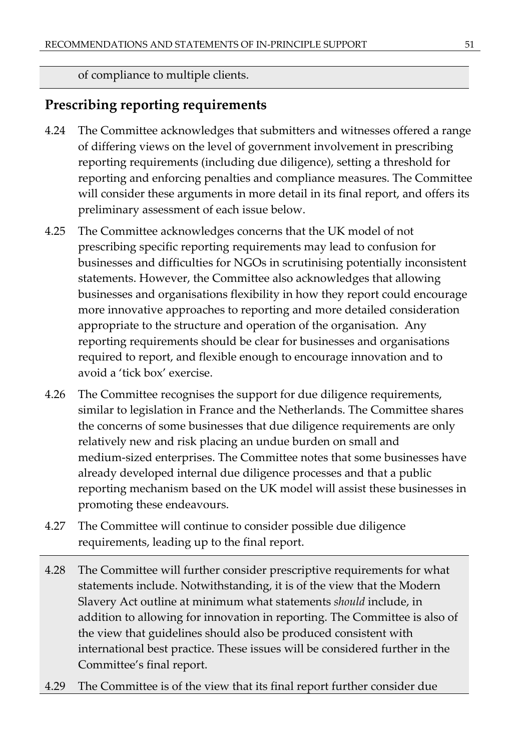of compliance to multiple clients.

## Prescribing reporting requirements

4.24 The Committee acknowledges that submitters and witnesses offered a range of differing views on the level of government involvement in prescribing reporting requirements (including due diligence), setting a threshold for reporting and enforcing penalties and compliance measures. The Committee will consider these arguments in more detail in its final report, and offers its preliminary assessment of each issue below.

4.25 The Committee acknowledges concerns that the UK model of not prescribing specific reporting requirements may lead to confusion for businesses and difficulties for NGOs in scrutinising potentially inconsistent statements. However, the Committee also acknowledges that allowing businesses and organisations flexibility in how they report could encourage more innovative approaches to reporting and more detailed consideration appropriate to the structure and operation of the organisation. Any reporting requirements should be clear for businesses and organisations required to report, and flexible enough to encourage innovation and to avoid a 'tick box' exercise.

4.26 The Committee recognises the support for due diligence requirements, similar to legislation in France and the Netherlands. The Committee shares the concerns of some businesses that due diligence requirements are only relatively new and risk placing an undue burden on small and medium-sized enterprises. The Committee notes that some businesses have already developed internal due diligence processes and that a public reporting mechanism based on the UK model will assist these businesses in promoting these endeavours.

4.27 The Committee will continue to consider possible due diligence requirements, leading up to the final report.

4.28 The Committee will further consider prescriptive requirements for what statements include. Notwithstanding, it is of the view that the Modern Slavery Act outline at minimum what statements *should* include, in addition to allowing for innovation in reporting. The Committee is also of the view that guidelines should also be produced consistent with international best practice. These issues will be considered further in the Committee's final report.

4.29 The Committee is of the view that its final report further consider due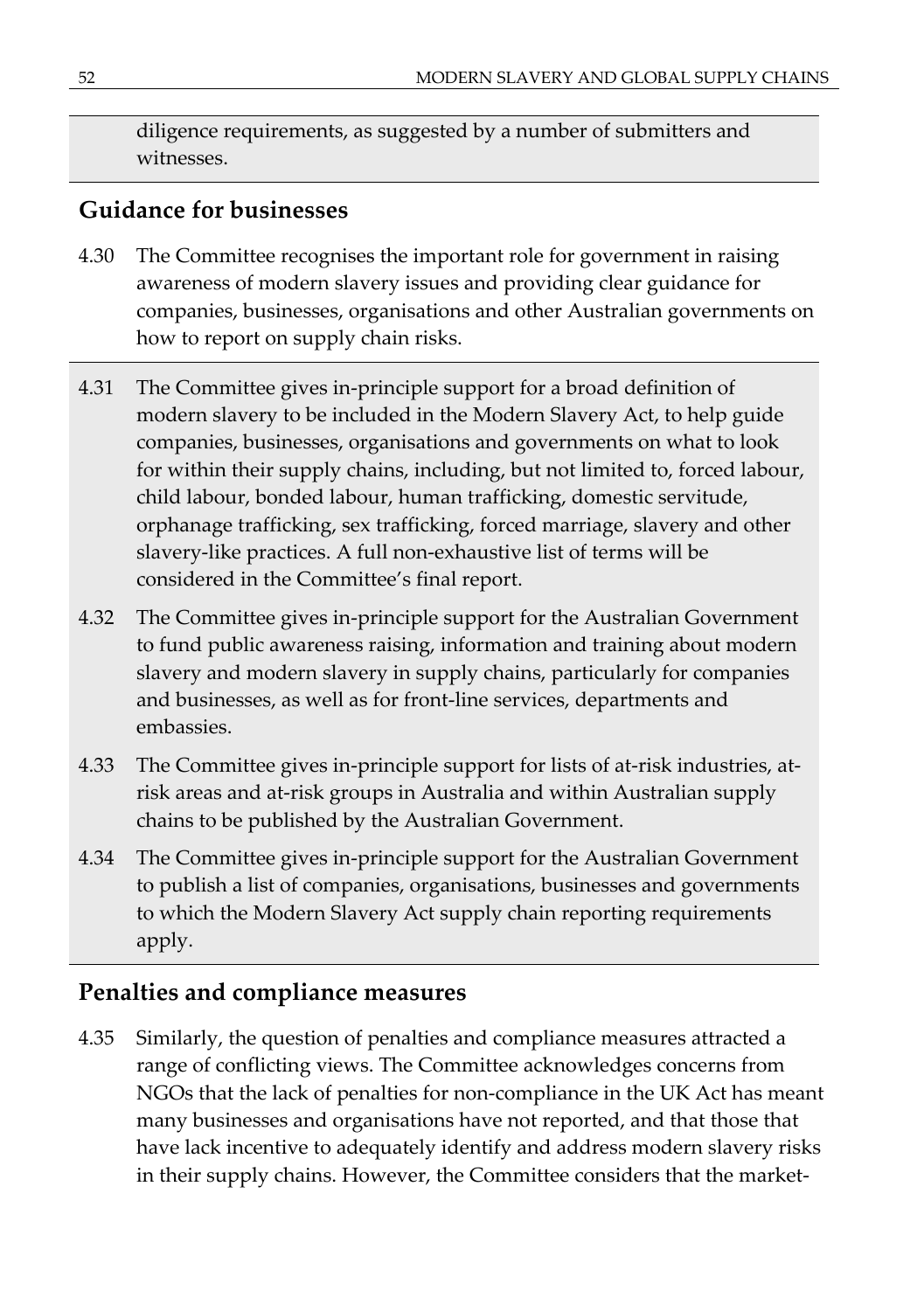diligence requirements, as suggested by a number of submitters and witnesses.

## Guidance for businesses

4.30 The Committee recognises the important role for government in raising awareness of modern slavery issues and providing clear guidance for companies, businesses, organisations and other Australian governments on how to report on supply chain risks.

4.31 The Committee gives in-principle support for a broad definition of modern slavery to be included in the Modern Slavery Act, to help guide companies, businesses, organisations and governments on what to look for within their supply chains, including, but not limited to, forced labour, child labour, bonded labour, human trafficking, domestic servitude, orphanage trafficking, sex trafficking, forced marriage, slavery and other slavery-like practices. A full non-exhaustive list of terms will be considered in the Committee's final report.

4.32 The Committee gives in-principle support for the Australian Government to fund public awareness raising, information and training about modern slavery and modern slavery in supply chains, particularly for companies and businesses, as well as for front-line services, departments and embassies.

4.33 The Committee gives in-principle support for lists of at-risk industries, at-risk areas and at-risk groups in Australia and within Australian supply chains to be published by the Australian Government.

4.34 The Committee gives in-principle support for the Australian Government to publish a list of companies, organisations, businesses and governments to which the Modern Slavery Act supply chain reporting requirements apply.

## Penalties and compliance measures

4.35 Similarly, the question of penalties and compliance measures attracted a range of conflicting views. The Committee acknowledges concerns from NGOs that the lack of penalties for non-compliance in the UK Act has meant many businesses and organisations have not reported, and that those that have lack incentive to adequately identify and address modern slavery risks in their supply chains. However, the Committee considers that the market-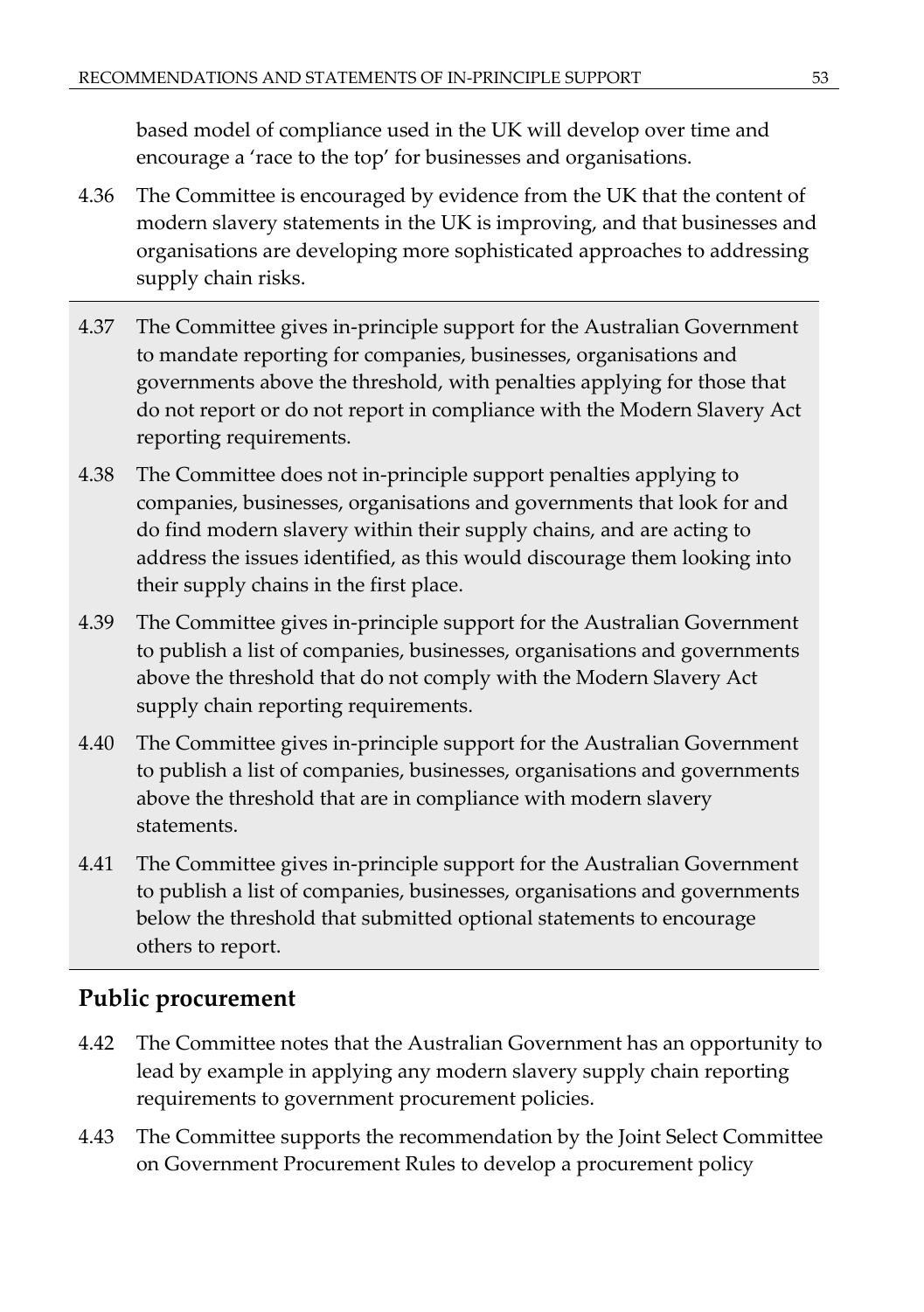based model of compliance used in the UK will develop over time and encourage a 'race to the top' for businesses and organisations.

4.36 The Committee is encouraged by evidence from the UK that the content of modern slavery statements in the UK is improving, and that businesses and organisations are developing more sophisticated approaches to addressing supply chain risks.

4.37 The Committee gives in-principle support for the Australian Government to mandate reporting for companies, businesses, organisations and governments above the threshold, with penalties applying for those that do not report or do not report in compliance with the Modern Slavery Act reporting requirements.

4.38 The Committee does not in-principle support penalties applying to companies, businesses, organisations and governments that look for and do find modern slavery within their supply chains, and are acting to address the issues identified, as this would discourage them looking into their supply chains in the first place.

4.39 The Committee gives in-principle support for the Australian Government to publish a list of companies, businesses, organisations and governments above the threshold that do not comply with the Modern Slavery Act supply chain reporting requirements.

4.40 The Committee gives in-principle support for the Australian Government to publish a list of companies, businesses, organisations and governments above the threshold that are in compliance with modern slavery statements.

4.41 The Committee gives in-principle support for the Australian Government to publish a list of companies, businesses, organisations and governments below the threshold that submitted optional statements to encourage others to report.

## Public procurement

4.42 The Committee notes that the Australian Government has an opportunity to lead by example in applying any modern slavery supply chain reporting requirements to government procurement policies.

4.43 The Committee supports the recommendation by the Joint Select Committee on Government Procurement Rules to develop a procurement policy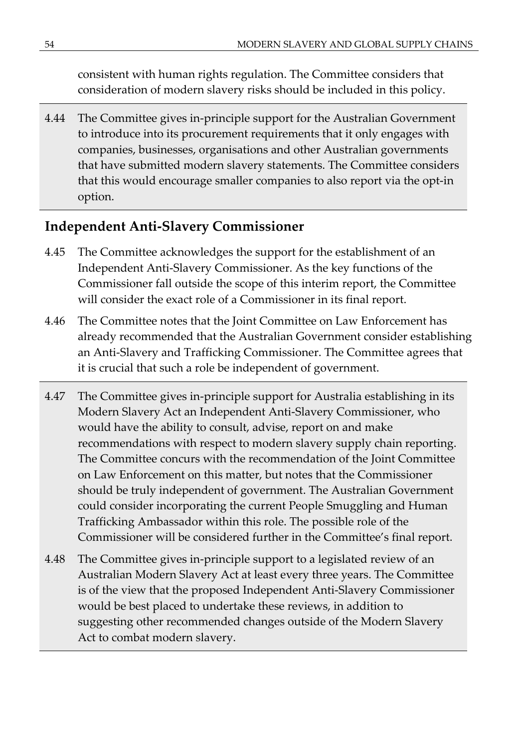consistent with human rights regulation. The Committee considers that consideration of modern slavery risks should be included in this policy.

4.44 The Committee gives in-principle support for the Australian Government to introduce into its procurement requirements that it only engages with companies, businesses, organisations and other Australian governments that have submitted modern slavery statements. The Committee considers that this would encourage smaller companies to also report via the opt-in option.

## Independent Anti-Slavery Commissioner

4.45 The Committee acknowledges the support for the establishment of an Independent Anti-Slavery Commissioner. As the key functions of the Commissioner fall outside the scope of this interim report, the Committee will consider the exact role of a Commissioner in its final report.

4.46 The Committee notes that the Joint Committee on Law Enforcement has already recommended that the Australian Government consider establishing an Anti-Slavery and Trafficking Commissioner. The Committee agrees that it is crucial that such a role be independent of government.

4.47 The Committee gives in-principle support for Australia establishing in its Modern Slavery Act an Independent Anti-Slavery Commissioner, who would have the ability to consult, advise, report on and make recommendations with respect to modern slavery supply chain reporting. The Committee concurs with the recommendation of the Joint Committee on Law Enforcement on this matter, but notes that the Commissioner should be truly independent of government. The Australian Government could consider incorporating the current People Smuggling and Human Trafficking Ambassador within this role. The possible role of the Commissioner will be considered further in the Committee's final report.

4.48 The Committee gives in-principle support to a legislated review of an Australian Modern Slavery Act at least every three years. The Committee is of the view that the proposed Independent Anti-Slavery Commissioner would be best placed to undertake these reviews, in addition to suggesting other recommended changes outside of the Modern Slavery Act to combat modern slavery.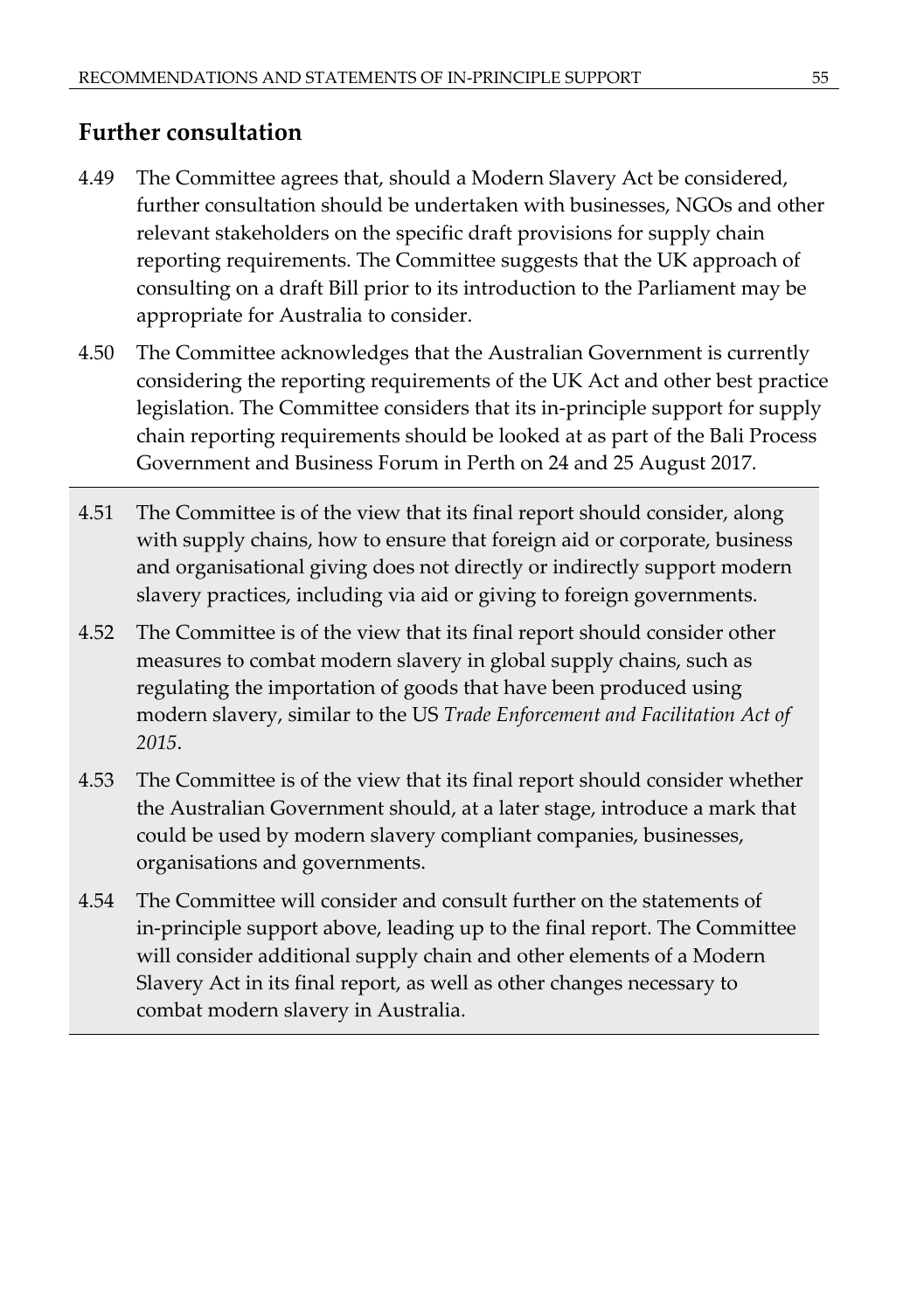## Further consultation

4.49 The Committee agrees that, should a Modern Slavery Act be considered, further consultation should be undertaken with businesses, NGOs and other relevant stakeholders on the specific draft provisions for supply chain reporting requirements. The Committee suggests that the UK approach of consulting on a draft Bill prior to its introduction to the Parliament may be appropriate for Australia to consider.

4.50 The Committee acknowledges that the Australian Government is currently considering the reporting requirements of the UK Act and other best practice legislation. The Committee considers that its in-principle support for supply chain reporting requirements should be looked at as part of the Bali Process Government and Business Forum in Perth on 24 and 25 August 2017.

4.51 The Committee is of the view that its final report should consider, along with supply chains, how to ensure that foreign aid or corporate, business and organisational giving does not directly or indirectly support modern slavery practices, including via aid or giving to foreign governments.

4.52 The Committee is of the view that its final report should consider other measures to combat modern slavery in global supply chains, such as regulating the importation of goods that have been produced using modern slavery, similar to the US *Trade Enforcement and Facilitation Act of 2015*.

4.53 The Committee is of the view that its final report should consider whether the Australian Government should, at a later stage, introduce a mark that could be used by modern slavery compliant companies, businesses, organisations and governments.

4.54 The Committee will consider and consult further on the statements of in-principle support above, leading up to the final report. The Committee will consider additional supply chain and other elements of a Modern Slavery Act in its final report, as well as other changes necessary to combat modern slavery in Australia.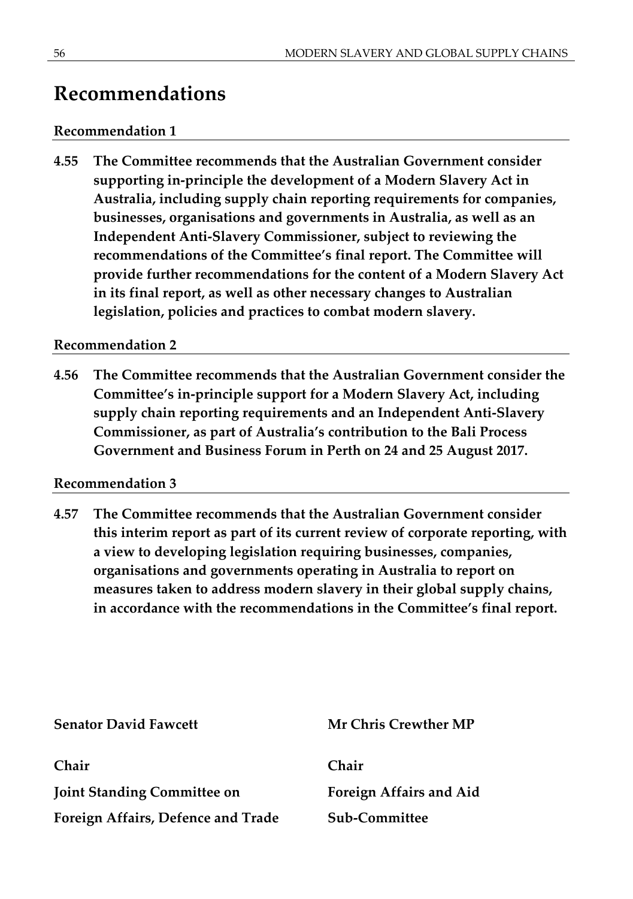# Recommendations

### Recommendation 1

**4.55 The Committee recommends that the Australian Government consider supporting in-principle the development of a Modern Slavery Act in Australia, including supply chain reporting requirements for companies, businesses, organisations and governments in Australia, as well as an Independent Anti-Slavery Commissioner, subject to reviewing the recommendations of the Committee's final report. The Committee will provide further recommendations for the content of a Modern Slavery Act in its final report, as well as other necessary changes to Australian legislation, policies and practices to combat modern slavery.**

### Recommendation 2

**4.56 The Committee recommends that the Australian Government consider the Committee's in-principle support for a Modern Slavery Act, including supply chain reporting requirements and an Independent Anti-Slavery Commissioner, as part of Australia's contribution to the Bali Process Government and Business Forum in Perth on 24 and 25 August 2017.**

### Recommendation 3

**4.57 The Committee recommends that the Australian Government consider this interim report as part of its current review of corporate reporting, with a view to developing legislation requiring businesses, companies, organisations and governments operating in Australia to report on measures taken to address modern slavery in their global supply chains, in accordance with the recommendations in the Committee's final report.**

**Senator David Fawcett**

**Chair**

**Joint Standing Committee on Foreign Affairs, Defence and Trade**

**Mr Chris Crewther MP**

**Chair**

**Foreign Affairs and Aid Sub-Committee**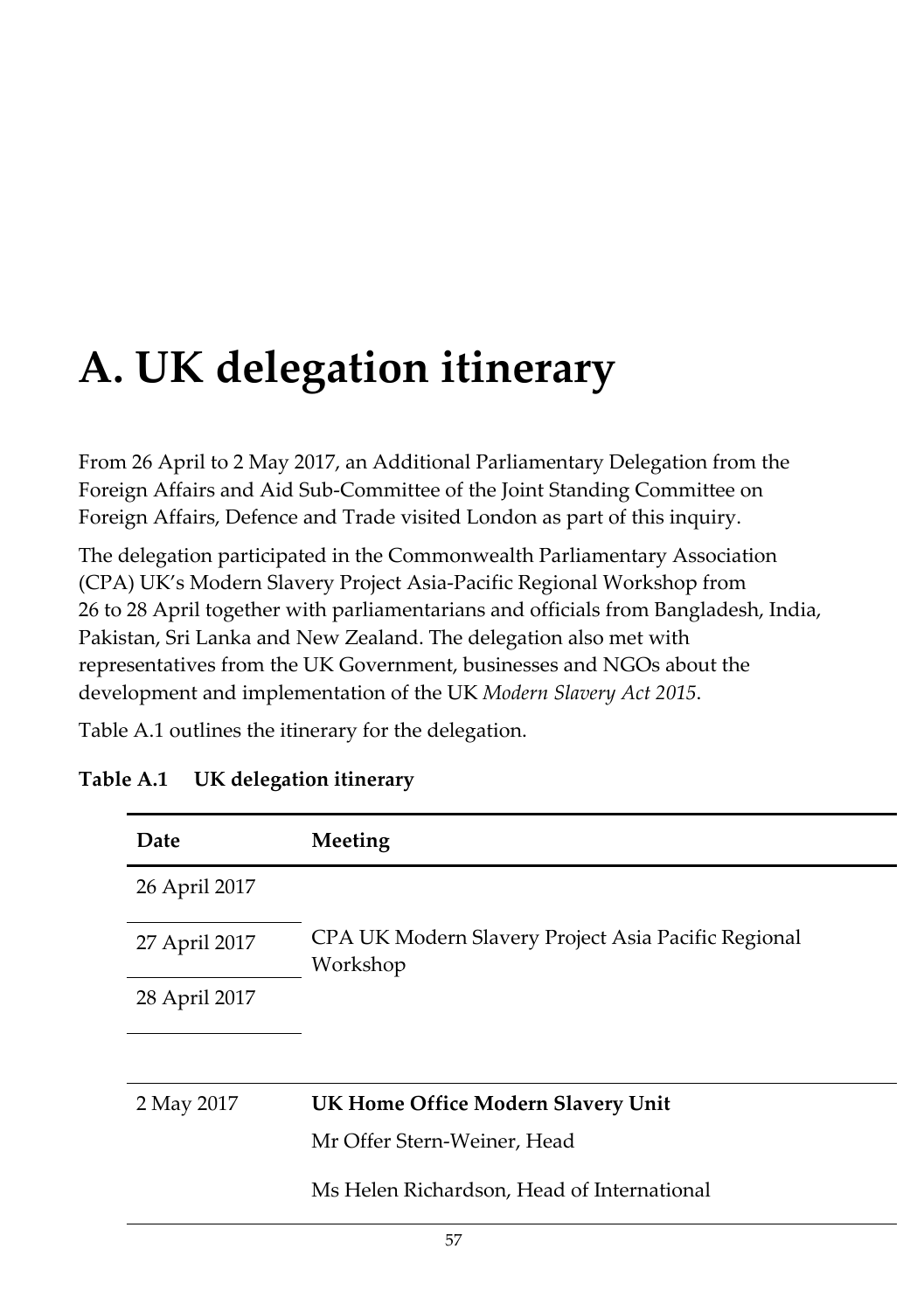# A. UK delegation itinerary

From 26 April to 2 May 2017, an Additional Parliamentary Delegation from the Foreign Affairs and Aid Sub-Committee of the Joint Standing Committee on Foreign Affairs, Defence and Trade visited London as part of this inquiry.

The delegation participated in the Commonwealth Parliamentary Association (CPA) UK's Modern Slavery Project Asia-Pacific Regional Workshop from 26 to 28 April together with parliamentarians and officials from Bangladesh, India, Pakistan, Sri Lanka and New Zealand. The delegation also met with representatives from the UK Government, businesses and NGOs about the development and implementation of the UK *Modern Slavery Act 2015*.

Table A.1 outlines the itinerary for the delegation.

**Table A.1 UK delegation itinerary**

| Date | Meeting |
|---|---|
| 26 April 2017 | CPA UK Modern Slavery Project Asia Pacific Regional Workshop |
| 27 April 2017 | |
| 28 April 2017 | |
| 2 May 2017 | **UK Home Office Modern Slavery Unit**<br>Mr Offer Stern-Weiner, Head<br>Ms Helen Richardson, Head of International |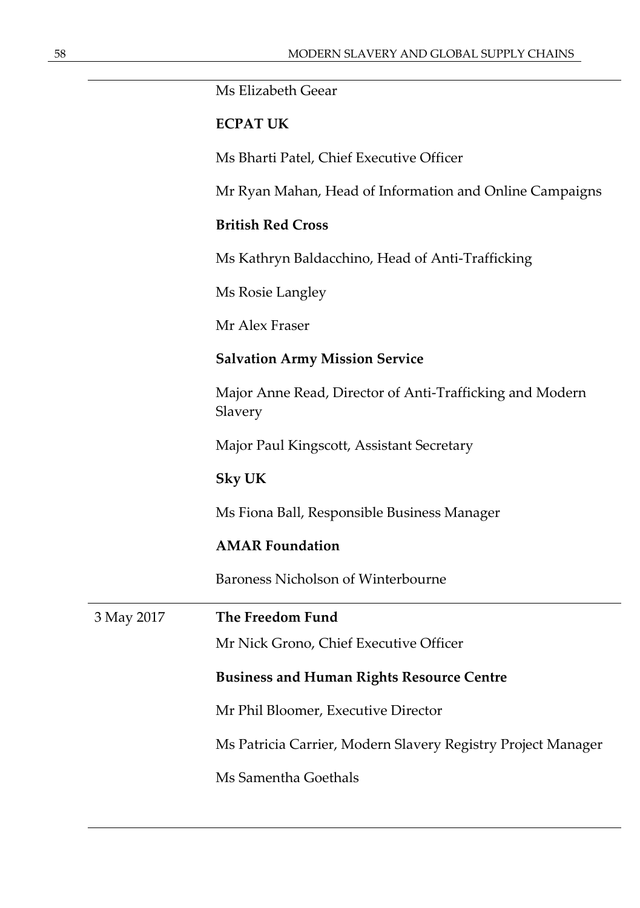| | |
|---|---|
| | Ms Elizabeth Geear |
| | **ECPAT UK** |
| | Ms Bharti Patel, Chief Executive Officer |
| | Mr Ryan Mahan, Head of Information and Online Campaigns |
| | **British Red Cross** |
| | Ms Kathryn Baldacchino, Head of Anti-Trafficking |
| | Ms Rosie Langley |
| | Mr Alex Fraser |
| | **Salvation Army Mission Service** |
| | Major Anne Read, Director of Anti-Trafficking and Modern Slavery |
| | Major Paul Kingscott, Assistant Secretary |
| | **Sky UK** |
| | Ms Fiona Ball, Responsible Business Manager |
| | **AMAR Foundation** |
| | Baroness Nicholson of Winterbourne |
| 3 May 2017 | **The Freedom Fund** |
| | Mr Nick Grono, Chief Executive Officer |
| | **Business and Human Rights Resource Centre** |
| | Mr Phil Bloomer, Executive Director |
| | Ms Patricia Carrier, Modern Slavery Registry Project Manager |
| | Ms Samentha Goethals |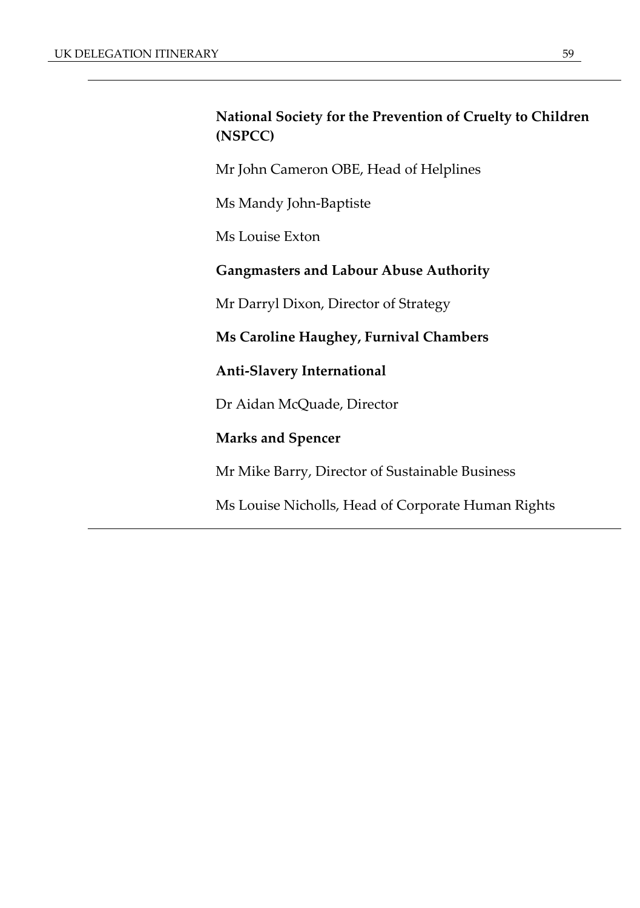**National Society for the Prevention of Cruelty to Children (NSPCC)**

Mr John Cameron OBE, Head of Helplines

Ms Mandy John-Baptiste

Ms Louise Exton

**Gangmasters and Labour Abuse Authority**

Mr Darryl Dixon, Director of Strategy

**Ms Caroline Haughey, Furnival Chambers**

**Anti-Slavery International**

Dr Aidan McQuade, Director

**Marks and Spencer**

Mr Mike Barry, Director of Sustainable Business

Ms Louise Nicholls, Head of Corporate Human Rights